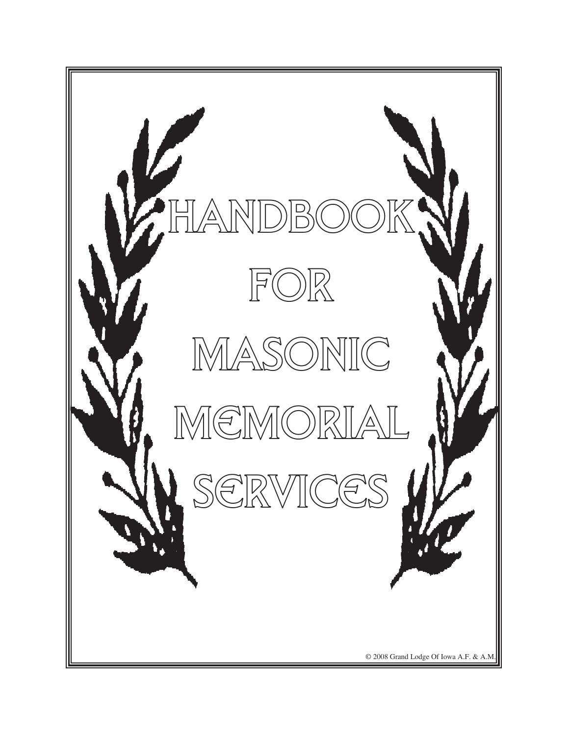# HANDBOOK FOR MASONIC MEMORIAL SERVICES

© 2008 Grand Lodge Of Iowa A.F. & A.M.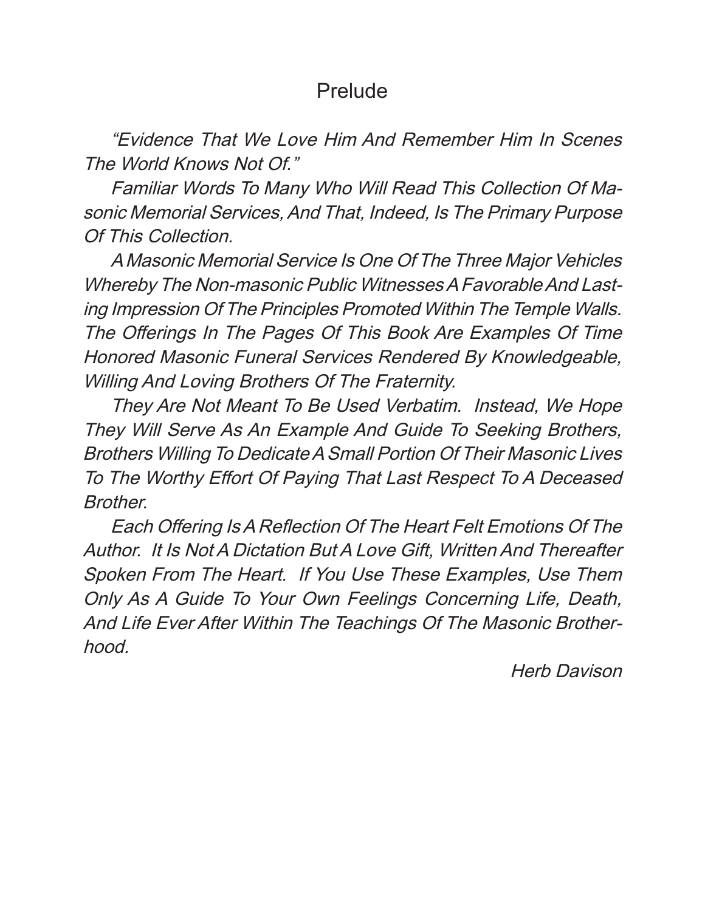# Prelude

*"Evidence That We Love Him And Remember Him In Scenes The World Knows Not Of."*

*Familiar Words To Many Who Will Read This Collection Of Masonic Memorial Services, And That, Indeed, Is The Primary Purpose Of This Collection.*

*A Masonic Memorial Service Is One Of The Three Major Vehicles Whereby The Non-masonic Public Witnesses A Favorable And Lasting Impression Of The Principles Promoted Within The Temple Walls. The Offerings In The Pages Of This Book Are Examples Of Time Honored Masonic Funeral Services Rendered By Knowledgeable, Willing And Loving Brothers Of The Fraternity.*

*They Are Not Meant To Be Used Verbatim. Instead, We Hope They Will Serve As An Example And Guide To Seeking Brothers, Brothers Willing To Dedicate A Small Portion Of Their Masonic Lives To The Worthy Effort Of Paying That Last Respect To A Deceased Brother.*

*Each Offering Is A Reflection Of The Heart Felt Emotions Of The Author. It Is Not A Dictation But A Love Gift, Written And Thereafter Spoken From The Heart. If You Use These Examples, Use Them Only As A Guide To Your Own Feelings Concerning Life, Death, And Life Ever After Within The Teachings Of The Masonic Brotherhood.*

*Herb Davison*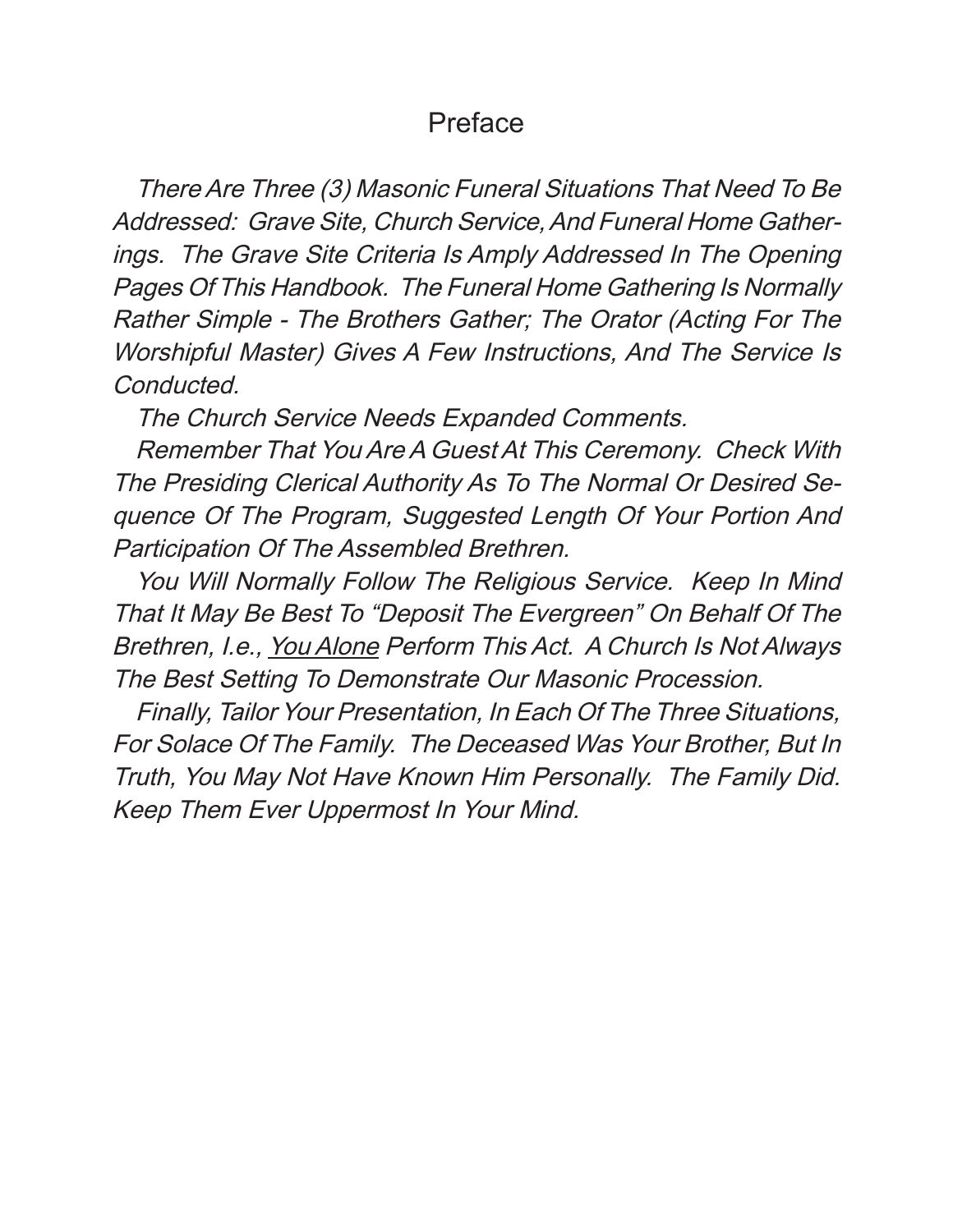# Preface

*There Are Three (3) Masonic Funeral Situations That Need To Be Addressed: Grave Site, Church Service, And Funeral Home Gatherings. The Grave Site Criteria Is Amply Addressed In The Opening Pages Of This Handbook. The Funeral Home Gathering Is Normally Rather Simple - The Brothers Gather; The Orator (Acting For The Worshipful Master) Gives A Few Instructions, And The Service Is Conducted.*

*The Church Service Needs Expanded Comments.*

*Remember That You Are A Guest At This Ceremony. Check With The Presiding Clerical Authority As To The Normal Or Desired Sequence Of The Program, Suggested Length Of Your Portion And Participation Of The Assembled Brethren.*

*You Will Normally Follow The Religious Service. Keep In Mind That It May Be Best To "Deposit The Evergreen" On Behalf Of The Brethren, I.e., <u>You Alone</u> Perform This Act. A Church Is Not Always The Best Setting To Demonstrate Our Masonic Procession.*

*Finally, Tailor Your Presentation, In Each Of The Three Situations, For Solace Of The Family. The Deceased Was Your Brother, But In Truth, You May Not Have Known Him Personally. The Family Did. Keep Them Ever Uppermost In Your Mind.*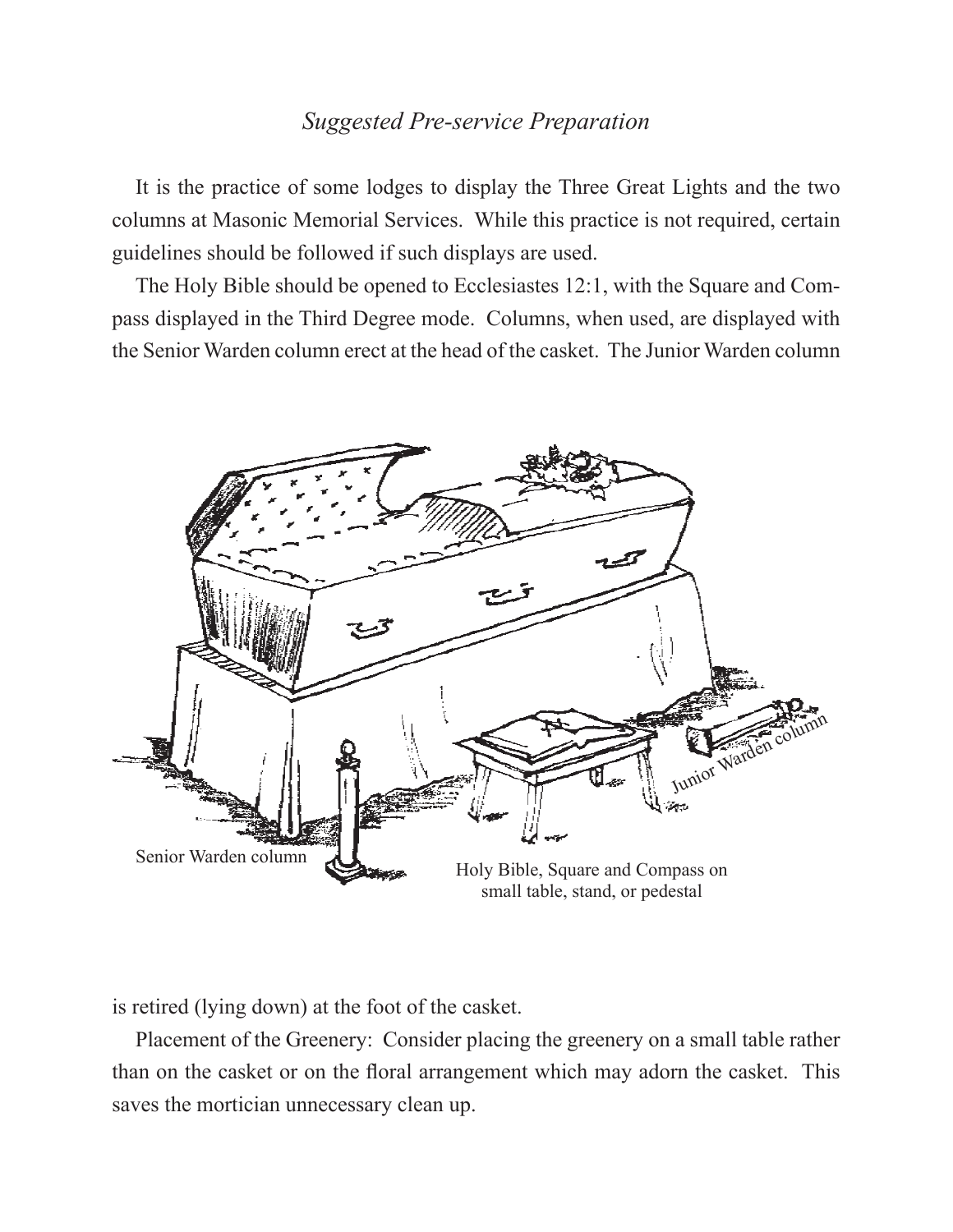*Suggested Pre-service Preparation*

It is the practice of some lodges to display the Three Great Lights and the two columns at Masonic Memorial Services. While this practice is not required, certain guidelines should be followed if such displays are used.

The Holy Bible should be opened to Ecclesiastes 12:1, with the Square and Compass displayed in the Third Degree mode. Columns, when used, are displayed with the Senior Warden column erect at the head of the casket. The Junior Warden column is retired (lying down) at the foot of the casket.

Senior Warden column

Holy Bible, Square and Compass on small table, stand, or pedestal

Junior Warden column

Placement of the Greenery: Consider placing the greenery on a small table rather than on the casket or on the floral arrangement which may adorn the casket. This saves the mortician unnecessary clean up.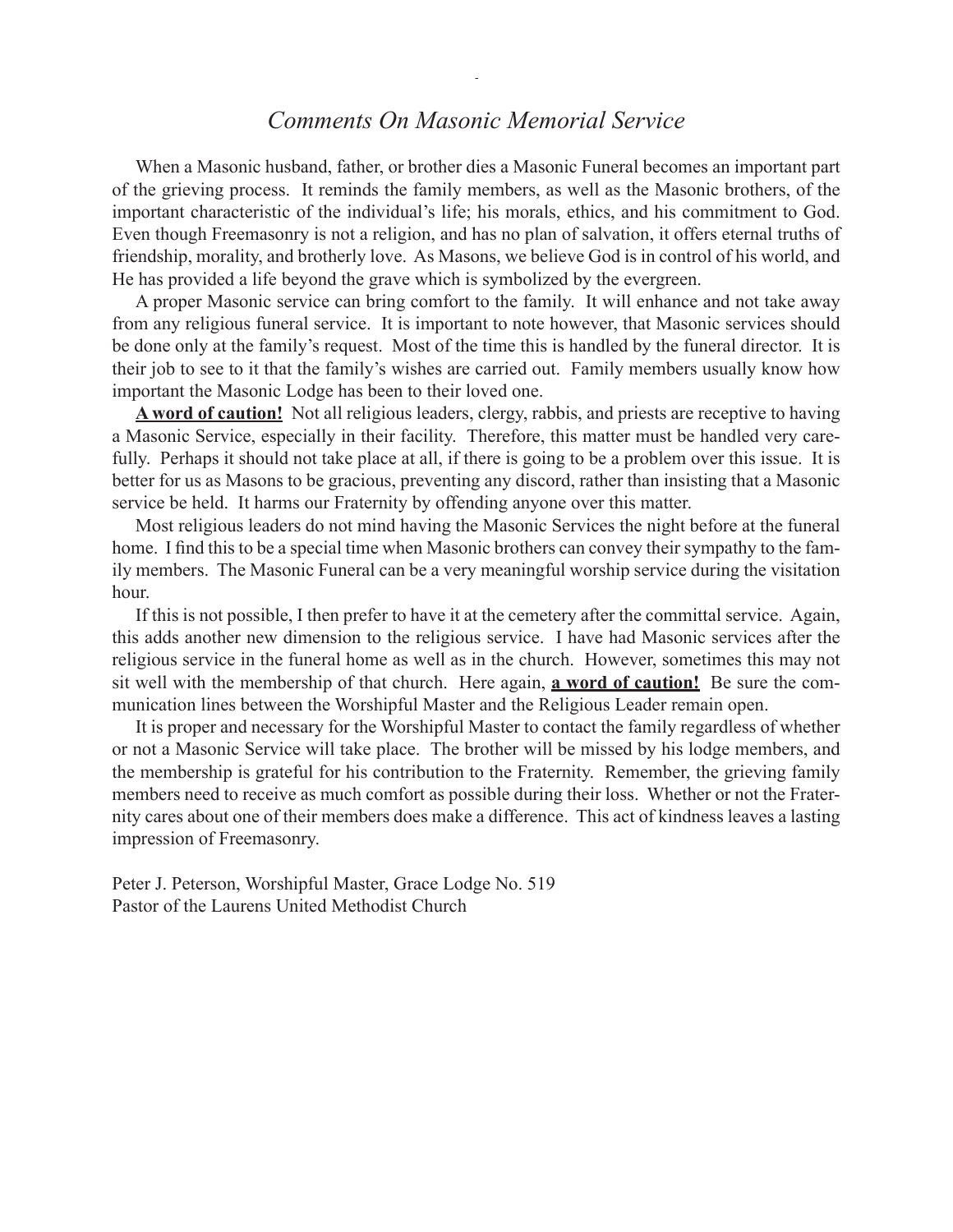## *Comments On Masonic Memorial Service*

When a Masonic husband, father, or brother dies a Masonic Funeral becomes an important part of the grieving process. It reminds the family members, as well as the Masonic brothers, of the important characteristic of the individual's life; his morals, ethics, and his commitment to God. Even though Freemasonry is not a religion, and has no plan of salvation, it offers eternal truths of friendship, morality, and brotherly love. As Masons, we believe God is in control of his world, and He has provided a life beyond the grave which is symbolized by the evergreen.

A proper Masonic service can bring comfort to the family. It will enhance and not take away from any religious funeral service. It is important to note however, that Masonic services should be done only at the family's request. Most of the time this is handled by the funeral director. It is their job to see to it that the family's wishes are carried out. Family members usually know how important the Masonic Lodge has been to their loved one.

**<u>A word of caution!</u>** Not all religious leaders, clergy, rabbis, and priests are receptive to having a Masonic Service, especially in their facility. Therefore, this matter must be handled very carefully. Perhaps it should not take place at all, if there is going to be a problem over this issue. It is better for us as Masons to be gracious, preventing any discord, rather than insisting that a Masonic service be held. It harms our Fraternity by offending anyone over this matter.

Most religious leaders do not mind having the Masonic Services the night before at the funeral home. I find this to be a special time when Masonic brothers can convey their sympathy to the family members. The Masonic Funeral can be a very meaningful worship service during the visitation hour.

If this is not possible, I then prefer to have it at the cemetery after the committal service. Again, this adds another new dimension to the religious service. I have had Masonic services after the religious service in the funeral home as well as in the church. However, sometimes this may not sit well with the membership of that church. Here again, **<u>a word of caution!</u>** Be sure the communication lines between the Worshipful Master and the Religious Leader remain open.

It is proper and necessary for the Worshipful Master to contact the family regardless of whether or not a Masonic Service will take place. The brother will be missed by his lodge members, and the membership is grateful for his contribution to the Fraternity. Remember, the grieving family members need to receive as much comfort as possible during their loss. Whether or not the Fraternity cares about one of their members does make a difference. This act of kindness leaves a lasting impression of Freemasonry.

Peter J. Peterson, Worshipful Master, Grace Lodge No. 519
Pastor of the Laurens United Methodist Church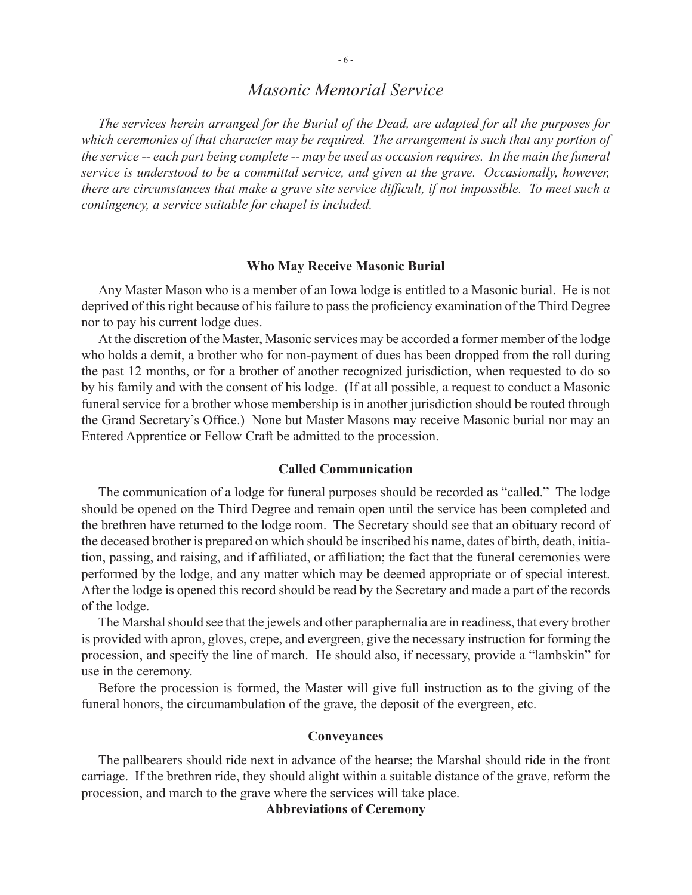# *Masonic Memorial Service*

*The services herein arranged for the Burial of the Dead, are adapted for all the purposes for which ceremonies of that character may be required. The arrangement is such that any portion of the service -- each part being complete -- may be used as occasion requires. In the main the funeral service is understood to be a committal service, and given at the grave. Occasionally, however, there are circumstances that make a grave site service difficult, if not impossible. To meet such a contingency, a service suitable for chapel is included.*

### **Who May Receive Masonic Burial**

Any Master Mason who is a member of an Iowa lodge is entitled to a Masonic burial. He is not deprived of this right because of his failure to pass the proficiency examination of the Third Degree nor to pay his current lodge dues.

At the discretion of the Master, Masonic services may be accorded a former member of the lodge who holds a demit, a brother who for non-payment of dues has been dropped from the roll during the past 12 months, or for a brother of another recognized jurisdiction, when requested to do so by his family and with the consent of his lodge. (If at all possible, a request to conduct a Masonic funeral service for a brother whose membership is in another jurisdiction should be routed through the Grand Secretary's Office.) None but Master Masons may receive Masonic burial nor may an Entered Apprentice or Fellow Craft be admitted to the procession.

### **Called Communication**

The communication of a lodge for funeral purposes should be recorded as "called." The lodge should be opened on the Third Degree and remain open until the service has been completed and the brethren have returned to the lodge room. The Secretary should see that an obituary record of the deceased brother is prepared on which should be inscribed his name, dates of birth, death, initiation, passing, and raising, and if affiliated, or affiliation; the fact that the funeral ceremonies were performed by the lodge, and any matter which may be deemed appropriate or of special interest. After the lodge is opened this record should be read by the Secretary and made a part of the records of the lodge.

The Marshal should see that the jewels and other paraphernalia are in readiness, that every brother is provided with apron, gloves, crepe, and evergreen, give the necessary instruction for forming the procession, and specify the line of march. He should also, if necessary, provide a "lambskin" for use in the ceremony.

Before the procession is formed, the Master will give full instruction as to the giving of the funeral honors, the circumambulation of the grave, the deposit of the evergreen, etc.

### **Conveyances**

The pallbearers should ride next in advance of the hearse; the Marshal should ride in the front carriage. If the brethren ride, they should alight within a suitable distance of the grave, reform the procession, and march to the grave where the services will take place.

### **Abbreviations of Ceremony**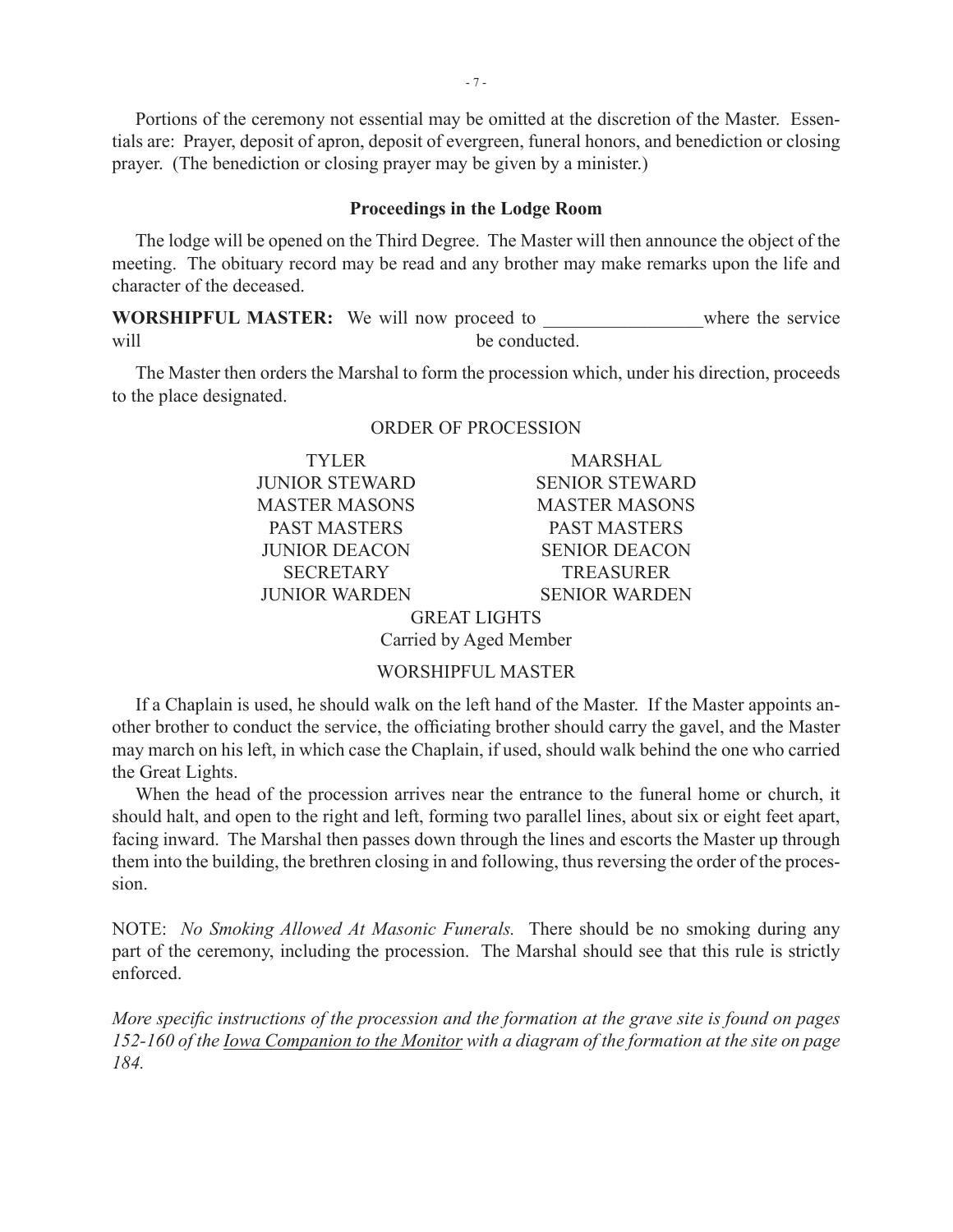Portions of the ceremony not essential may be omitted at the discretion of the Master. Essentials are: Prayer, deposit of apron, deposit of evergreen, funeral honors, and benediction or closing prayer. (The benediction or closing prayer may be given by a minister.)

### Proceedings in the Lodge Room

The lodge will be opened on the Third Degree. The Master will then announce the object of the meeting. The obituary record may be read and any brother may make remarks upon the life and character of the deceased.

**WORSHIPFUL MASTER:** We will now proceed to _________________ where the service will be conducted.

The Master then orders the Marshal to form the procession which, under his direction, proceeds to the place designated.

ORDER OF PROCESSION

| | |
|---|---|
| TYLER | MARSHAL |
| JUNIOR STEWARD | SENIOR STEWARD |
| MASTER MASONS | MASTER MASONS |
| PAST MASTERS | PAST MASTERS |
| JUNIOR DEACON | SENIOR DEACON |
| SECRETARY | TREASURER |
| JUNIOR WARDEN | SENIOR WARDEN |

GREAT LIGHTS
Carried by Aged Member

WORSHIPFUL MASTER

If a Chaplain is used, he should walk on the left hand of the Master. If the Master appoints another brother to conduct the service, the officiating brother should carry the gavel, and the Master may march on his left, in which case the Chaplain, if used, should walk behind the one who carried the Great Lights.

When the head of the procession arrives near the entrance to the funeral home or church, it should halt, and open to the right and left, forming two parallel lines, about six or eight feet apart, facing inward. The Marshal then passes down through the lines and escorts the Master up through them into the building, the brethren closing in and following, thus reversing the order of the procession.

NOTE: *No Smoking Allowed At Masonic Funerals.* There should be no smoking during any part of the ceremony, including the procession. The Marshal should see that this rule is strictly enforced.

*More specific instructions of the procession and the formation at the grave site is found on pages 152-160 of the Iowa Companion to the Monitor with a diagram of the formation at the site on page 184.*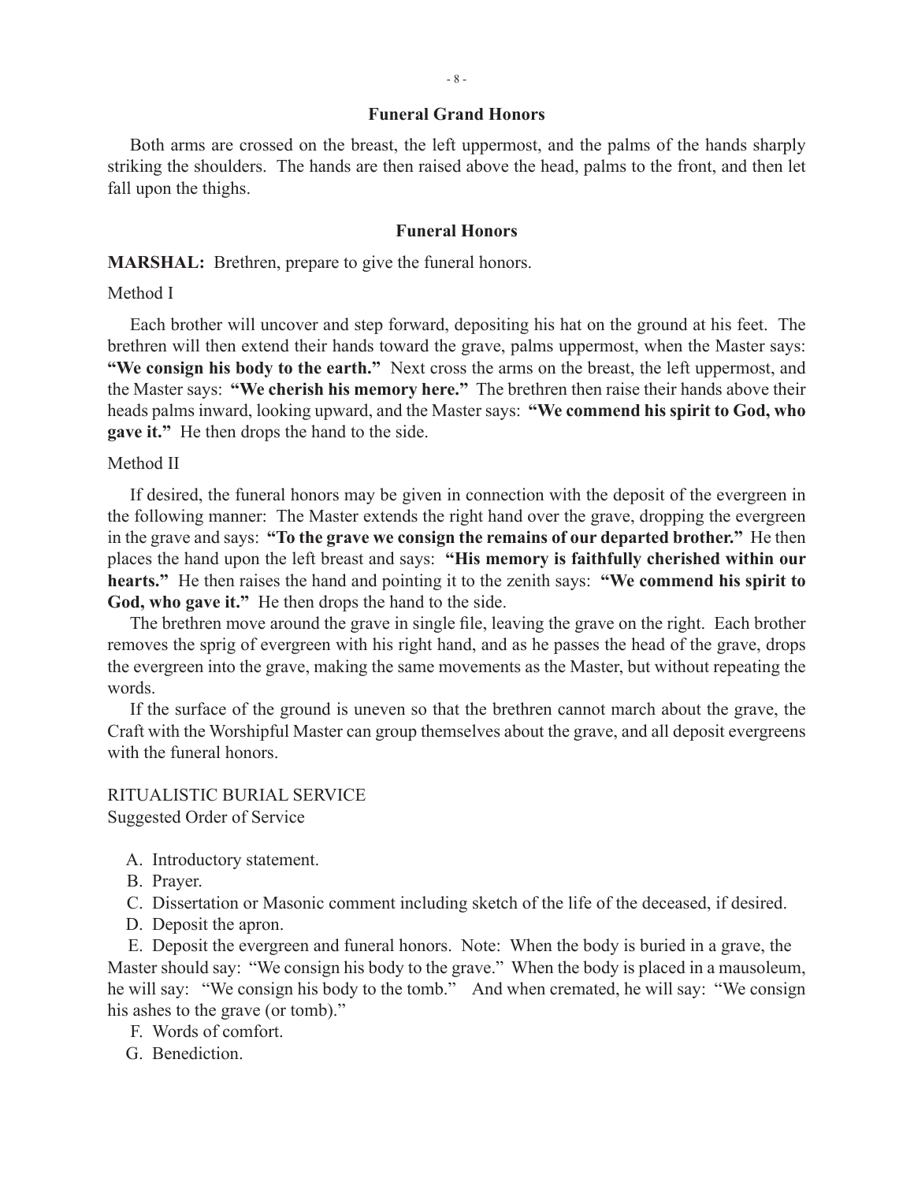### Funeral Grand Honors

Both arms are crossed on the breast, the left uppermost, and the palms of the hands sharply striking the shoulders. The hands are then raised above the head, palms to the front, and then let fall upon the thighs.

### Funeral Honors

**MARSHAL:** Brethren, prepare to give the funeral honors.

Method I

Each brother will uncover and step forward, depositing his hat on the ground at his feet. The brethren will then extend their hands toward the grave, palms uppermost, when the Master says: **"We consign his body to the earth."** Next cross the arms on the breast, the left uppermost, and the Master says: **"We cherish his memory here."** The brethren then raise their hands above their heads palms inward, looking upward, and the Master says: **"We commend his spirit to God, who gave it."** He then drops the hand to the side.

Method II

If desired, the funeral honors may be given in connection with the deposit of the evergreen in the following manner: The Master extends the right hand over the grave, dropping the evergreen in the grave and says: **"To the grave we consign the remains of our departed brother."** He then places the hand upon the left breast and says: **"His memory is faithfully cherished within our hearts."** He then raises the hand and pointing it to the zenith says: **"We commend his spirit to God, who gave it."** He then drops the hand to the side.

The brethren move around the grave in single file, leaving the grave on the right. Each brother removes the sprig of evergreen with his right hand, and as he passes the head of the grave, drops the evergreen into the grave, making the same movements as the Master, but without repeating the words.

If the surface of the ground is uneven so that the brethren cannot march about the grave, the Craft with the Worshipful Master can group themselves about the grave, and all deposit evergreens with the funeral honors.

RITUALISTIC BURIAL SERVICE
Suggested Order of Service

A. Introductory statement.
B. Prayer.
C. Dissertation or Masonic comment including sketch of the life of the deceased, if desired.
D. Deposit the apron.
E. Deposit the evergreen and funeral honors. Note: When the body is buried in a grave, the Master should say: "We consign his body to the grave." When the body is placed in a mausoleum, he will say: "We consign his body to the tomb." And when cremated, he will say: "We consign his ashes to the grave (or tomb)."
F. Words of comfort.
G. Benediction.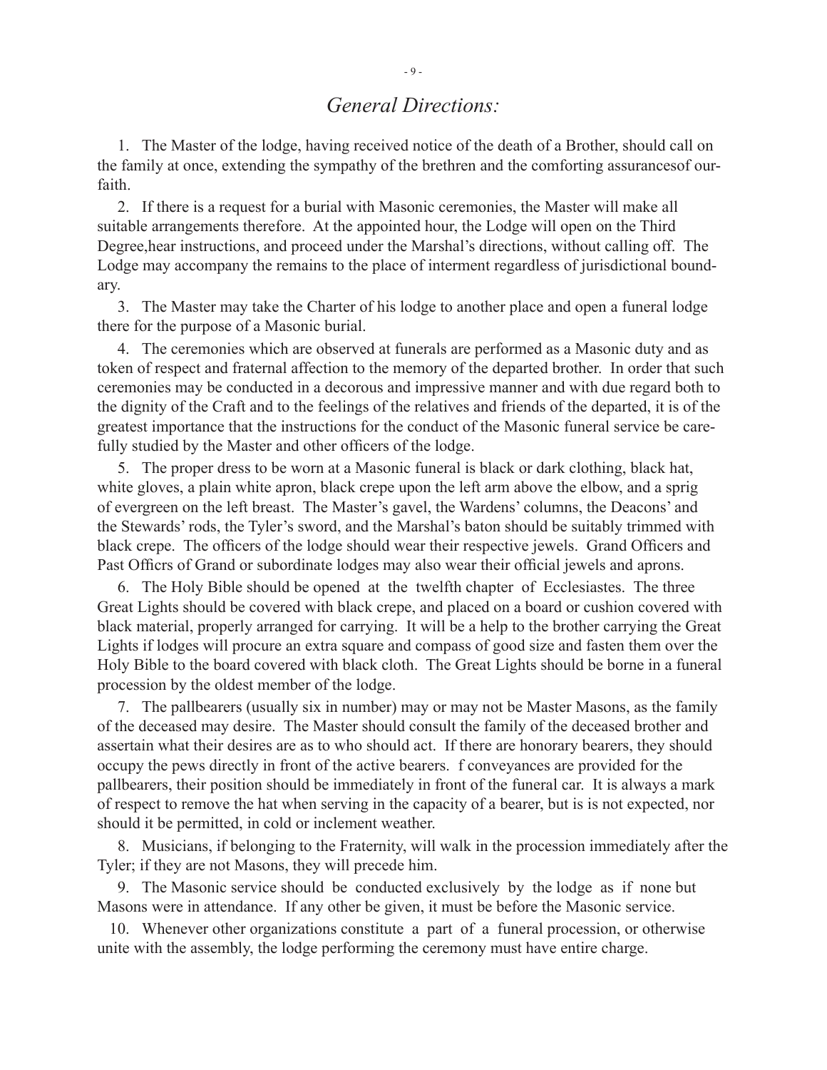## *General Directions:*

1. The Master of the lodge, having received notice of the death of a Brother, should call on the family at once, extending the sympathy of the brethren and the comforting assurancesof our-faith.

2. If there is a request for a burial with Masonic ceremonies, the Master will make all suitable arrangements therefore. At the appointed hour, the Lodge will open on the Third Degree,hear instructions, and proceed under the Marshal's directions, without calling off. The Lodge may accompany the remains to the place of interment regardless of jurisdictional boundary.

3. The Master may take the Charter of his lodge to another place and open a funeral lodge there for the purpose of a Masonic burial.

4. The ceremonies which are observed at funerals are performed as a Masonic duty and as token of respect and fraternal affection to the memory of the departed brother. In order that such ceremonies may be conducted in a decorous and impressive manner and with due regard both to the dignity of the Craft and to the feelings of the relatives and friends of the departed, it is of the greatest importance that the instructions for the conduct of the Masonic funeral service be carefully studied by the Master and other officers of the lodge.

5. The proper dress to be worn at a Masonic funeral is black or dark clothing, black hat, white gloves, a plain white apron, black crepe upon the left arm above the elbow, and a sprig of evergreen on the left breast. The Master's gavel, the Wardens' columns, the Deacons' and the Stewards' rods, the Tyler's sword, and the Marshal's baton should be suitably trimmed with black crepe. The officers of the lodge should wear their respective jewels. Grand Officers and Past Officrs of Grand or subordinate lodges may also wear their official jewels and aprons.

6. The Holy Bible should be opened at the twelfth chapter of Ecclesiastes. The three Great Lights should be covered with black crepe, and placed on a board or cushion covered with black material, properly arranged for carrying. It will be a help to the brother carrying the Great Lights if lodges will procure an extra square and compass of good size and fasten them over the Holy Bible to the board covered with black cloth. The Great Lights should be borne in a funeral procession by the oldest member of the lodge.

7. The pallbearers (usually six in number) may or may not be Master Masons, as the family of the deceased may desire. The Master should consult the family of the deceased brother and assertain what their desires are as to who should act. If there are honorary bearers, they should occupy the pews directly in front of the active bearers. f conveyances are provided for the pallbearers, their position should be immediately in front of the funeral car. It is always a mark of respect to remove the hat when serving in the capacity of a bearer, but is is not expected, nor should it be permitted, in cold or inclement weather.

8. Musicians, if belonging to the Fraternity, will walk in the procession immediately after the Tyler; if they are not Masons, they will precede him.

9. The Masonic service should be conducted exclusively by the lodge as if none but Masons were in attendance. If any other be given, it must be before the Masonic service.

10. Whenever other organizations constitute a part of a funeral procession, or otherwise unite with the assembly, the lodge performing the ceremony must have entire charge.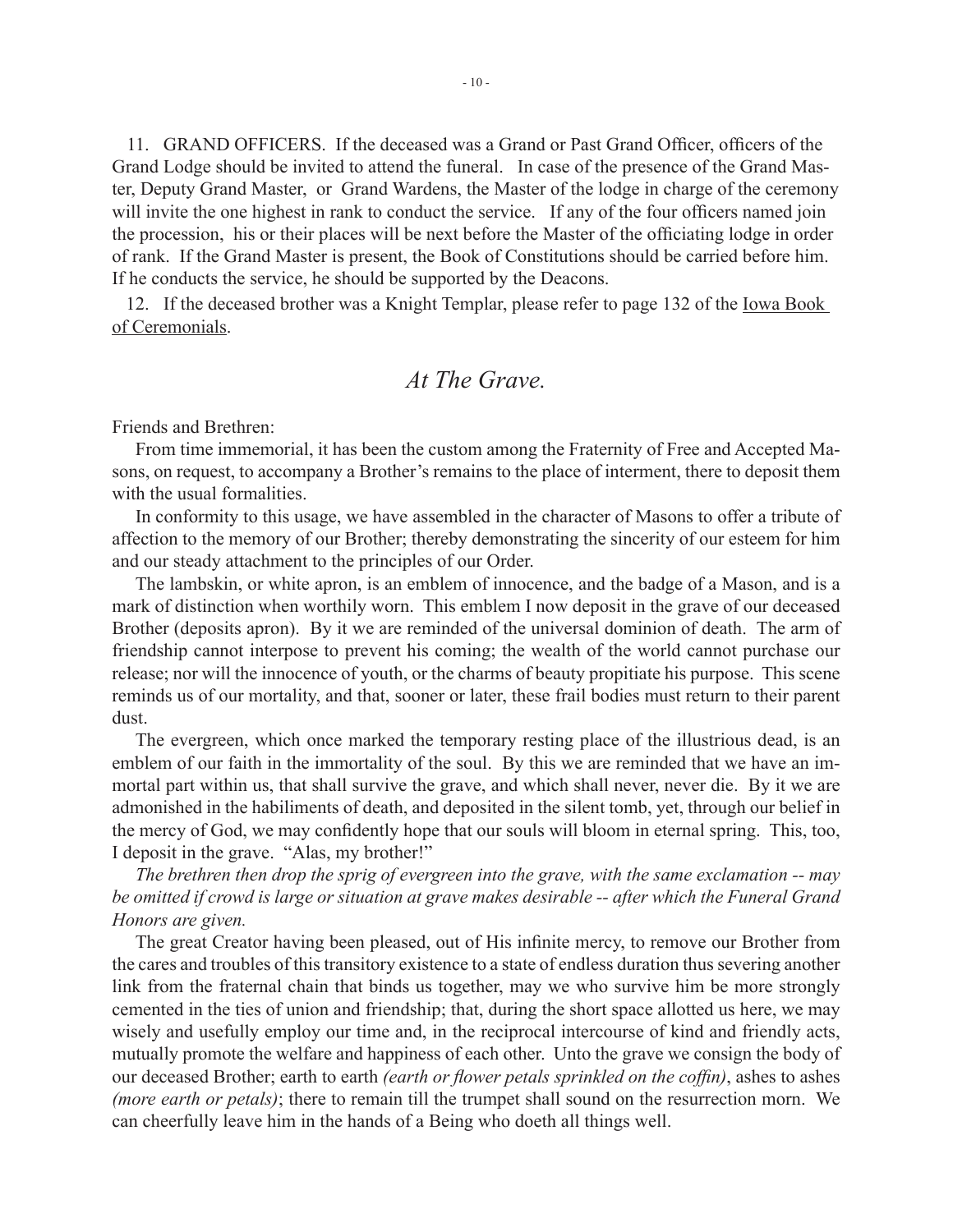11. GRAND OFFICERS. If the deceased was a Grand or Past Grand Officer, officers of the Grand Lodge should be invited to attend the funeral. In case of the presence of the Grand Master, Deputy Grand Master, or Grand Wardens, the Master of the lodge in charge of the ceremony will invite the one highest in rank to conduct the service. If any of the four officers named join the procession, his or their places will be next before the Master of the officiating lodge in order of rank. If the Grand Master is present, the Book of Constitutions should be carried before him. If he conducts the service, he should be supported by the Deacons.

12. If the deceased brother was a Knight Templar, please refer to page 132 of the Iowa Book of Ceremonials.

## *At The Grave.*

Friends and Brethren:

From time immemorial, it has been the custom among the Fraternity of Free and Accepted Masons, on request, to accompany a Brother's remains to the place of interment, there to deposit them with the usual formalities.

In conformity to this usage, we have assembled in the character of Masons to offer a tribute of affection to the memory of our Brother; thereby demonstrating the sincerity of our esteem for him and our steady attachment to the principles of our Order.

The lambskin, or white apron, is an emblem of innocence, and the badge of a Mason, and is a mark of distinction when worthily worn. This emblem I now deposit in the grave of our deceased Brother (deposits apron). By it we are reminded of the universal dominion of death. The arm of friendship cannot interpose to prevent his coming; the wealth of the world cannot purchase our release; nor will the innocence of youth, or the charms of beauty propitiate his purpose. This scene reminds us of our mortality, and that, sooner or later, these frail bodies must return to their parent dust.

The evergreen, which once marked the temporary resting place of the illustrious dead, is an emblem of our faith in the immortality of the soul. By this we are reminded that we have an immortal part within us, that shall survive the grave, and which shall never, never die. By it we are admonished in the habiliments of death, and deposited in the silent tomb, yet, through our belief in the mercy of God, we may confidently hope that our souls will bloom in eternal spring. This, too, I deposit in the grave. "Alas, my brother!"

*The brethren then drop the sprig of evergreen into the grave, with the same exclamation -- may be omitted if crowd is large or situation at grave makes desirable -- after which the Funeral Grand Honors are given.*

The great Creator having been pleased, out of His infinite mercy, to remove our Brother from the cares and troubles of this transitory existence to a state of endless duration thus severing another link from the fraternal chain that binds us together, may we who survive him be more strongly cemented in the ties of union and friendship; that, during the short space allotted us here, we may wisely and usefully employ our time and, in the reciprocal intercourse of kind and friendly acts, mutually promote the welfare and happiness of each other. Unto the grave we consign the body of our deceased Brother; earth to earth *(earth or flower petals sprinkled on the coffin)*, ashes to ashes *(more earth or petals)*; there to remain till the trumpet shall sound on the resurrection morn. We can cheerfully leave him in the hands of a Being who doeth all things well.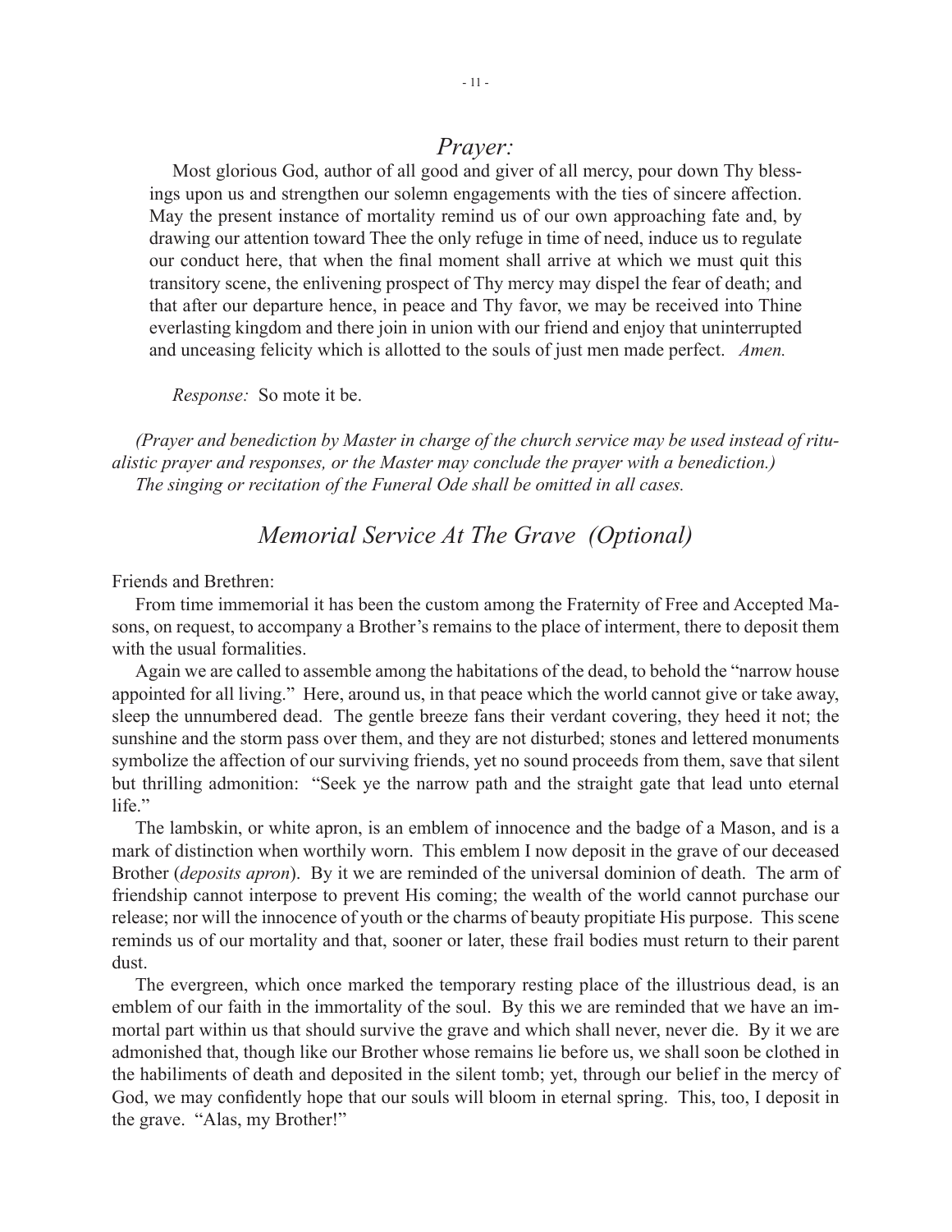## *Prayer:*

Most glorious God, author of all good and giver of all mercy, pour down Thy blessings upon us and strengthen our solemn engagements with the ties of sincere affection. May the present instance of mortality remind us of our own approaching fate and, by drawing our attention toward Thee the only refuge in time of need, induce us to regulate our conduct here, that when the final moment shall arrive at which we must quit this transitory scene, the enlivening prospect of Thy mercy may dispel the fear of death; and that after our departure hence, in peace and Thy favor, we may be received into Thine everlasting kingdom and there join in union with our friend and enjoy that uninterrupted and unceasing felicity which is allotted to the souls of just men made perfect. *Amen.*

*Response:* So mote it be.

*(Prayer and benediction by Master in charge of the church service may be used instead of ritualistic prayer and responses, or the Master may conclude the prayer with a benediction.)*
*The singing or recitation of the Funeral Ode shall be omitted in all cases.*

## *Memorial Service At The Grave (Optional)*

Friends and Brethren:

From time immemorial it has been the custom among the Fraternity of Free and Accepted Masons, on request, to accompany a Brother's remains to the place of interment, there to deposit them with the usual formalities.

Again we are called to assemble among the habitations of the dead, to behold the "narrow house appointed for all living." Here, around us, in that peace which the world cannot give or take away, sleep the unnumbered dead. The gentle breeze fans their verdant covering, they heed it not; the sunshine and the storm pass over them, and they are not disturbed; stones and lettered monuments symbolize the affection of our surviving friends, yet no sound proceeds from them, save that silent but thrilling admonition: "Seek ye the narrow path and the straight gate that lead unto eternal life."

The lambskin, or white apron, is an emblem of innocence and the badge of a Mason, and is a mark of distinction when worthily worn. This emblem I now deposit in the grave of our deceased Brother (*deposits apron*). By it we are reminded of the universal dominion of death. The arm of friendship cannot interpose to prevent His coming; the wealth of the world cannot purchase our release; nor will the innocence of youth or the charms of beauty propitiate His purpose. This scene reminds us of our mortality and that, sooner or later, these frail bodies must return to their parent dust.

The evergreen, which once marked the temporary resting place of the illustrious dead, is an emblem of our faith in the immortality of the soul. By this we are reminded that we have an immortal part within us that should survive the grave and which shall never, never die. By it we are admonished that, though like our Brother whose remains lie before us, we shall soon be clothed in the habiliments of death and deposited in the silent tomb; yet, through our belief in the mercy of God, we may confidently hope that our souls will bloom in eternal spring. This, too, I deposit in the grave. "Alas, my Brother!"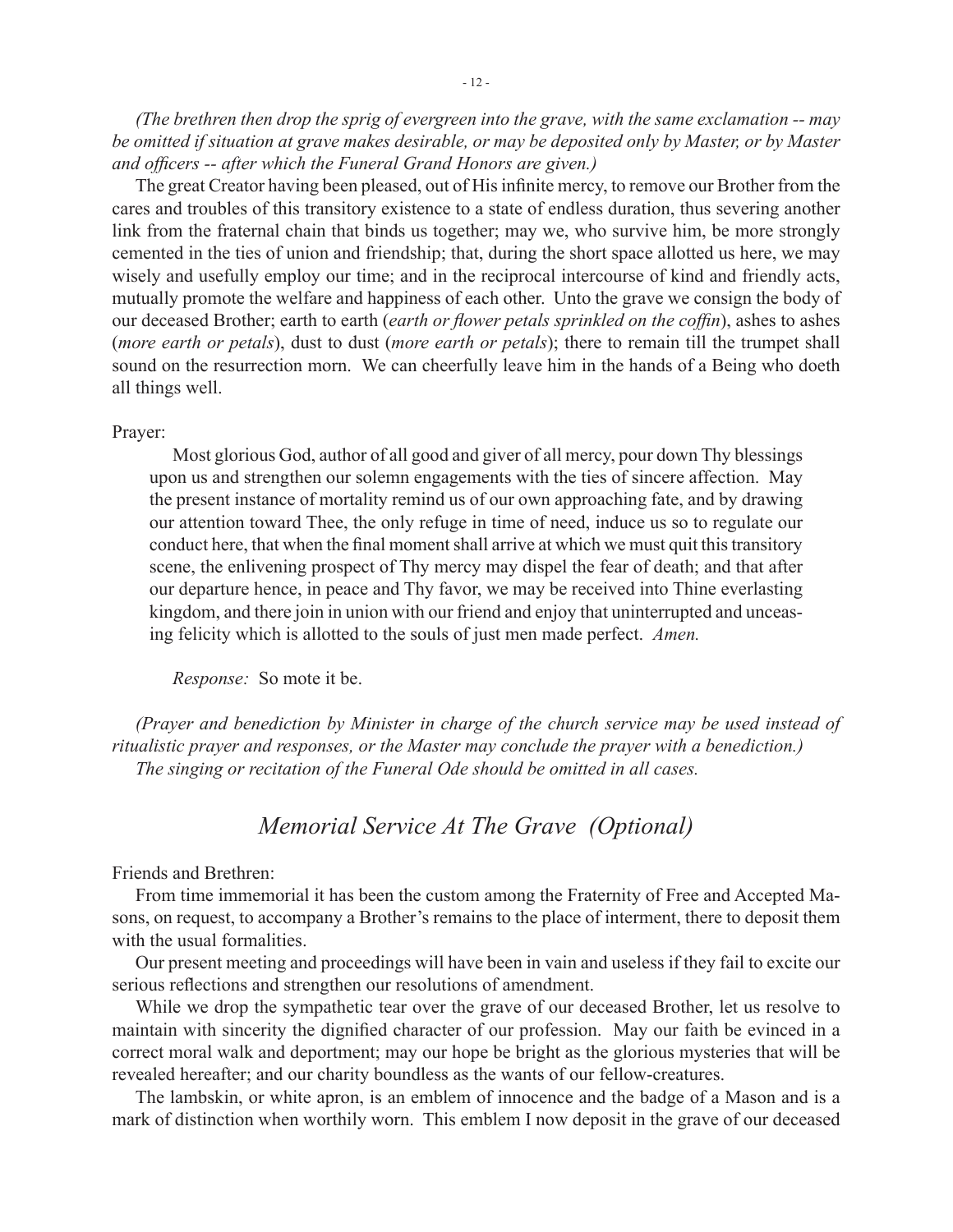*(The brethren then drop the sprig of evergreen into the grave, with the same exclamation -- may be omitted if situation at grave makes desirable, or may be deposited only by Master, or by Master and officers -- after which the Funeral Grand Honors are given.)*

The great Creator having been pleased, out of His infinite mercy, to remove our Brother from the cares and troubles of this transitory existence to a state of endless duration, thus severing another link from the fraternal chain that binds us together; may we, who survive him, be more strongly cemented in the ties of union and friendship; that, during the short space allotted us here, we may wisely and usefully employ our time; and in the reciprocal intercourse of kind and friendly acts, mutually promote the welfare and happiness of each other. Unto the grave we consign the body of our deceased Brother; earth to earth (*earth or flower petals sprinkled on the coffin*), ashes to ashes (*more earth or petals*), dust to dust (*more earth or petals*); there to remain till the trumpet shall sound on the resurrection morn. We can cheerfully leave him in the hands of a Being who doeth all things well.

Prayer:

> Most glorious God, author of all good and giver of all mercy, pour down Thy blessings upon us and strengthen our solemn engagements with the ties of sincere affection. May the present instance of mortality remind us of our own approaching fate, and by drawing our attention toward Thee, the only refuge in time of need, induce us so to regulate our conduct here, that when the final moment shall arrive at which we must quit this transitory scene, the enlivening prospect of Thy mercy may dispel the fear of death; and that after our departure hence, in peace and Thy favor, we may be received into Thine everlasting kingdom, and there join in union with our friend and enjoy that uninterrupted and unceasing felicity which is allotted to the souls of just men made perfect. *Amen.*
>
> *Response:* So mote it be.

*(Prayer and benediction by Minister in charge of the church service may be used instead of ritualistic prayer and responses, or the Master may conclude the prayer with a benediction.)*

*The singing or recitation of the Funeral Ode should be omitted in all cases.*

## *Memorial Service At The Grave (Optional)*

Friends and Brethren:

From time immemorial it has been the custom among the Fraternity of Free and Accepted Masons, on request, to accompany a Brother's remains to the place of interment, there to deposit them with the usual formalities.

Our present meeting and proceedings will have been in vain and useless if they fail to excite our serious reflections and strengthen our resolutions of amendment.

While we drop the sympathetic tear over the grave of our deceased Brother, let us resolve to maintain with sincerity the dignified character of our profession. May our faith be evinced in a correct moral walk and deportment; may our hope be bright as the glorious mysteries that will be revealed hereafter; and our charity boundless as the wants of our fellow-creatures.

The lambskin, or white apron, is an emblem of innocence and the badge of a Mason and is a mark of distinction when worthily worn. This emblem I now deposit in the grave of our deceased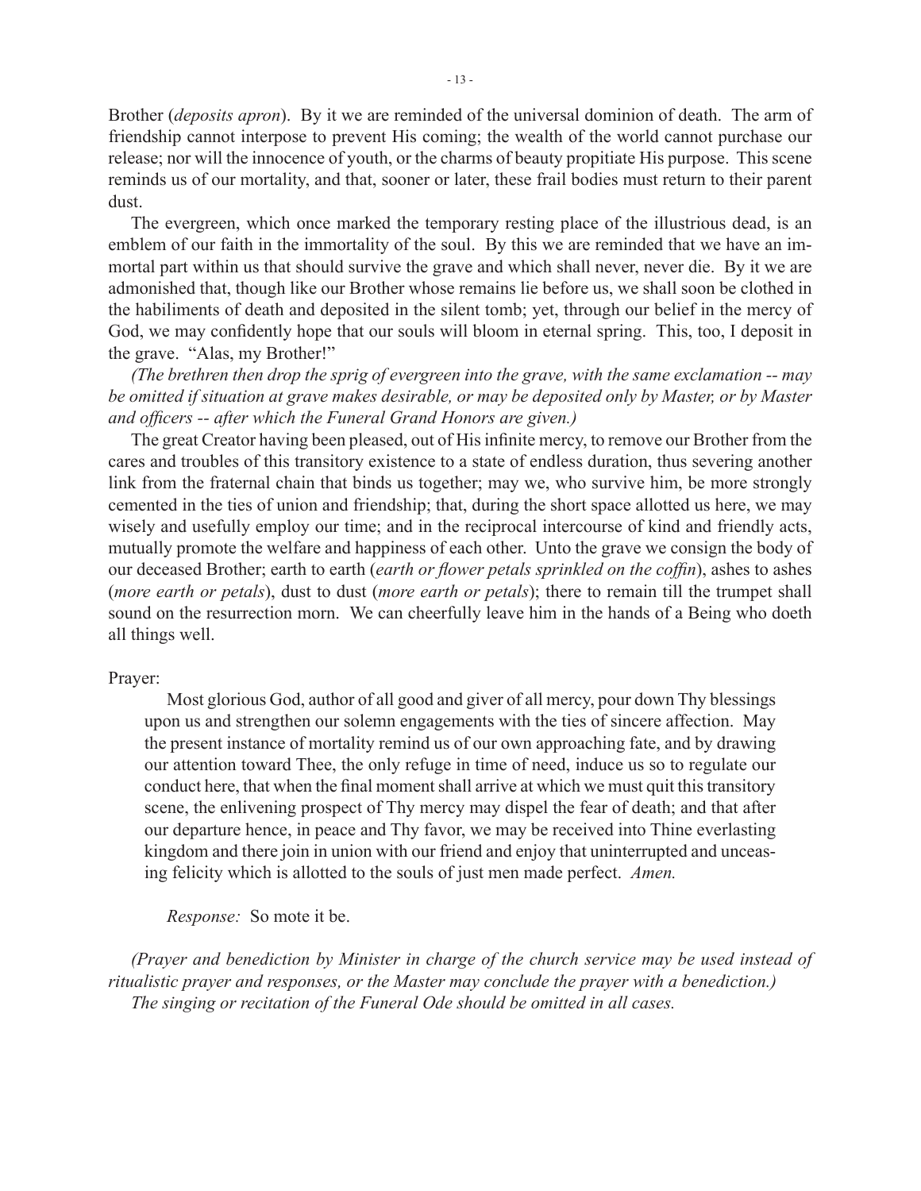Brother (*deposits apron*). By it we are reminded of the universal dominion of death. The arm of friendship cannot interpose to prevent His coming; the wealth of the world cannot purchase our release; nor will the innocence of youth, or the charms of beauty propitiate His purpose. This scene reminds us of our mortality, and that, sooner or later, these frail bodies must return to their parent dust.

The evergreen, which once marked the temporary resting place of the illustrious dead, is an emblem of our faith in the immortality of the soul. By this we are reminded that we have an immortal part within us that should survive the grave and which shall never, never die. By it we are admonished that, though like our Brother whose remains lie before us, we shall soon be clothed in the habiliments of death and deposited in the silent tomb; yet, through our belief in the mercy of God, we may confidently hope that our souls will bloom in eternal spring. This, too, I deposit in the grave. "Alas, my Brother!"

*(The brethren then drop the sprig of evergreen into the grave, with the same exclamation -- may be omitted if situation at grave makes desirable, or may be deposited only by Master, or by Master and officers -- after which the Funeral Grand Honors are given.)*

The great Creator having been pleased, out of His infinite mercy, to remove our Brother from the cares and troubles of this transitory existence to a state of endless duration, thus severing another link from the fraternal chain that binds us together; may we, who survive him, be more strongly cemented in the ties of union and friendship; that, during the short space allotted us here, we may wisely and usefully employ our time; and in the reciprocal intercourse of kind and friendly acts, mutually promote the welfare and happiness of each other. Unto the grave we consign the body of our deceased Brother; earth to earth (*earth or flower petals sprinkled on the coffin*), ashes to ashes (*more earth or petals*), dust to dust (*more earth or petals*); there to remain till the trumpet shall sound on the resurrection morn. We can cheerfully leave him in the hands of a Being who doeth all things well.

Prayer:

> Most glorious God, author of all good and giver of all mercy, pour down Thy blessings upon us and strengthen our solemn engagements with the ties of sincere affection. May the present instance of mortality remind us of our own approaching fate, and by drawing our attention toward Thee, the only refuge in time of need, induce us so to regulate our conduct here, that when the final moment shall arrive at which we must quit this transitory scene, the enlivening prospect of Thy mercy may dispel the fear of death; and that after our departure hence, in peace and Thy favor, we may be received into Thine everlasting kingdom and there join in union with our friend and enjoy that uninterrupted and unceasing felicity which is allotted to the souls of just men made perfect. *Amen.*

*Response:* So mote it be.

*(Prayer and benediction by Minister in charge of the church service may be used instead of ritualistic prayer and responses, or the Master may conclude the prayer with a benediction.)*

*The singing or recitation of the Funeral Ode should be omitted in all cases.*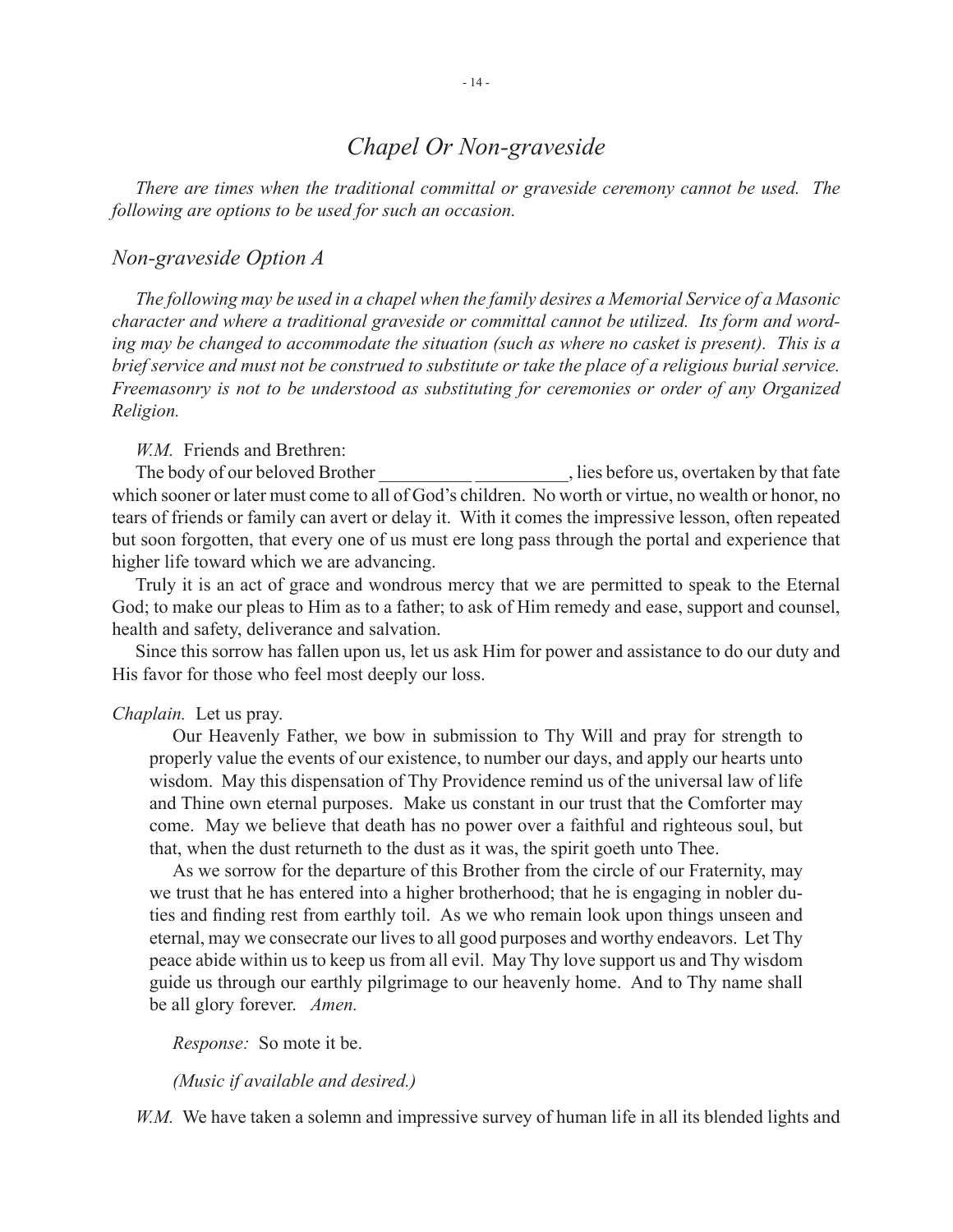# *Chapel Or Non-graveside*

*There are times when the traditional committal or graveside ceremony cannot be used. The following are options to be used for such an occasion.*

## *Non-graveside Option A*

*The following may be used in a chapel when the family desires a Memorial Service of a Masonic character and where a traditional graveside or committal cannot be utilized. Its form and wording may be changed to accommodate the situation (such as where no casket is present). This is a brief service and must not be construed to substitute or take the place of a religious burial service. Freemasonry is not to be understood as substituting for ceremonies or order of any Organized Religion.*

*W.M.* Friends and Brethren:

The body of our beloved Brother __________ __________, lies before us, overtaken by that fate which sooner or later must come to all of God's children. No worth or virtue, no wealth or honor, no tears of friends or family can avert or delay it. With it comes the impressive lesson, often repeated but soon forgotten, that every one of us must ere long pass through the portal and experience that higher life toward which we are advancing.

Truly it is an act of grace and wondrous mercy that we are permitted to speak to the Eternal God; to make our pleas to Him as to a father; to ask of Him remedy and ease, support and counsel, health and safety, deliverance and salvation.

Since this sorrow has fallen upon us, let us ask Him for power and assistance to do our duty and His favor for those who feel most deeply our loss.

*Chaplain.* Let us pray.

Our Heavenly Father, we bow in submission to Thy Will and pray for strength to properly value the events of our existence, to number our days, and apply our hearts unto wisdom. May this dispensation of Thy Providence remind us of the universal law of life and Thine own eternal purposes. Make us constant in our trust that the Comforter may come. May we believe that death has no power over a faithful and righteous soul, but that, when the dust returneth to the dust as it was, the spirit goeth unto Thee.

As we sorrow for the departure of this Brother from the circle of our Fraternity, may we trust that he has entered into a higher brotherhood; that he is engaging in nobler duties and finding rest from earthly toil. As we who remain look upon things unseen and eternal, may we consecrate our lives to all good purposes and worthy endeavors. Let Thy peace abide within us to keep us from all evil. May Thy love support us and Thy wisdom guide us through our earthly pilgrimage to our heavenly home. And to Thy name shall be all glory forever. *Amen.*

*Response:* So mote it be.

*(Music if available and desired.)*

*W.M.* We have taken a solemn and impressive survey of human life in all its blended lights and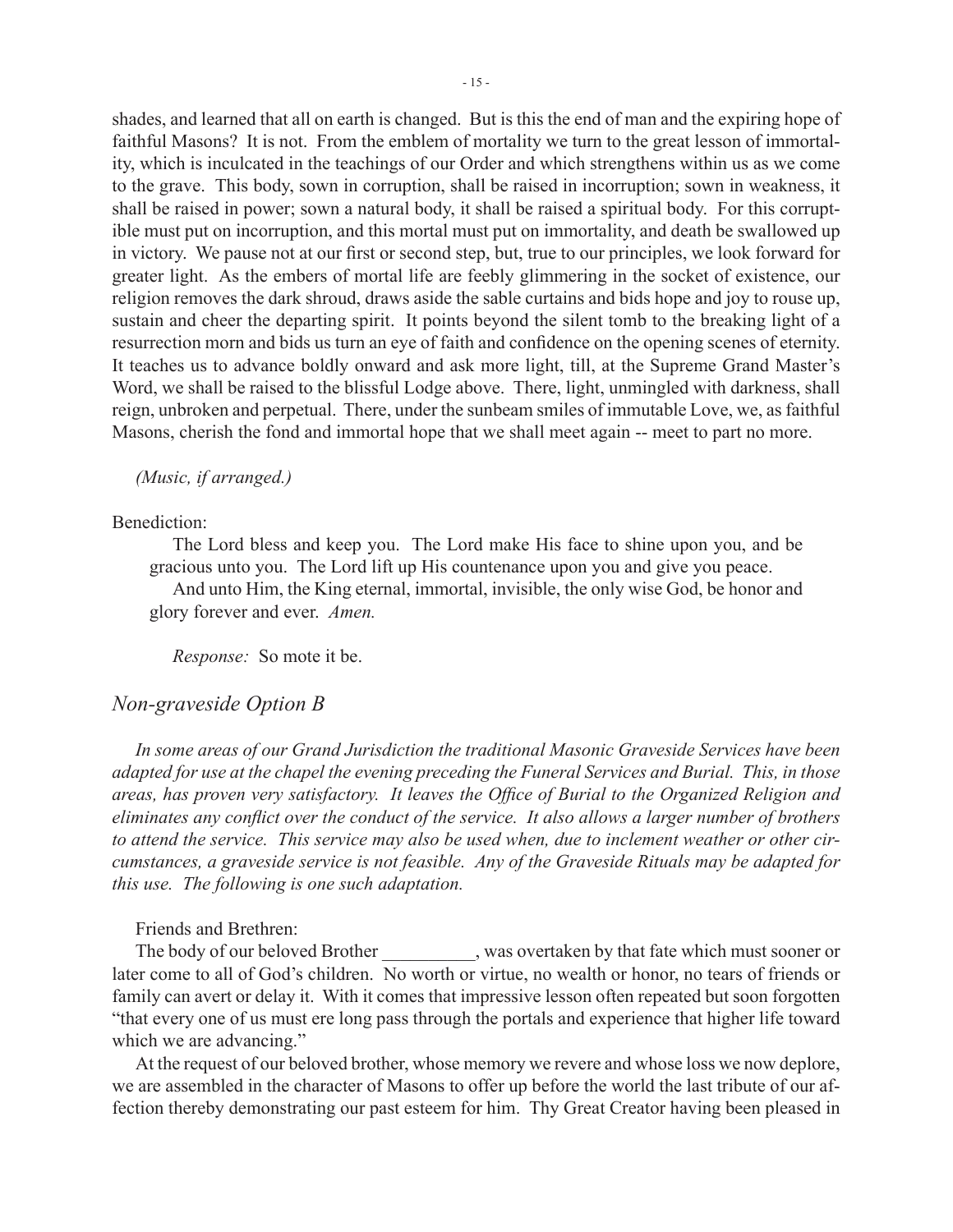shades, and learned that all on earth is changed. But is this the end of man and the expiring hope of faithful Masons? It is not. From the emblem of mortality we turn to the great lesson of immortality, which is inculcated in the teachings of our Order and which strengthens within us as we come to the grave. This body, sown in corruption, shall be raised in incorruption; sown in weakness, it shall be raised in power; sown a natural body, it shall be raised a spiritual body. For this corruptible must put on incorruption, and this mortal must put on immortality, and death be swallowed up in victory. We pause not at our first or second step, but, true to our principles, we look forward for greater light. As the embers of mortal life are feebly glimmering in the socket of existence, our religion removes the dark shroud, draws aside the sable curtains and bids hope and joy to rouse up, sustain and cheer the departing spirit. It points beyond the silent tomb to the breaking light of a resurrection morn and bids us turn an eye of faith and confidence on the opening scenes of eternity. It teaches us to advance boldly onward and ask more light, till, at the Supreme Grand Master's Word, we shall be raised to the blissful Lodge above. There, light, unmingled with darkness, shall reign, unbroken and perpetual. There, under the sunbeam smiles of immutable Love, we, as faithful Masons, cherish the fond and immortal hope that we shall meet again -- meet to part no more.

*(Music, if arranged.)*

Benediction:

The Lord bless and keep you. The Lord make His face to shine upon you, and be gracious unto you. The Lord lift up His countenance upon you and give you peace.

And unto Him, the King eternal, immortal, invisible, the only wise God, be honor and glory forever and ever. *Amen.*

*Response:* So mote it be.

## *Non-graveside Option B*

*In some areas of our Grand Jurisdiction the traditional Masonic Graveside Services have been adapted for use at the chapel the evening preceding the Funeral Services and Burial. This, in those areas, has proven very satisfactory. It leaves the Office of Burial to the Organized Religion and eliminates any conflict over the conduct of the service. It also allows a larger number of brothers to attend the service. This service may also be used when, due to inclement weather or other circumstances, a graveside service is not feasible. Any of the Graveside Rituals may be adapted for this use. The following is one such adaptation.*

Friends and Brethren:

The body of our beloved Brother __________, was overtaken by that fate which must sooner or later come to all of God's children. No worth or virtue, no wealth or honor, no tears of friends or family can avert or delay it. With it comes that impressive lesson often repeated but soon forgotten "that every one of us must ere long pass through the portals and experience that higher life toward which we are advancing."

At the request of our beloved brother, whose memory we revere and whose loss we now deplore, we are assembled in the character of Masons to offer up before the world the last tribute of our affection thereby demonstrating our past esteem for him. Thy Great Creator having been pleased in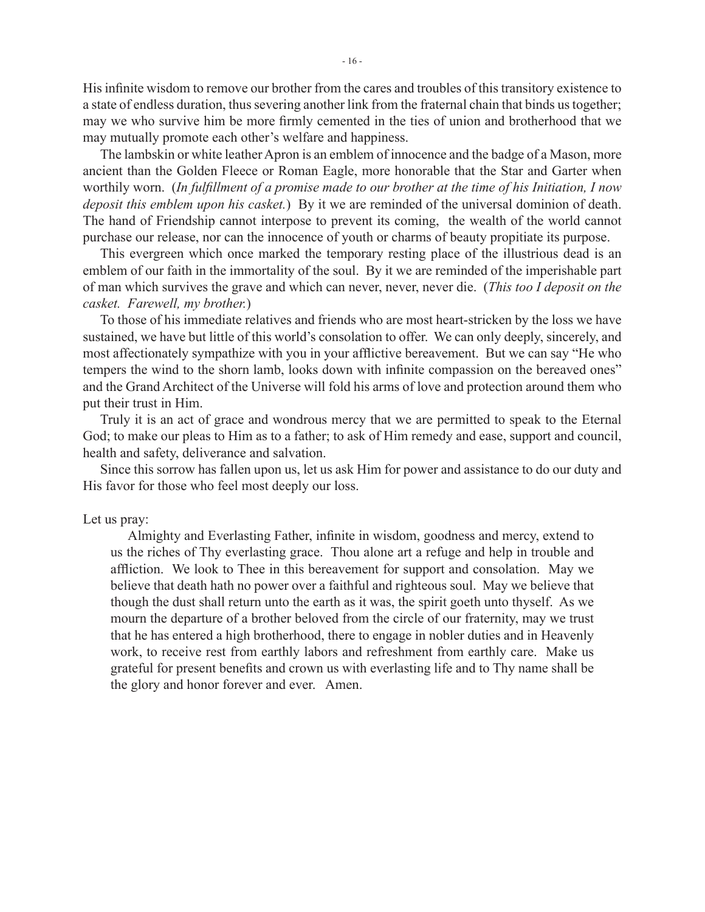His infinite wisdom to remove our brother from the cares and troubles of this transitory existence to a state of endless duration, thus severing another link from the fraternal chain that binds us together; may we who survive him be more firmly cemented in the ties of union and brotherhood that we may mutually promote each other's welfare and happiness.

The lambskin or white leather Apron is an emblem of innocence and the badge of a Mason, more ancient than the Golden Fleece or Roman Eagle, more honorable that the Star and Garter when worthily worn. (*In fulfillment of a promise made to our brother at the time of his Initiation, I now deposit this emblem upon his casket.*) By it we are reminded of the universal dominion of death. The hand of Friendship cannot interpose to prevent its coming, the wealth of the world cannot purchase our release, nor can the innocence of youth or charms of beauty propitiate its purpose.

This evergreen which once marked the temporary resting place of the illustrious dead is an emblem of our faith in the immortality of the soul. By it we are reminded of the imperishable part of man which survives the grave and which can never, never, never die. (*This too I deposit on the casket. Farewell, my brother.*)

To those of his immediate relatives and friends who are most heart-stricken by the loss we have sustained, we have but little of this world's consolation to offer. We can only deeply, sincerely, and most affectionately sympathize with you in your afflictive bereavement. But we can say "He who tempers the wind to the shorn lamb, looks down with infinite compassion on the bereaved ones" and the Grand Architect of the Universe will fold his arms of love and protection around them who put their trust in Him.

Truly it is an act of grace and wondrous mercy that we are permitted to speak to the Eternal God; to make our pleas to Him as to a father; to ask of Him remedy and ease, support and council, health and safety, deliverance and salvation.

Since this sorrow has fallen upon us, let us ask Him for power and assistance to do our duty and His favor for those who feel most deeply our loss.

Let us pray:

> Almighty and Everlasting Father, infinite in wisdom, goodness and mercy, extend to us the riches of Thy everlasting grace. Thou alone art a refuge and help in trouble and affliction. We look to Thee in this bereavement for support and consolation. May we believe that death hath no power over a faithful and righteous soul. May we believe that though the dust shall return unto the earth as it was, the spirit goeth unto thyself. As we mourn the departure of a brother beloved from the circle of our fraternity, may we trust that he has entered a high brotherhood, there to engage in nobler duties and in Heavenly work, to receive rest from earthly labors and refreshment from earthly care. Make us grateful for present benefits and crown us with everlasting life and to Thy name shall be the glory and honor forever and ever. Amen.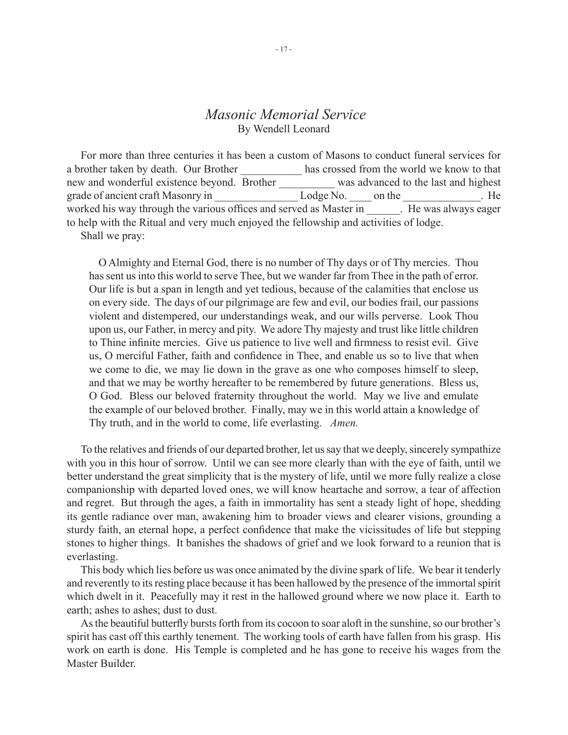# *Masonic Memorial Service*

By Wendell Leonard

For more than three centuries it has been a custom of Masons to conduct funeral services for a brother taken by death. Our Brother ___________ has crossed from the world we know to that new and wonderful existence beyond. Brother __________ was advanced to the last and highest grade of ancient craft Masonry in _______________ Lodge No. ____ on the ______________. He worked his way through the various offices and served as Master in ______. He was always eager to help with the Ritual and very much enjoyed the fellowship and activities of lodge.

Shall we pray:

> O Almighty and Eternal God, there is no number of Thy days or of Thy mercies. Thou has sent us into this world to serve Thee, but we wander far from Thee in the path of error. Our life is but a span in length and yet tedious, because of the calamities that enclose us on every side. The days of our pilgrimage are few and evil, our bodies frail, our passions violent and distempered, our understandings weak, and our wills perverse. Look Thou upon us, our Father, in mercy and pity. We adore Thy majesty and trust like little children to Thine infinite mercies. Give us patience to live well and firmness to resist evil. Give us, O merciful Father, faith and confidence in Thee, and enable us so to live that when we come to die, we may lie down in the grave as one who composes himself to sleep, and that we may be worthy hereafter to be remembered by future generations. Bless us, O God. Bless our beloved fraternity throughout the world. May we live and emulate the example of our beloved brother. Finally, may we in this world attain a knowledge of Thy truth, and in the world to come, life everlasting. *Amen.*

To the relatives and friends of our departed brother, let us say that we deeply, sincerely sympathize with you in this hour of sorrow. Until we can see more clearly than with the eye of faith, until we better understand the great simplicity that is the mystery of life, until we more fully realize a close companionship with departed loved ones, we will know heartache and sorrow, a tear of affection and regret. But through the ages, a faith in immortality has sent a steady light of hope, shedding its gentle radiance over man, awakening him to broader views and clearer visions, grounding a sturdy faith, an eternal hope, a perfect confidence that make the vicissitudes of life but stepping stones to higher things. It banishes the shadows of grief and we look forward to a reunion that is everlasting.

This body which lies before us was once animated by the divine spark of life. We bear it tenderly and reverently to its resting place because it has been hallowed by the presence of the immortal spirit which dwelt in it. Peacefully may it rest in the hallowed ground where we now place it. Earth to earth; ashes to ashes; dust to dust.

As the beautiful butterfly bursts forth from its cocoon to soar aloft in the sunshine, so our brother's spirit has cast off this earthly tenement. The working tools of earth have fallen from his grasp. His work on earth is done. His Temple is completed and he has gone to receive his wages from the Master Builder.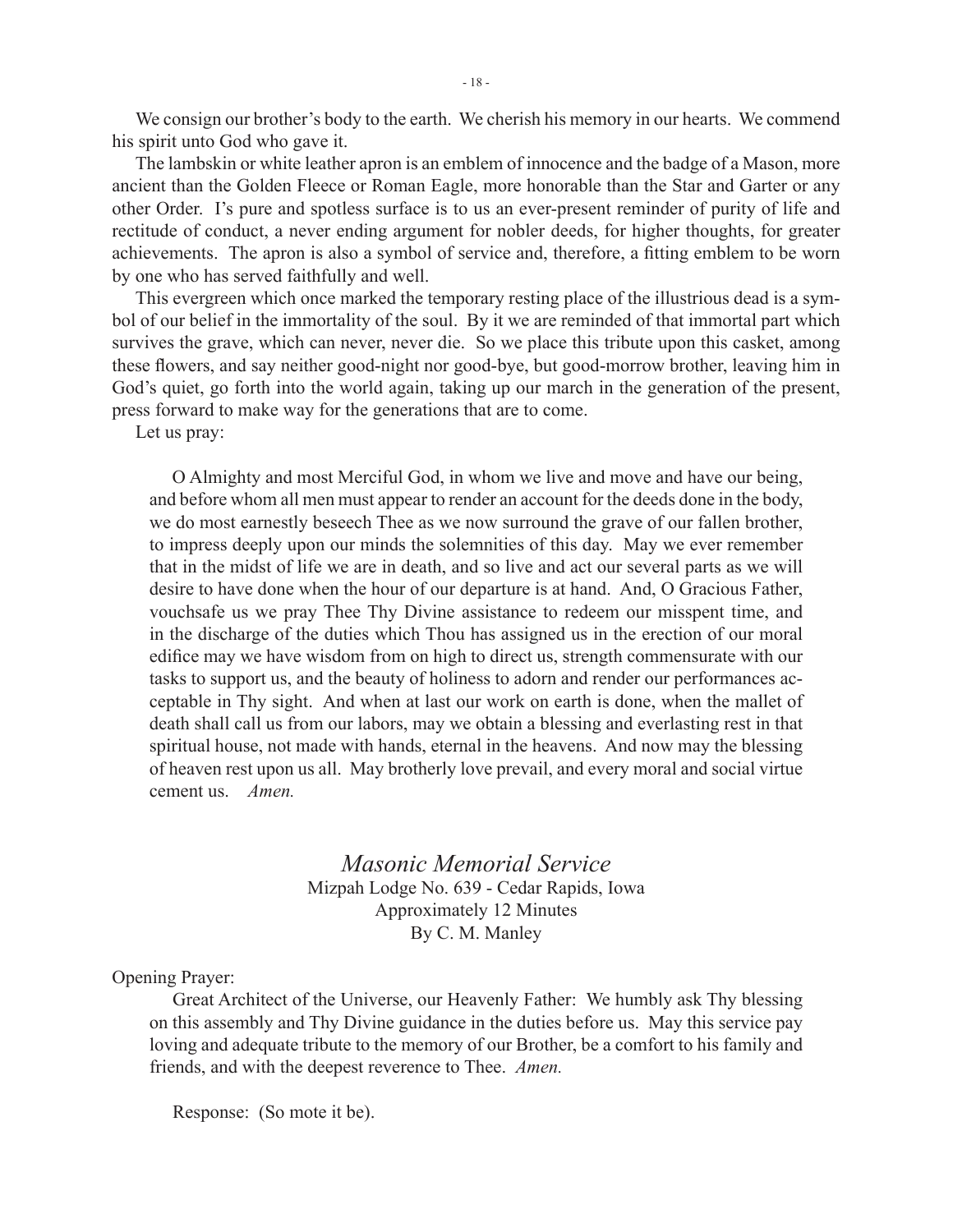We consign our brother's body to the earth. We cherish his memory in our hearts. We commend his spirit unto God who gave it.

The lambskin or white leather apron is an emblem of innocence and the badge of a Mason, more ancient than the Golden Fleece or Roman Eagle, more honorable than the Star and Garter or any other Order. I's pure and spotless surface is to us an ever-present reminder of purity of life and rectitude of conduct, a never ending argument for nobler deeds, for higher thoughts, for greater achievements. The apron is also a symbol of service and, therefore, a fitting emblem to be worn by one who has served faithfully and well.

This evergreen which once marked the temporary resting place of the illustrious dead is a symbol of our belief in the immortality of the soul. By it we are reminded of that immortal part which survives the grave, which can never, never die. So we place this tribute upon this casket, among these flowers, and say neither good-night nor good-bye, but good-morrow brother, leaving him in God's quiet, go forth into the world again, taking up our march in the generation of the present, press forward to make way for the generations that are to come.

Let us pray:

> O Almighty and most Merciful God, in whom we live and move and have our being, and before whom all men must appear to render an account for the deeds done in the body, we do most earnestly beseech Thee as we now surround the grave of our fallen brother, to impress deeply upon our minds the solemnities of this day. May we ever remember that in the midst of life we are in death, and so live and act our several parts as we will desire to have done when the hour of our departure is at hand. And, O Gracious Father, vouchsafe us we pray Thee Thy Divine assistance to redeem our misspent time, and in the discharge of the duties which Thou has assigned us in the erection of our moral edifice may we have wisdom from on high to direct us, strength commensurate with our tasks to support us, and the beauty of holiness to adorn and render our performances acceptable in Thy sight. And when at last our work on earth is done, when the mallet of death shall call us from our labors, may we obtain a blessing and everlasting rest in that spiritual house, not made with hands, eternal in the heavens. And now may the blessing of heaven rest upon us all. May brotherly love prevail, and every moral and social virtue cement us. *Amen.*

## *Masonic Memorial Service*

Mizpah Lodge No. 639 - Cedar Rapids, Iowa
Approximately 12 Minutes
By C. M. Manley

Opening Prayer:

> Great Architect of the Universe, our Heavenly Father: We humbly ask Thy blessing on this assembly and Thy Divine guidance in the duties before us. May this service pay loving and adequate tribute to the memory of our Brother, be a comfort to his family and friends, and with the deepest reverence to Thee. *Amen.*

> Response: (So mote it be).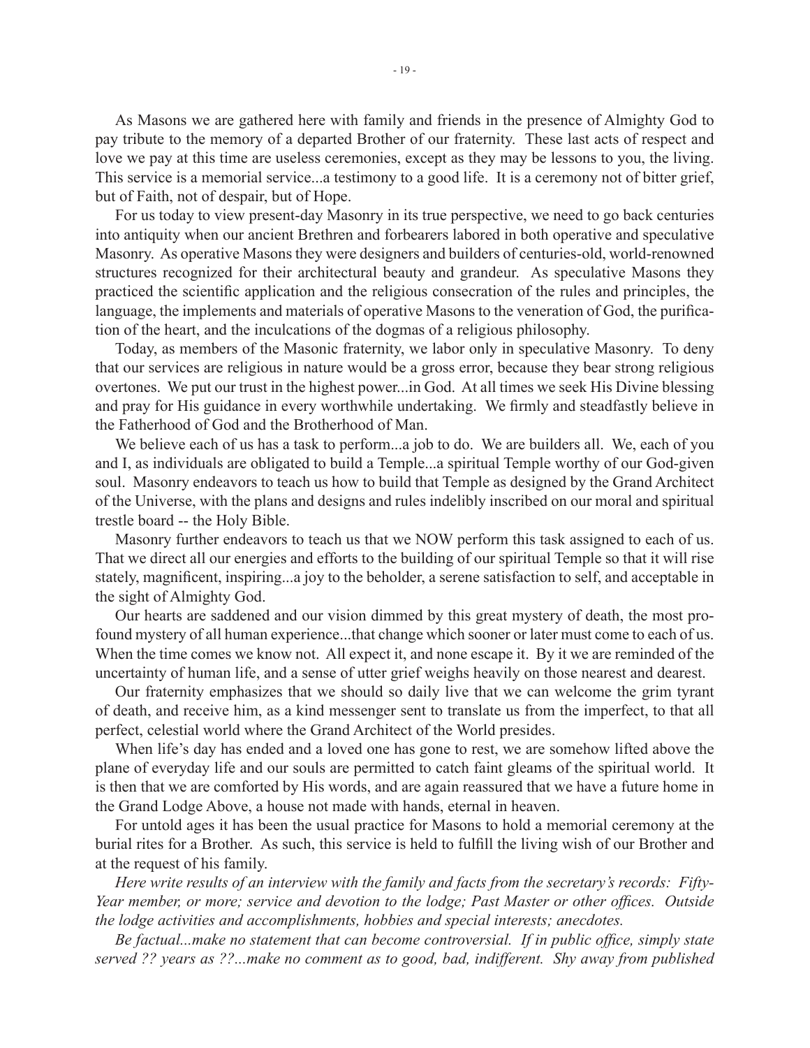As Masons we are gathered here with family and friends in the presence of Almighty God to pay tribute to the memory of a departed Brother of our fraternity. These last acts of respect and love we pay at this time are useless ceremonies, except as they may be lessons to you, the living. This service is a memorial service...a testimony to a good life. It is a ceremony not of bitter grief, but of Faith, not of despair, but of Hope.

For us today to view present-day Masonry in its true perspective, we need to go back centuries into antiquity when our ancient Brethren and forbearers labored in both operative and speculative Masonry. As operative Masons they were designers and builders of centuries-old, world-renowned structures recognized for their architectural beauty and grandeur. As speculative Masons they practiced the scientific application and the religious consecration of the rules and principles, the language, the implements and materials of operative Masons to the veneration of God, the purification of the heart, and the inculcations of the dogmas of a religious philosophy.

Today, as members of the Masonic fraternity, we labor only in speculative Masonry. To deny that our services are religious in nature would be a gross error, because they bear strong religious overtones. We put our trust in the highest power...in God. At all times we seek His Divine blessing and pray for His guidance in every worthwhile undertaking. We firmly and steadfastly believe in the Fatherhood of God and the Brotherhood of Man.

We believe each of us has a task to perform...a job to do. We are builders all. We, each of you and I, as individuals are obligated to build a Temple...a spiritual Temple worthy of our God-given soul. Masonry endeavors to teach us how to build that Temple as designed by the Grand Architect of the Universe, with the plans and designs and rules indelibly inscribed on our moral and spiritual trestle board -- the Holy Bible.

Masonry further endeavors to teach us that we NOW perform this task assigned to each of us. That we direct all our energies and efforts to the building of our spiritual Temple so that it will rise stately, magnificent, inspiring...a joy to the beholder, a serene satisfaction to self, and acceptable in the sight of Almighty God.

Our hearts are saddened and our vision dimmed by this great mystery of death, the most profound mystery of all human experience...that change which sooner or later must come to each of us. When the time comes we know not. All expect it, and none escape it. By it we are reminded of the uncertainty of human life, and a sense of utter grief weighs heavily on those nearest and dearest.

Our fraternity emphasizes that we should so daily live that we can welcome the grim tyrant of death, and receive him, as a kind messenger sent to translate us from the imperfect, to that all perfect, celestial world where the Grand Architect of the World presides.

When life's day has ended and a loved one has gone to rest, we are somehow lifted above the plane of everyday life and our souls are permitted to catch faint gleams of the spiritual world. It is then that we are comforted by His words, and are again reassured that we have a future home in the Grand Lodge Above, a house not made with hands, eternal in heaven.

For untold ages it has been the usual practice for Masons to hold a memorial ceremony at the burial rites for a Brother. As such, this service is held to fulfill the living wish of our Brother and at the request of his family.

*Here write results of an interview with the family and facts from the secretary's records: Fifty-Year member, or more; service and devotion to the lodge; Past Master or other offices. Outside the lodge activities and accomplishments, hobbies and special interests; anecdotes.*

*Be factual...make no statement that can become controversial. If in public office, simply state served ?? years as ??...make no comment as to good, bad, indifferent. Shy away from published*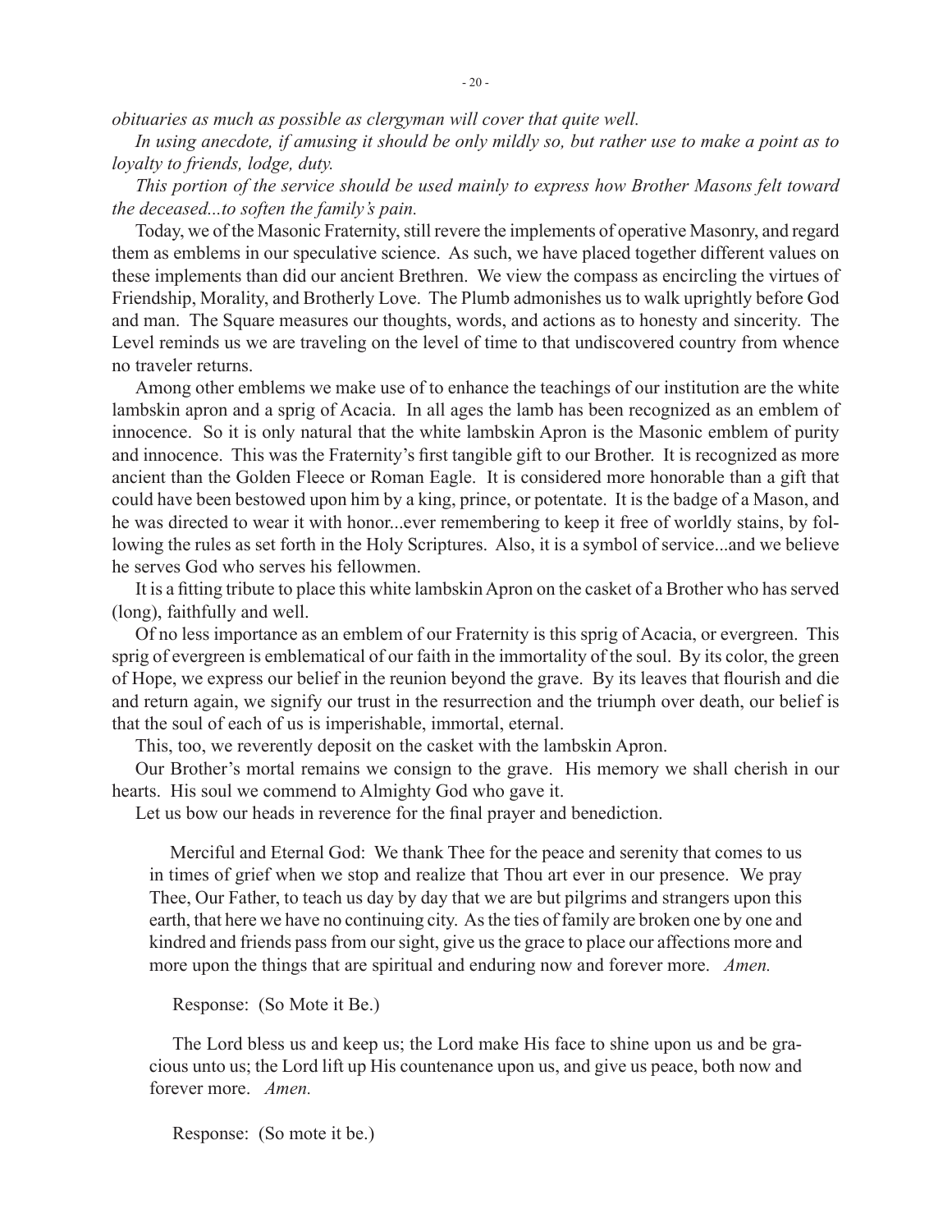*obituaries as much as possible as clergyman will cover that quite well.*

*In using anecdote, if amusing it should be only mildly so, but rather use to make a point as to loyalty to friends, lodge, duty.*

*This portion of the service should be used mainly to express how Brother Masons felt toward the deceased...to soften the family's pain.*

Today, we of the Masonic Fraternity, still revere the implements of operative Masonry, and regard them as emblems in our speculative science. As such, we have placed together different values on these implements than did our ancient Brethren. We view the compass as encircling the virtues of Friendship, Morality, and Brotherly Love. The Plumb admonishes us to walk uprightly before God and man. The Square measures our thoughts, words, and actions as to honesty and sincerity. The Level reminds us we are traveling on the level of time to that undiscovered country from whence no traveler returns.

Among other emblems we make use of to enhance the teachings of our institution are the white lambskin apron and a sprig of Acacia. In all ages the lamb has been recognized as an emblem of innocence. So it is only natural that the white lambskin Apron is the Masonic emblem of purity and innocence. This was the Fraternity's first tangible gift to our Brother. It is recognized as more ancient than the Golden Fleece or Roman Eagle. It is considered more honorable than a gift that could have been bestowed upon him by a king, prince, or potentate. It is the badge of a Mason, and he was directed to wear it with honor...ever remembering to keep it free of worldly stains, by following the rules as set forth in the Holy Scriptures. Also, it is a symbol of service...and we believe he serves God who serves his fellowmen.

It is a fitting tribute to place this white lambskin Apron on the casket of a Brother who has served (long), faithfully and well.

Of no less importance as an emblem of our Fraternity is this sprig of Acacia, or evergreen. This sprig of evergreen is emblematical of our faith in the immortality of the soul. By its color, the green of Hope, we express our belief in the reunion beyond the grave. By its leaves that flourish and die and return again, we signify our trust in the resurrection and the triumph over death, our belief is that the soul of each of us is imperishable, immortal, eternal.

This, too, we reverently deposit on the casket with the lambskin Apron.

Our Brother's mortal remains we consign to the grave. His memory we shall cherish in our hearts. His soul we commend to Almighty God who gave it.

Let us bow our heads in reverence for the final prayer and benediction.

> Merciful and Eternal God: We thank Thee for the peace and serenity that comes to us in times of grief when we stop and realize that Thou art ever in our presence. We pray Thee, Our Father, to teach us day by day that we are but pilgrims and strangers upon this earth, that here we have no continuing city. As the ties of family are broken one by one and kindred and friends pass from our sight, give us the grace to place our affections more and more upon the things that are spiritual and enduring now and forever more. *Amen.*
>
> Response: (So Mote it Be.)
>
> The Lord bless us and keep us; the Lord make His face to shine upon us and be gracious unto us; the Lord lift up His countenance upon us, and give us peace, both now and forever more. *Amen.*
>
> Response: (So mote it be.)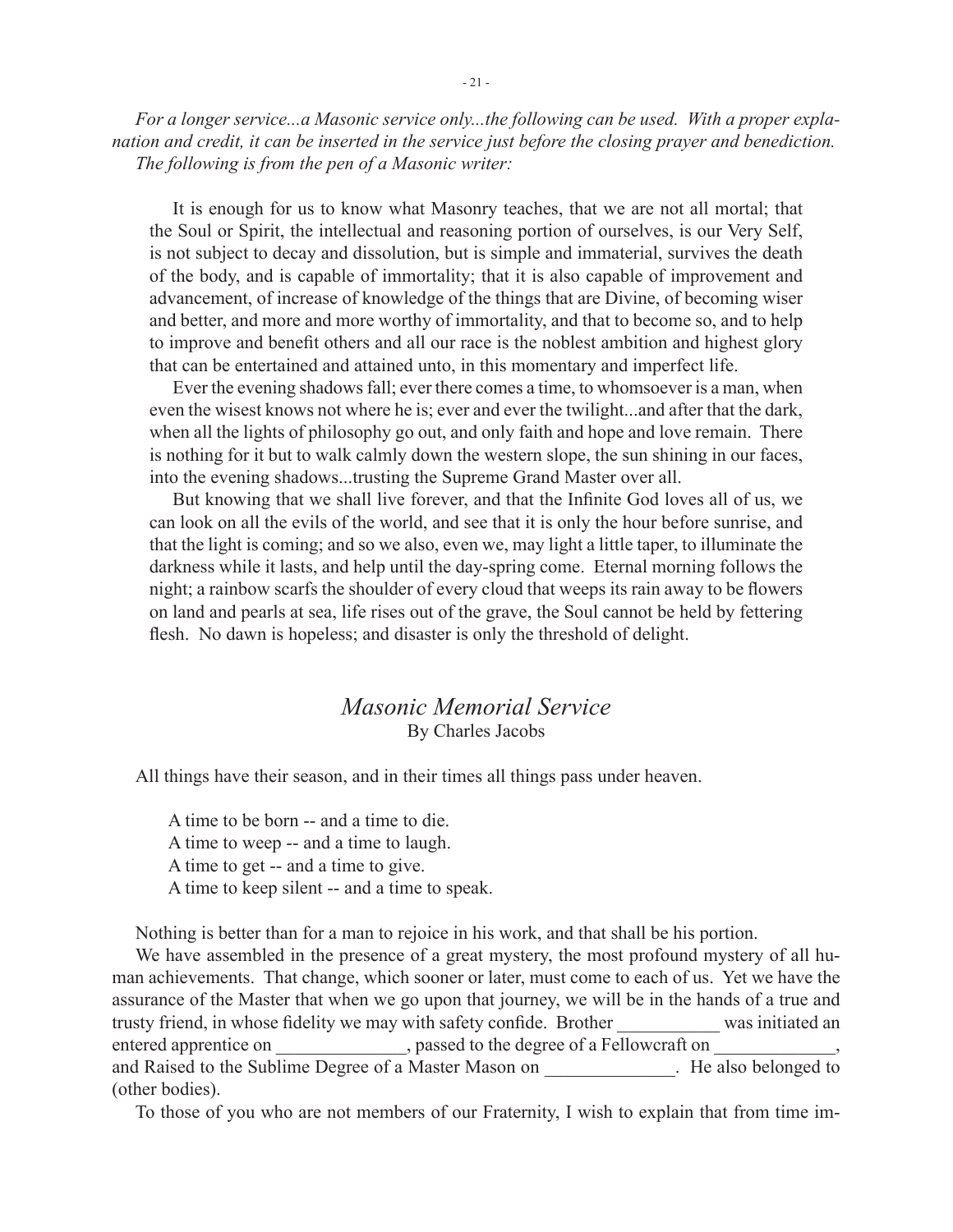*For a longer service...a Masonic service only...the following can be used. With a proper explanation and credit, it can be inserted in the service just before the closing prayer and benediction. The following is from the pen of a Masonic writer:*

> It is enough for us to know what Masonry teaches, that we are not all mortal; that the Soul or Spirit, the intellectual and reasoning portion of ourselves, is our Very Self, is not subject to decay and dissolution, but is simple and immaterial, survives the death of the body, and is capable of immortality; that it is also capable of improvement and advancement, of increase of knowledge of the things that are Divine, of becoming wiser and better, and more and more worthy of immortality, and that to become so, and to help to improve and benefit others and all our race is the noblest ambition and highest glory that can be entertained and attained unto, in this momentary and imperfect life.
>
> Ever the evening shadows fall; ever there comes a time, to whomsoever is a man, when even the wisest knows not where he is; ever and ever the twilight...and after that the dark, when all the lights of philosophy go out, and only faith and hope and love remain. There is nothing for it but to walk calmly down the western slope, the sun shining in our faces, into the evening shadows...trusting the Supreme Grand Master over all.
>
> But knowing that we shall live forever, and that the Infinite God loves all of us, we can look on all the evils of the world, and see that it is only the hour before sunrise, and that the light is coming; and so we also, even we, may light a little taper, to illuminate the darkness while it lasts, and help until the day-spring come. Eternal morning follows the night; a rainbow scarfs the shoulder of every cloud that weeps its rain away to be flowers on land and pearls at sea, life rises out of the grave, the Soul cannot be held by fettering flesh. No dawn is hopeless; and disaster is only the threshold of delight.

## *Masonic Memorial Service*

By Charles Jacobs

All things have their season, and in their times all things pass under heaven.

> A time to be born -- and a time to die.
> A time to weep -- and a time to laugh.
> A time to get -- and a time to give.
> A time to keep silent -- and a time to speak.

Nothing is better than for a man to rejoice in his work, and that shall be his portion.

We have assembled in the presence of a great mystery, the most profound mystery of all human achievements. That change, which sooner or later, must come to each of us. Yet we have the assurance of the Master that when we go upon that journey, we will be in the hands of a true and trusty friend, in whose fidelity we may with safety confide. Brother ___________ was initiated an entered apprentice on ______________, passed to the degree of a Fellowcraft on _____________, and Raised to the Sublime Degree of a Master Mason on ______________. He also belonged to (other bodies).

To those of you who are not members of our Fraternity, I wish to explain that from time im-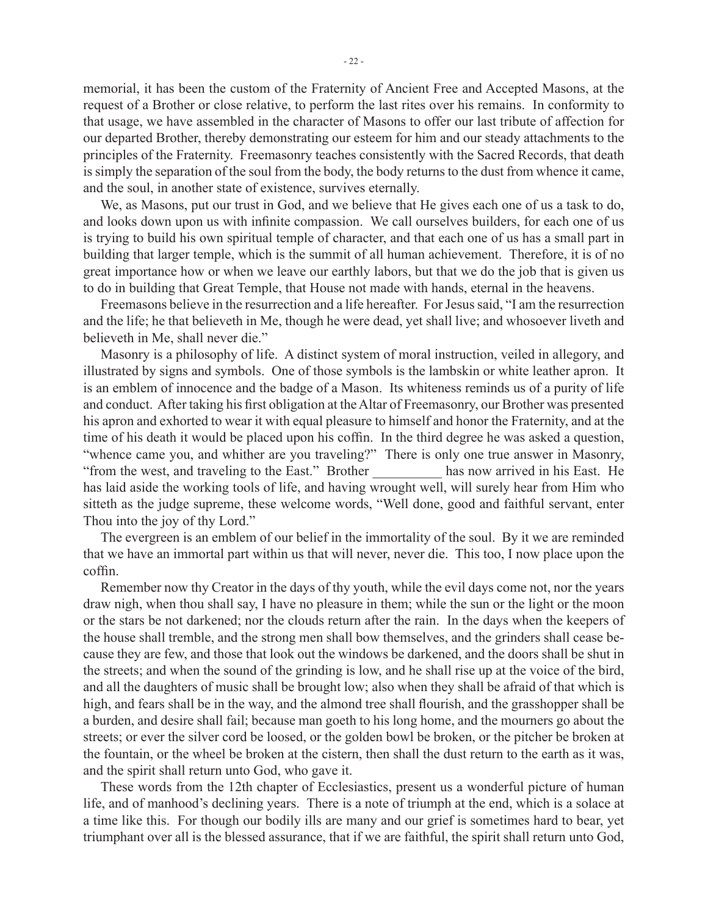memorial, it has been the custom of the Fraternity of Ancient Free and Accepted Masons, at the request of a Brother or close relative, to perform the last rites over his remains. In conformity to that usage, we have assembled in the character of Masons to offer our last tribute of affection for our departed Brother, thereby demonstrating our esteem for him and our steady attachments to the principles of the Fraternity. Freemasonry teaches consistently with the Sacred Records, that death is simply the separation of the soul from the body, the body returns to the dust from whence it came, and the soul, in another state of existence, survives eternally.

We, as Masons, put our trust in God, and we believe that He gives each one of us a task to do, and looks down upon us with infinite compassion. We call ourselves builders, for each one of us is trying to build his own spiritual temple of character, and that each one of us has a small part in building that larger temple, which is the summit of all human achievement. Therefore, it is of no great importance how or when we leave our earthly labors, but that we do the job that is given us to do in building that Great Temple, that House not made with hands, eternal in the heavens.

Freemasons believe in the resurrection and a life hereafter. For Jesus said, "I am the resurrection and the life; he that believeth in Me, though he were dead, yet shall live; and whosoever liveth and believeth in Me, shall never die."

Masonry is a philosophy of life. A distinct system of moral instruction, veiled in allegory, and illustrated by signs and symbols. One of those symbols is the lambskin or white leather apron. It is an emblem of innocence and the badge of a Mason. Its whiteness reminds us of a purity of life and conduct. After taking his first obligation at the Altar of Freemasonry, our Brother was presented his apron and exhorted to wear it with equal pleasure to himself and honor the Fraternity, and at the time of his death it would be placed upon his coffin. In the third degree he was asked a question, "whence came you, and whither are you traveling?" There is only one true answer in Masonry, "from the west, and traveling to the East." Brother __________ has now arrived in his East. He has laid aside the working tools of life, and having wrought well, will surely hear from Him who sitteth as the judge supreme, these welcome words, "Well done, good and faithful servant, enter Thou into the joy of thy Lord."

The evergreen is an emblem of our belief in the immortality of the soul. By it we are reminded that we have an immortal part within us that will never, never die. This too, I now place upon the coffin.

Remember now thy Creator in the days of thy youth, while the evil days come not, nor the years draw nigh, when thou shall say, I have no pleasure in them; while the sun or the light or the moon or the stars be not darkened; nor the clouds return after the rain. In the days when the keepers of the house shall tremble, and the strong men shall bow themselves, and the grinders shall cease because they are few, and those that look out the windows be darkened, and the doors shall be shut in the streets; and when the sound of the grinding is low, and he shall rise up at the voice of the bird, and all the daughters of music shall be brought low; also when they shall be afraid of that which is high, and fears shall be in the way, and the almond tree shall flourish, and the grasshopper shall be a burden, and desire shall fail; because man goeth to his long home, and the mourners go about the streets; or ever the silver cord be loosed, or the golden bowl be broken, or the pitcher be broken at the fountain, or the wheel be broken at the cistern, then shall the dust return to the earth as it was, and the spirit shall return unto God, who gave it.

These words from the 12th chapter of Ecclesiastics, present us a wonderful picture of human life, and of manhood's declining years. There is a note of triumph at the end, which is a solace at a time like this. For though our bodily ills are many and our grief is sometimes hard to bear, yet triumphant over all is the blessed assurance, that if we are faithful, the spirit shall return unto God,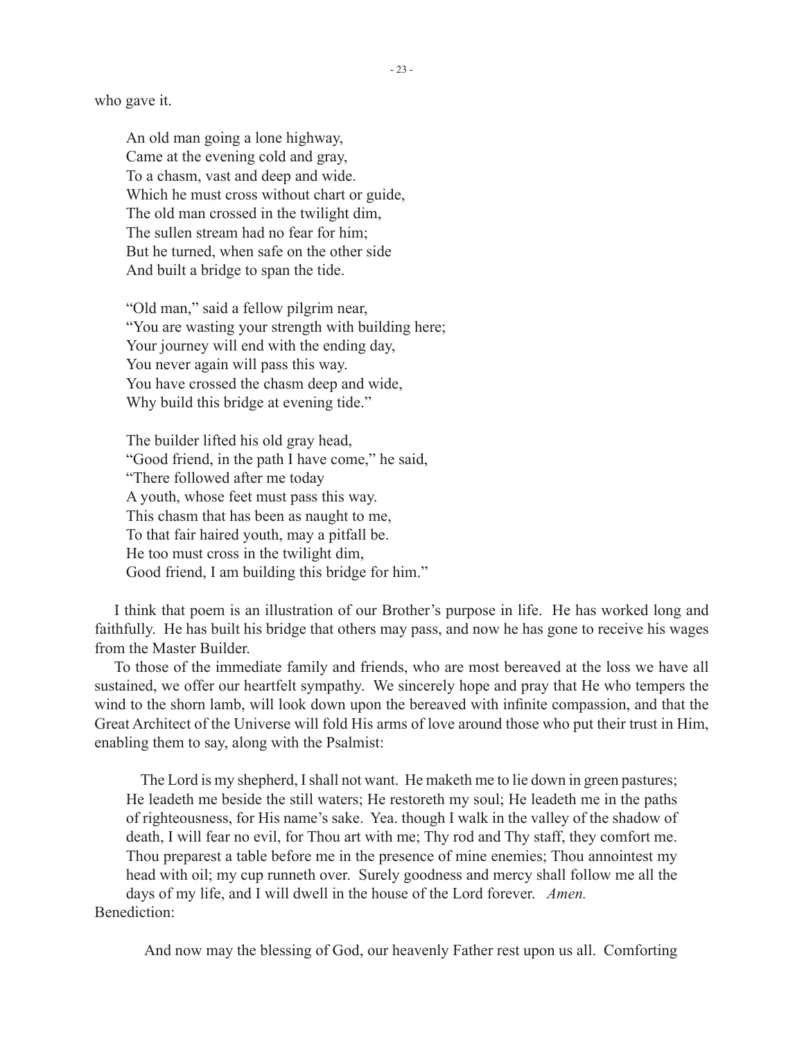who gave it.

> An old man going a lone highway,
> Came at the evening cold and gray,
> To a chasm, vast and deep and wide.
> Which he must cross without chart or guide,
> The old man crossed in the twilight dim,
> The sullen stream had no fear for him;
> But he turned, when safe on the other side
> And built a bridge to span the tide.
>
> "Old man," said a fellow pilgrim near,
> "You are wasting your strength with building here;
> Your journey will end with the ending day,
> You never again will pass this way.
> You have crossed the chasm deep and wide,
> Why build this bridge at evening tide."
>
> The builder lifted his old gray head,
> "Good friend, in the path I have come," he said,
> "There followed after me today
> A youth, whose feet must pass this way.
> This chasm that has been as naught to me,
> To that fair haired youth, may a pitfall be.
> He too must cross in the twilight dim,
> Good friend, I am building this bridge for him."

I think that poem is an illustration of our Brother's purpose in life. He has worked long and faithfully. He has built his bridge that others may pass, and now he has gone to receive his wages from the Master Builder.

To those of the immediate family and friends, who are most bereaved at the loss we have all sustained, we offer our heartfelt sympathy. We sincerely hope and pray that He who tempers the wind to the shorn lamb, will look down upon the bereaved with infinite compassion, and that the Great Architect of the Universe will fold His arms of love around those who put their trust in Him, enabling them to say, along with the Psalmist:

> The Lord is my shepherd, I shall not want. He maketh me to lie down in green pastures; He leadeth me beside the still waters; He restoreth my soul; He leadeth me in the paths of righteousness, for His name's sake. Yea. though I walk in the valley of the shadow of death, I will fear no evil, for Thou art with me; Thy rod and Thy staff, they comfort me. Thou preparest a table before me in the presence of mine enemies; Thou annointest my head with oil; my cup runneth over. Surely goodness and mercy shall follow me all the days of my life, and I will dwell in the house of the Lord forever. *Amen.*

Benediction:

> And now may the blessing of God, our heavenly Father rest upon us all. Comforting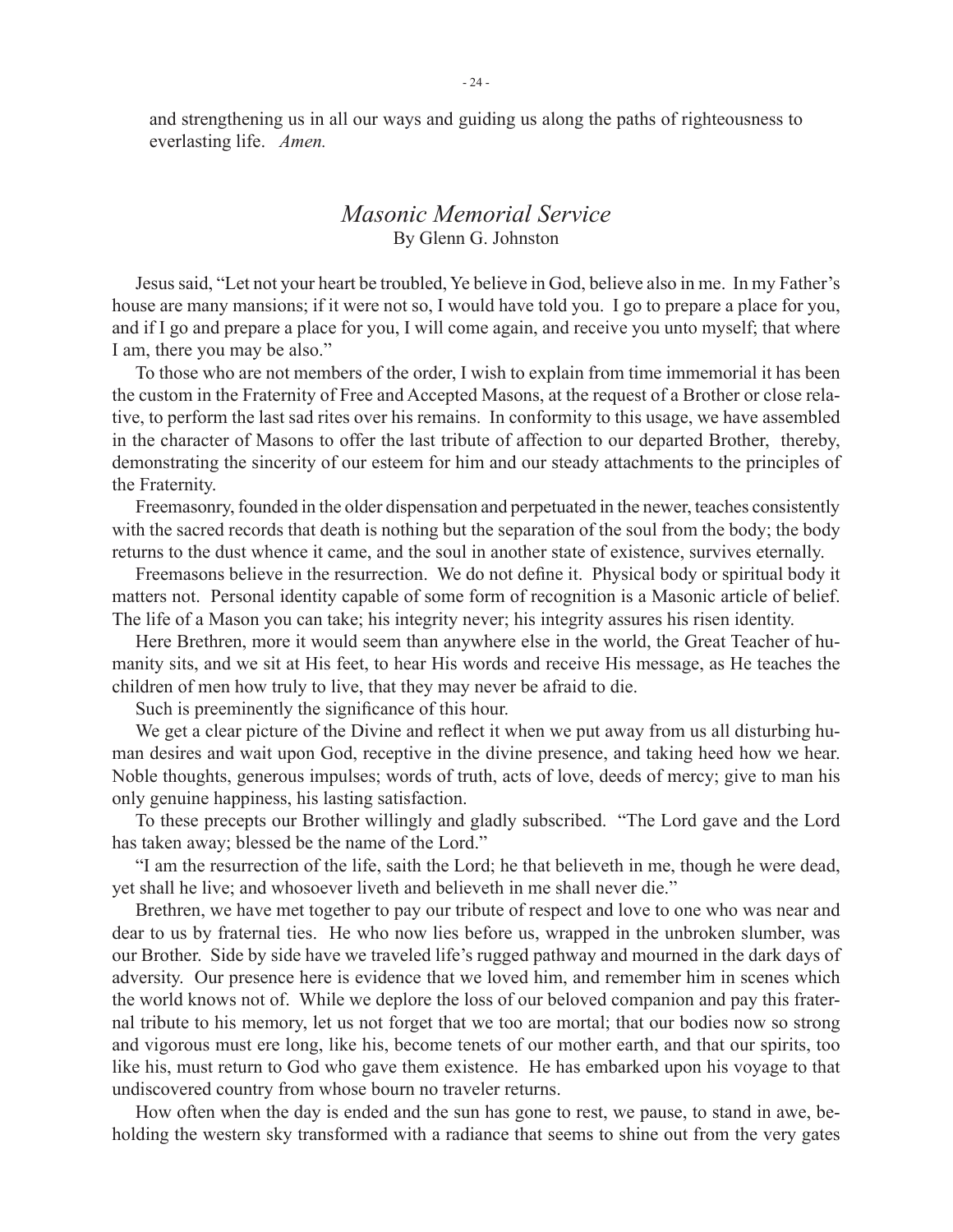and strengthening us in all our ways and guiding us along the paths of righteousness to everlasting life. *Amen.*

## *Masonic Memorial Service*

By Glenn G. Johnston

Jesus said, "Let not your heart be troubled, Ye believe in God, believe also in me. In my Father's house are many mansions; if it were not so, I would have told you. I go to prepare a place for you, and if I go and prepare a place for you, I will come again, and receive you unto myself; that where I am, there you may be also."

To those who are not members of the order, I wish to explain from time immemorial it has been the custom in the Fraternity of Free and Accepted Masons, at the request of a Brother or close relative, to perform the last sad rites over his remains. In conformity to this usage, we have assembled in the character of Masons to offer the last tribute of affection to our departed Brother, thereby, demonstrating the sincerity of our esteem for him and our steady attachments to the principles of the Fraternity.

Freemasonry, founded in the older dispensation and perpetuated in the newer, teaches consistently with the sacred records that death is nothing but the separation of the soul from the body; the body returns to the dust whence it came, and the soul in another state of existence, survives eternally.

Freemasons believe in the resurrection. We do not define it. Physical body or spiritual body it matters not. Personal identity capable of some form of recognition is a Masonic article of belief. The life of a Mason you can take; his integrity never; his integrity assures his risen identity.

Here Brethren, more it would seem than anywhere else in the world, the Great Teacher of humanity sits, and we sit at His feet, to hear His words and receive His message, as He teaches the children of men how truly to live, that they may never be afraid to die.

Such is preeminently the significance of this hour.

We get a clear picture of the Divine and reflect it when we put away from us all disturbing human desires and wait upon God, receptive in the divine presence, and taking heed how we hear. Noble thoughts, generous impulses; words of truth, acts of love, deeds of mercy; give to man his only genuine happiness, his lasting satisfaction.

To these precepts our Brother willingly and gladly subscribed. "The Lord gave and the Lord has taken away; blessed be the name of the Lord."

"I am the resurrection of the life, saith the Lord; he that believeth in me, though he were dead, yet shall he live; and whosoever liveth and believeth in me shall never die."

Brethren, we have met together to pay our tribute of respect and love to one who was near and dear to us by fraternal ties. He who now lies before us, wrapped in the unbroken slumber, was our Brother. Side by side have we traveled life's rugged pathway and mourned in the dark days of adversity. Our presence here is evidence that we loved him, and remember him in scenes which the world knows not of. While we deplore the loss of our beloved companion and pay this fraternal tribute to his memory, let us not forget that we too are mortal; that our bodies now so strong and vigorous must ere long, like his, become tenets of our mother earth, and that our spirits, too like his, must return to God who gave them existence. He has embarked upon his voyage to that undiscovered country from whose bourn no traveler returns.

How often when the day is ended and the sun has gone to rest, we pause, to stand in awe, beholding the western sky transformed with a radiance that seems to shine out from the very gates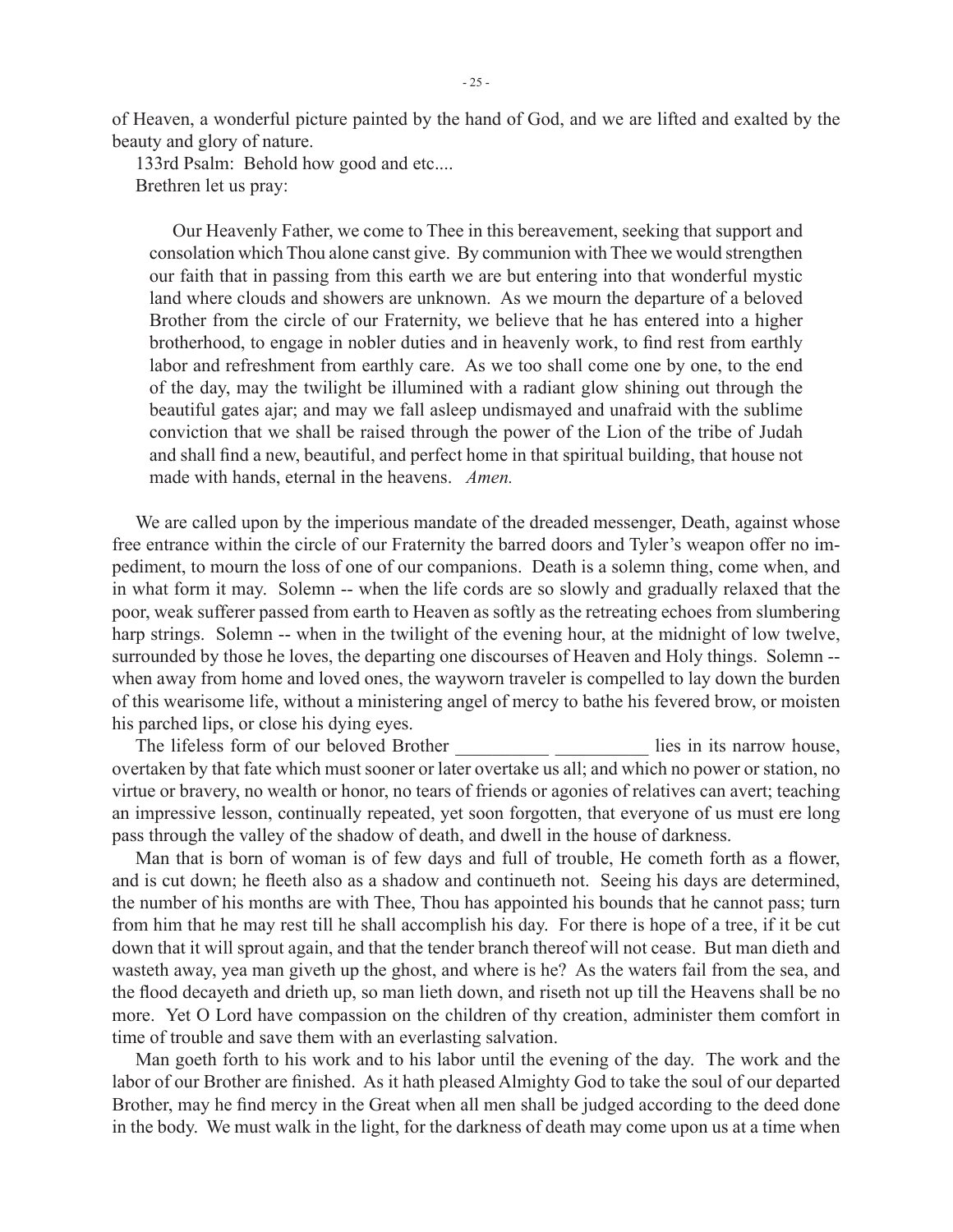of Heaven, a wonderful picture painted by the hand of God, and we are lifted and exalted by the beauty and glory of nature.

133rd Psalm: Behold how good and etc....

Brethren let us pray:

> Our Heavenly Father, we come to Thee in this bereavement, seeking that support and consolation which Thou alone canst give. By communion with Thee we would strengthen our faith that in passing from this earth we are but entering into that wonderful mystic land where clouds and showers are unknown. As we mourn the departure of a beloved Brother from the circle of our Fraternity, we believe that he has entered into a higher brotherhood, to engage in nobler duties and in heavenly work, to find rest from earthly labor and refreshment from earthly care. As we too shall come one by one, to the end of the day, may the twilight be illumined with a radiant glow shining out through the beautiful gates ajar; and may we fall asleep undismayed and unafraid with the sublime conviction that we shall be raised through the power of the Lion of the tribe of Judah and shall find a new, beautiful, and perfect home in that spiritual building, that house not made with hands, eternal in the heavens. *Amen.*

We are called upon by the imperious mandate of the dreaded messenger, Death, against whose free entrance within the circle of our Fraternity the barred doors and Tyler's weapon offer no impediment, to mourn the loss of one of our companions. Death is a solemn thing, come when, and in what form it may. Solemn -- when the life cords are so slowly and gradually relaxed that the poor, weak sufferer passed from earth to Heaven as softly as the retreating echoes from slumbering harp strings. Solemn -- when in the twilight of the evening hour, at the midnight of low twelve, surrounded by those he loves, the departing one discourses of Heaven and Holy things. Solemn -- when away from home and loved ones, the wayworn traveler is compelled to lay down the burden of this wearisome life, without a ministering angel of mercy to bathe his fevered brow, or moisten his parched lips, or close his dying eyes.

The lifeless form of our beloved Brother __________ __________ lies in its narrow house, overtaken by that fate which must sooner or later overtake us all; and which no power or station, no virtue or bravery, no wealth or honor, no tears of friends or agonies of relatives can avert; teaching an impressive lesson, continually repeated, yet soon forgotten, that everyone of us must ere long pass through the valley of the shadow of death, and dwell in the house of darkness.

Man that is born of woman is of few days and full of trouble, He cometh forth as a flower, and is cut down; he fleeth also as a shadow and continueth not. Seeing his days are determined, the number of his months are with Thee, Thou has appointed his bounds that he cannot pass; turn from him that he may rest till he shall accomplish his day. For there is hope of a tree, if it be cut down that it will sprout again, and that the tender branch thereof will not cease. But man dieth and wasteth away, yea man giveth up the ghost, and where is he? As the waters fail from the sea, and the flood decayeth and drieth up, so man lieth down, and riseth not up till the Heavens shall be no more. Yet O Lord have compassion on the children of thy creation, administer them comfort in time of trouble and save them with an everlasting salvation.

Man goeth forth to his work and to his labor until the evening of the day. The work and the labor of our Brother are finished. As it hath pleased Almighty God to take the soul of our departed Brother, may he find mercy in the Great when all men shall be judged according to the deed done in the body. We must walk in the light, for the darkness of death may come upon us at a time when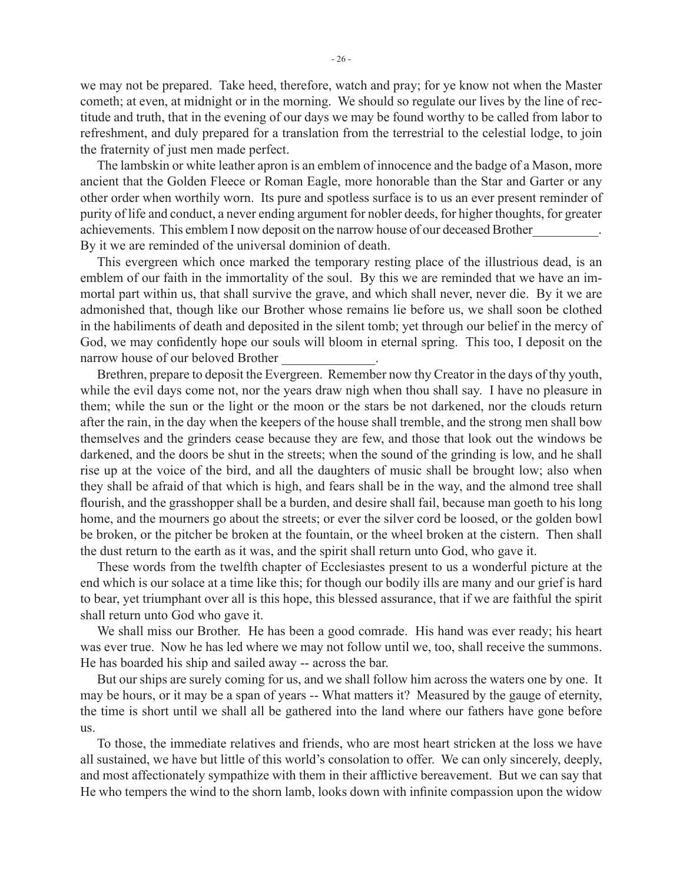we may not be prepared. Take heed, therefore, watch and pray; for ye know not when the Master cometh; at even, at midnight or in the morning. We should so regulate our lives by the line of rectitude and truth, that in the evening of our days we may be found worthy to be called from labor to refreshment, and duly prepared for a translation from the terrestrial to the celestial lodge, to join the fraternity of just men made perfect.

The lambskin or white leather apron is an emblem of innocence and the badge of a Mason, more ancient that the Golden Fleece or Roman Eagle, more honorable than the Star and Garter or any other order when worthily worn. Its pure and spotless surface is to us an ever present reminder of purity of life and conduct, a never ending argument for nobler deeds, for higher thoughts, for greater achievements. This emblem I now deposit on the narrow house of our deceased Brother__________. By it we are reminded of the universal dominion of death.

This evergreen which once marked the temporary resting place of the illustrious dead, is an emblem of our faith in the immortality of the soul. By this we are reminded that we have an immortal part within us, that shall survive the grave, and which shall never, never die. By it we are admonished that, though like our Brother whose remains lie before us, we shall soon be clothed in the habiliments of death and deposited in the silent tomb; yet through our belief in the mercy of God, we may confidently hope our souls will bloom in eternal spring. This too, I deposit on the narrow house of our beloved Brother ______________.

Brethren, prepare to deposit the Evergreen. Remember now thy Creator in the days of thy youth, while the evil days come not, nor the years draw nigh when thou shall say. I have no pleasure in them; while the sun or the light or the moon or the stars be not darkened, nor the clouds return after the rain, in the day when the keepers of the house shall tremble, and the strong men shall bow themselves and the grinders cease because they are few, and those that look out the windows be darkened, and the doors be shut in the streets; when the sound of the grinding is low, and he shall rise up at the voice of the bird, and all the daughters of music shall be brought low; also when they shall be afraid of that which is high, and fears shall be in the way, and the almond tree shall flourish, and the grasshopper shall be a burden, and desire shall fail, because man goeth to his long home, and the mourners go about the streets; or ever the silver cord be loosed, or the golden bowl be broken, or the pitcher be broken at the fountain, or the wheel broken at the cistern. Then shall the dust return to the earth as it was, and the spirit shall return unto God, who gave it.

These words from the twelfth chapter of Ecclesiastes present to us a wonderful picture at the end which is our solace at a time like this; for though our bodily ills are many and our grief is hard to bear, yet triumphant over all is this hope, this blessed assurance, that if we are faithful the spirit shall return unto God who gave it.

We shall miss our Brother. He has been a good comrade. His hand was ever ready; his heart was ever true. Now he has led where we may not follow until we, too, shall receive the summons. He has boarded his ship and sailed away -- across the bar.

But our ships are surely coming for us, and we shall follow him across the waters one by one. It may be hours, or it may be a span of years -- What matters it? Measured by the gauge of eternity, the time is short until we shall all be gathered into the land where our fathers have gone before us.

To those, the immediate relatives and friends, who are most heart stricken at the loss we have all sustained, we have but little of this world's consolation to offer. We can only sincerely, deeply, and most affectionately sympathize with them in their afflictive bereavement. But we can say that He who tempers the wind to the shorn lamb, looks down with infinite compassion upon the widow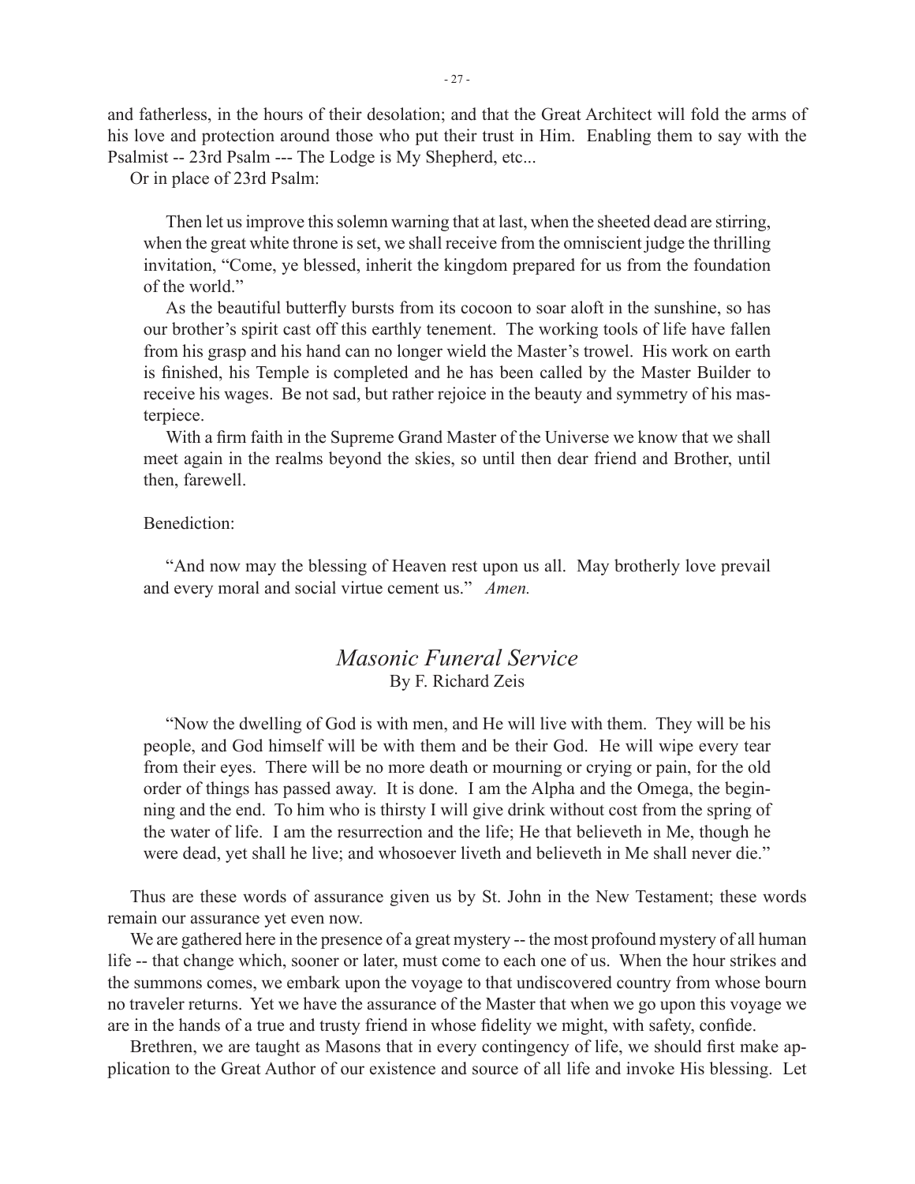and fatherless, in the hours of their desolation; and that the Great Architect will fold the arms of his love and protection around those who put their trust in Him. Enabling them to say with the Psalmist -- 23rd Psalm --- The Lodge is My Shepherd, etc...

Or in place of 23rd Psalm:

> Then let us improve this solemn warning that at last, when the sheeted dead are stirring, when the great white throne is set, we shall receive from the omniscient judge the thrilling invitation, "Come, ye blessed, inherit the kingdom prepared for us from the foundation of the world."
>
> As the beautiful butterfly bursts from its cocoon to soar aloft in the sunshine, so has our brother's spirit cast off this earthly tenement. The working tools of life have fallen from his grasp and his hand can no longer wield the Master's trowel. His work on earth is finished, his Temple is completed and he has been called by the Master Builder to receive his wages. Be not sad, but rather rejoice in the beauty and symmetry of his masterpiece.
>
> With a firm faith in the Supreme Grand Master of the Universe we know that we shall meet again in the realms beyond the skies, so until then dear friend and Brother, until then, farewell.
>
> Benediction:
>
> "And now may the blessing of Heaven rest upon us all. May brotherly love prevail and every moral and social virtue cement us." *Amen.*

## *Masonic Funeral Service*

By F. Richard Zeis

> "Now the dwelling of God is with men, and He will live with them. They will be his people, and God himself will be with them and be their God. He will wipe every tear from their eyes. There will be no more death or mourning or crying or pain, for the old order of things has passed away. It is done. I am the Alpha and the Omega, the beginning and the end. To him who is thirsty I will give drink without cost from the spring of the water of life. I am the resurrection and the life; He that believeth in Me, though he were dead, yet shall he live; and whosoever liveth and believeth in Me shall never die."

Thus are these words of assurance given us by St. John in the New Testament; these words remain our assurance yet even now.

We are gathered here in the presence of a great mystery -- the most profound mystery of all human life -- that change which, sooner or later, must come to each one of us. When the hour strikes and the summons comes, we embark upon the voyage to that undiscovered country from whose bourn no traveler returns. Yet we have the assurance of the Master that when we go upon this voyage we are in the hands of a true and trusty friend in whose fidelity we might, with safety, confide.

Brethren, we are taught as Masons that in every contingency of life, we should first make application to the Great Author of our existence and source of all life and invoke His blessing. Let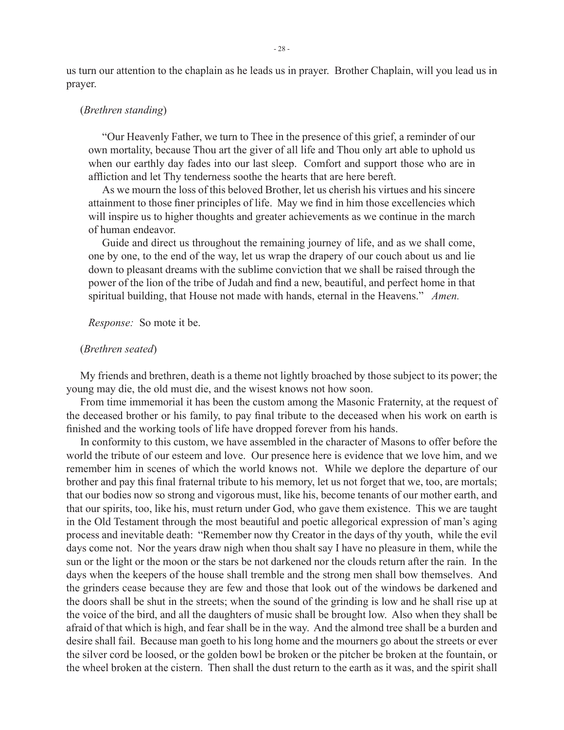us turn our attention to the chaplain as he leads us in prayer. Brother Chaplain, will you lead us in prayer.

(*Brethren standing*)

> "Our Heavenly Father, we turn to Thee in the presence of this grief, a reminder of our own mortality, because Thou art the giver of all life and Thou only art able to uphold us when our earthly day fades into our last sleep. Comfort and support those who are in affliction and let Thy tenderness soothe the hearts that are here bereft.
>
> As we mourn the loss of this beloved Brother, let us cherish his virtues and his sincere attainment to those finer principles of life. May we find in him those excellencies which will inspire us to higher thoughts and greater achievements as we continue in the march of human endeavor.
>
> Guide and direct us throughout the remaining journey of life, and as we shall come, one by one, to the end of the way, let us wrap the drapery of our couch about us and lie down to pleasant dreams with the sublime conviction that we shall be raised through the power of the lion of the tribe of Judah and find a new, beautiful, and perfect home in that spiritual building, that House not made with hands, eternal in the Heavens." *Amen.*

*Response:* So mote it be.

(*Brethren seated*)

My friends and brethren, death is a theme not lightly broached by those subject to its power; the young may die, the old must die, and the wisest knows not how soon.

From time immemorial it has been the custom among the Masonic Fraternity, at the request of the deceased brother or his family, to pay final tribute to the deceased when his work on earth is finished and the working tools of life have dropped forever from his hands.

In conformity to this custom, we have assembled in the character of Masons to offer before the world the tribute of our esteem and love. Our presence here is evidence that we love him, and we remember him in scenes of which the world knows not. While we deplore the departure of our brother and pay this final fraternal tribute to his memory, let us not forget that we, too, are mortals; that our bodies now so strong and vigorous must, like his, become tenants of our mother earth, and that our spirits, too, like his, must return under God, who gave them existence. This we are taught in the Old Testament through the most beautiful and poetic allegorical expression of man's aging process and inevitable death: "Remember now thy Creator in the days of thy youth, while the evil days come not. Nor the years draw nigh when thou shalt say I have no pleasure in them, while the sun or the light or the moon or the stars be not darkened nor the clouds return after the rain. In the days when the keepers of the house shall tremble and the strong men shall bow themselves. And the grinders cease because they are few and those that look out of the windows be darkened and the doors shall be shut in the streets; when the sound of the grinding is low and he shall rise up at the voice of the bird, and all the daughters of music shall be brought low. Also when they shall be afraid of that which is high, and fear shall be in the way. And the almond tree shall be a burden and desire shall fail. Because man goeth to his long home and the mourners go about the streets or ever the silver cord be loosed, or the golden bowl be broken or the pitcher be broken at the fountain, or the wheel broken at the cistern. Then shall the dust return to the earth as it was, and the spirit shall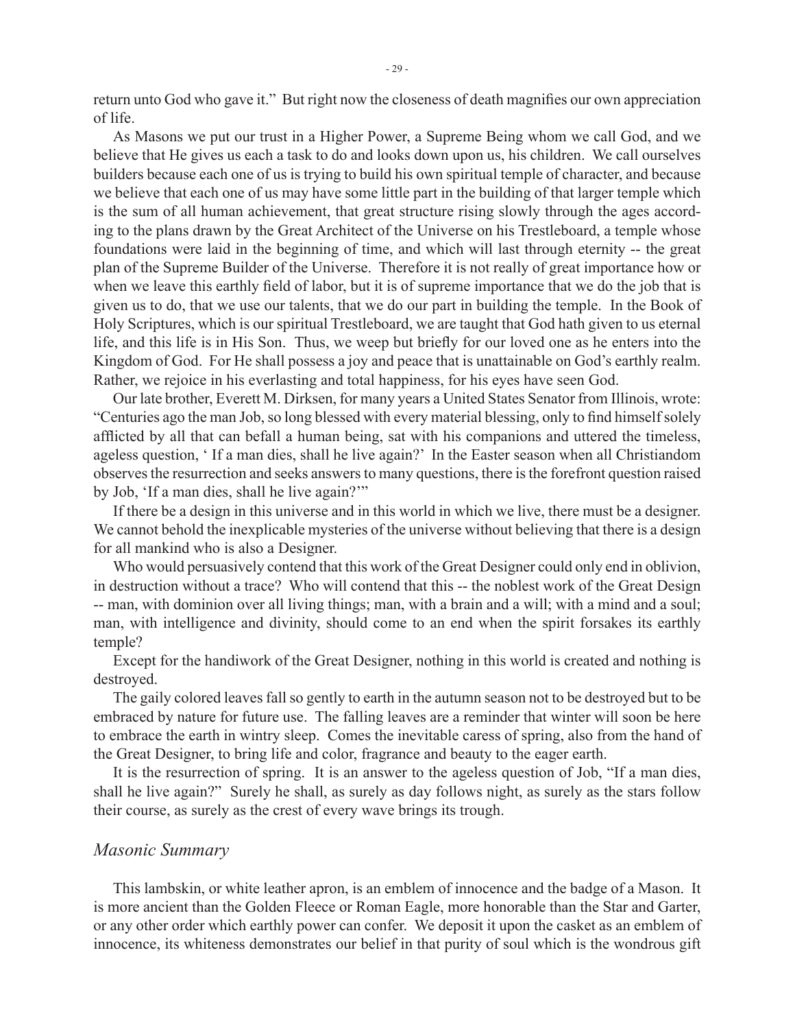return unto God who gave it." But right now the closeness of death magnifies our own appreciation of life.

As Masons we put our trust in a Higher Power, a Supreme Being whom we call God, and we believe that He gives us each a task to do and looks down upon us, his children. We call ourselves builders because each one of us is trying to build his own spiritual temple of character, and because we believe that each one of us may have some little part in the building of that larger temple which is the sum of all human achievement, that great structure rising slowly through the ages according to the plans drawn by the Great Architect of the Universe on his Trestleboard, a temple whose foundations were laid in the beginning of time, and which will last through eternity -- the great plan of the Supreme Builder of the Universe. Therefore it is not really of great importance how or when we leave this earthly field of labor, but it is of supreme importance that we do the job that is given us to do, that we use our talents, that we do our part in building the temple. In the Book of Holy Scriptures, which is our spiritual Trestleboard, we are taught that God hath given to us eternal life, and this life is in His Son. Thus, we weep but briefly for our loved one as he enters into the Kingdom of God. For He shall possess a joy and peace that is unattainable on God's earthly realm. Rather, we rejoice in his everlasting and total happiness, for his eyes have seen God.

Our late brother, Everett M. Dirksen, for many years a United States Senator from Illinois, wrote: "Centuries ago the man Job, so long blessed with every material blessing, only to find himself solely afflicted by all that can befall a human being, sat with his companions and uttered the timeless, ageless question, ' If a man dies, shall he live again?' In the Easter season when all Christiandom observes the resurrection and seeks answers to many questions, there is the forefront question raised by Job, 'If a man dies, shall he live again?'"

If there be a design in this universe and in this world in which we live, there must be a designer. We cannot behold the inexplicable mysteries of the universe without believing that there is a design for all mankind who is also a Designer.

Who would persuasively contend that this work of the Great Designer could only end in oblivion, in destruction without a trace? Who will contend that this -- the noblest work of the Great Design -- man, with dominion over all living things; man, with a brain and a will; with a mind and a soul; man, with intelligence and divinity, should come to an end when the spirit forsakes its earthly temple?

Except for the handiwork of the Great Designer, nothing in this world is created and nothing is destroyed.

The gaily colored leaves fall so gently to earth in the autumn season not to be destroyed but to be embraced by nature for future use. The falling leaves are a reminder that winter will soon be here to embrace the earth in wintry sleep. Comes the inevitable caress of spring, also from the hand of the Great Designer, to bring life and color, fragrance and beauty to the eager earth.

It is the resurrection of spring. It is an answer to the ageless question of Job, "If a man dies, shall he live again?" Surely he shall, as surely as day follows night, as surely as the stars follow their course, as surely as the crest of every wave brings its trough.

## *Masonic Summary*

This lambskin, or white leather apron, is an emblem of innocence and the badge of a Mason. It is more ancient than the Golden Fleece or Roman Eagle, more honorable than the Star and Garter, or any other order which earthly power can confer. We deposit it upon the casket as an emblem of innocence, its whiteness demonstrates our belief in that purity of soul which is the wondrous gift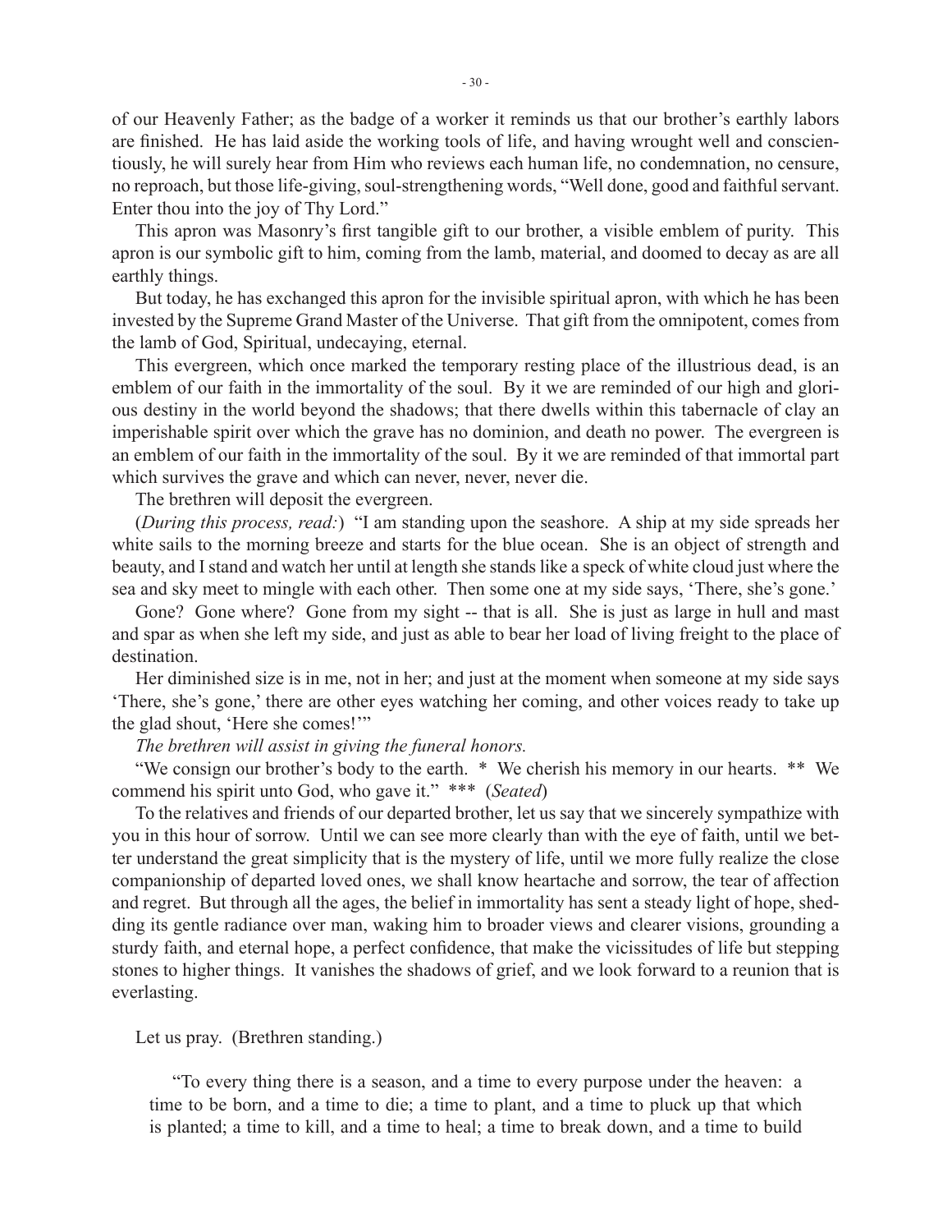of our Heavenly Father; as the badge of a worker it reminds us that our brother's earthly labors are finished. He has laid aside the working tools of life, and having wrought well and conscientiously, he will surely hear from Him who reviews each human life, no condemnation, no censure, no reproach, but those life-giving, soul-strengthening words, "Well done, good and faithful servant. Enter thou into the joy of Thy Lord."

This apron was Masonry's first tangible gift to our brother, a visible emblem of purity. This apron is our symbolic gift to him, coming from the lamb, material, and doomed to decay as are all earthly things.

But today, he has exchanged this apron for the invisible spiritual apron, with which he has been invested by the Supreme Grand Master of the Universe. That gift from the omnipotent, comes from the lamb of God, Spiritual, undecaying, eternal.

This evergreen, which once marked the temporary resting place of the illustrious dead, is an emblem of our faith in the immortality of the soul. By it we are reminded of our high and glorious destiny in the world beyond the shadows; that there dwells within this tabernacle of clay an imperishable spirit over which the grave has no dominion, and death no power. The evergreen is an emblem of our faith in the immortality of the soul. By it we are reminded of that immortal part which survives the grave and which can never, never, never die.

The brethren will deposit the evergreen.

(*During this process, read:*) "I am standing upon the seashore. A ship at my side spreads her white sails to the morning breeze and starts for the blue ocean. She is an object of strength and beauty, and I stand and watch her until at length she stands like a speck of white cloud just where the sea and sky meet to mingle with each other. Then some one at my side says, 'There, she's gone.'

Gone? Gone where? Gone from my sight -- that is all. She is just as large in hull and mast and spar as when she left my side, and just as able to bear her load of living freight to the place of destination.

Her diminished size is in me, not in her; and just at the moment when someone at my side says 'There, she's gone,' there are other eyes watching her coming, and other voices ready to take up the glad shout, 'Here she comes!'"

*The brethren will assist in giving the funeral honors.*

"We consign our brother's body to the earth. * We cherish his memory in our hearts. ** We commend his spirit unto God, who gave it." *** (*Seated*)

To the relatives and friends of our departed brother, let us say that we sincerely sympathize with you in this hour of sorrow. Until we can see more clearly than with the eye of faith, until we better understand the great simplicity that is the mystery of life, until we more fully realize the close companionship of departed loved ones, we shall know heartache and sorrow, the tear of affection and regret. But through all the ages, the belief in immortality has sent a steady light of hope, shedding its gentle radiance over man, waking him to broader views and clearer visions, grounding a sturdy faith, and eternal hope, a perfect confidence, that make the vicissitudes of life but stepping stones to higher things. It vanishes the shadows of grief, and we look forward to a reunion that is everlasting.

Let us pray. (Brethren standing.)

> "To every thing there is a season, and a time to every purpose under the heaven: a time to be born, and a time to die; a time to plant, and a time to pluck up that which is planted; a time to kill, and a time to heal; a time to break down, and a time to build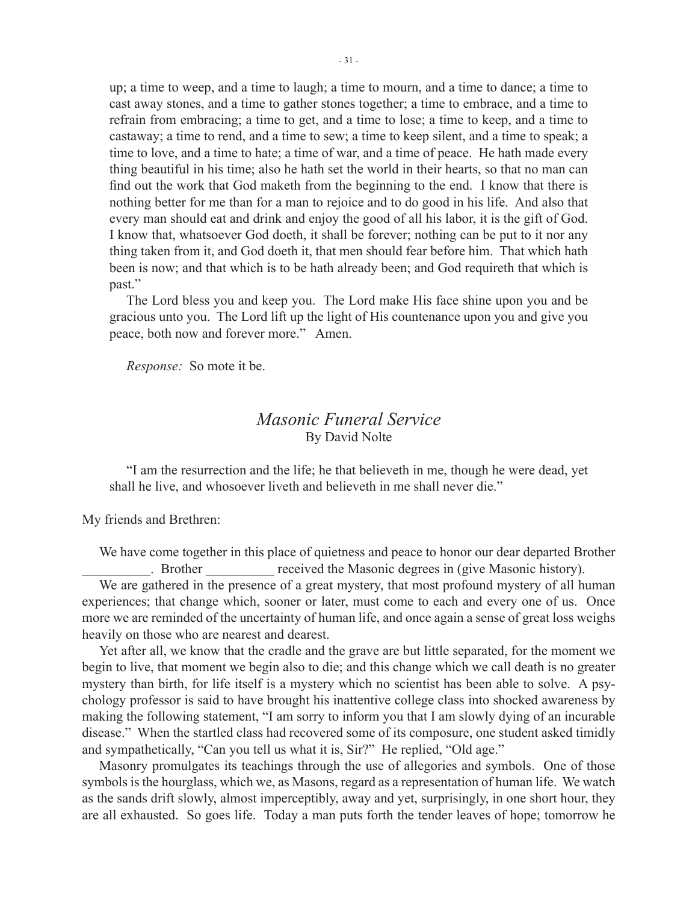up; a time to weep, and a time to laugh; a time to mourn, and a time to dance; a time to cast away stones, and a time to gather stones together; a time to embrace, and a time to refrain from embracing; a time to get, and a time to lose; a time to keep, and a time to castaway; a time to rend, and a time to sew; a time to keep silent, and a time to speak; a time to love, and a time to hate; a time of war, and a time of peace. He hath made every thing beautiful in his time; also he hath set the world in their hearts, so that no man can find out the work that God maketh from the beginning to the end. I know that there is nothing better for me than for a man to rejoice and to do good in his life. And also that every man should eat and drink and enjoy the good of all his labor, it is the gift of God. I know that, whatsoever God doeth, it shall be forever; nothing can be put to it nor any thing taken from it, and God doeth it, that men should fear before him. That which hath been is now; and that which is to be hath already been; and God requireth that which is past."

The Lord bless you and keep you. The Lord make His face shine upon you and be gracious unto you. The Lord lift up the light of His countenance upon you and give you peace, both now and forever more." Amen.

*Response:* So mote it be.

## *Masonic Funeral Service*

By David Nolte

"I am the resurrection and the life; he that believeth in me, though he were dead, yet shall he live, and whosoever liveth and believeth in me shall never die."

My friends and Brethren:

We have come together in this place of quietness and peace to honor our dear departed Brother __________. Brother __________ received the Masonic degrees in (give Masonic history).

We are gathered in the presence of a great mystery, that most profound mystery of all human experiences; that change which, sooner or later, must come to each and every one of us. Once more we are reminded of the uncertainty of human life, and once again a sense of great loss weighs heavily on those who are nearest and dearest.

Yet after all, we know that the cradle and the grave are but little separated, for the moment we begin to live, that moment we begin also to die; and this change which we call death is no greater mystery than birth, for life itself is a mystery which no scientist has been able to solve. A psychology professor is said to have brought his inattentive college class into shocked awareness by making the following statement, "I am sorry to inform you that I am slowly dying of an incurable disease." When the startled class had recovered some of its composure, one student asked timidly and sympathetically, "Can you tell us what it is, Sir?" He replied, "Old age."

Masonry promulgates its teachings through the use of allegories and symbols. One of those symbols is the hourglass, which we, as Masons, regard as a representation of human life. We watch as the sands drift slowly, almost imperceptibly, away and yet, surprisingly, in one short hour, they are all exhausted. So goes life. Today a man puts forth the tender leaves of hope; tomorrow he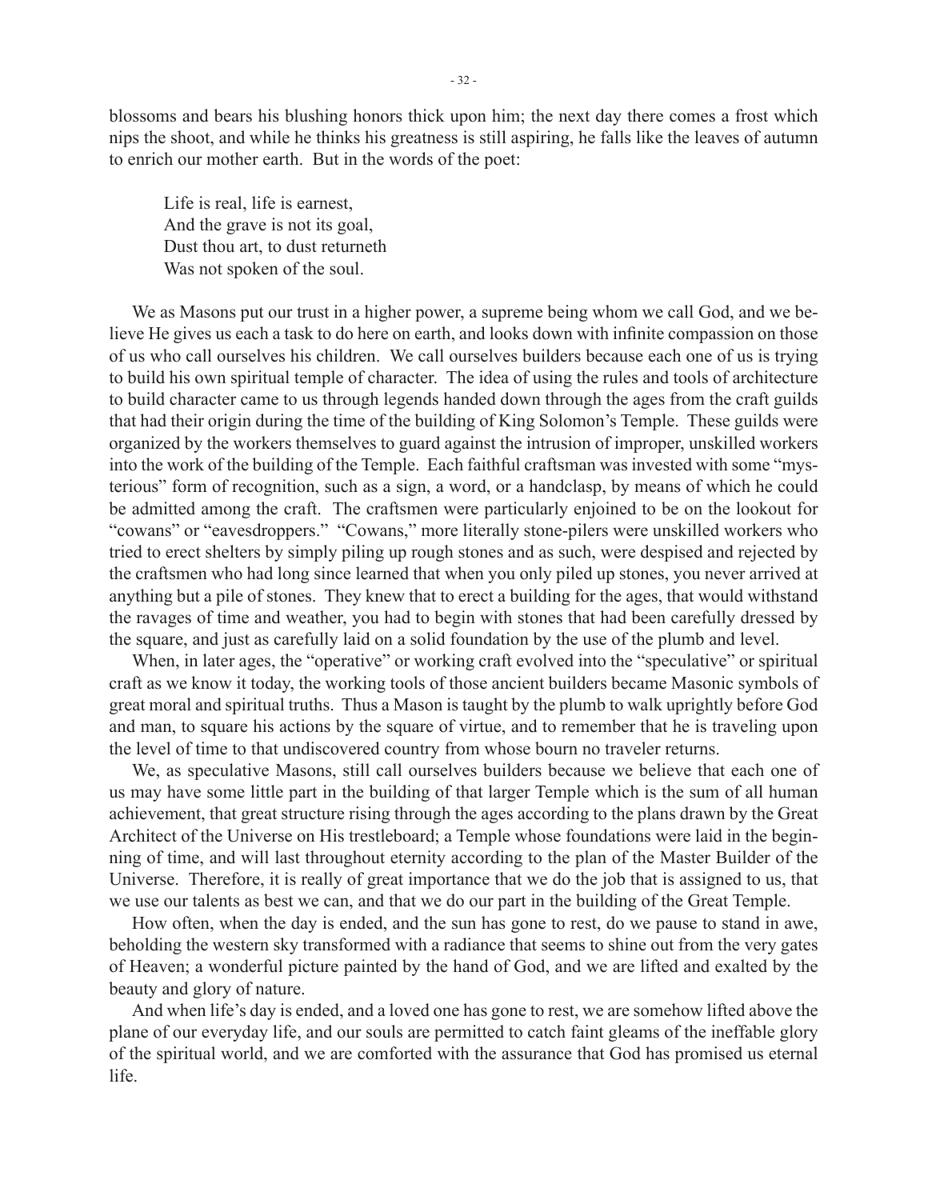blossoms and bears his blushing honors thick upon him; the next day there comes a frost which nips the shoot, and while he thinks his greatness is still aspiring, he falls like the leaves of autumn to enrich our mother earth. But in the words of the poet:

> Life is real, life is earnest,
> And the grave is not its goal,
> Dust thou art, to dust returneth
> Was not spoken of the soul.

We as Masons put our trust in a higher power, a supreme being whom we call God, and we believe He gives us each a task to do here on earth, and looks down with infinite compassion on those of us who call ourselves his children. We call ourselves builders because each one of us is trying to build his own spiritual temple of character. The idea of using the rules and tools of architecture to build character came to us through legends handed down through the ages from the craft guilds that had their origin during the time of the building of King Solomon's Temple. These guilds were organized by the workers themselves to guard against the intrusion of improper, unskilled workers into the work of the building of the Temple. Each faithful craftsman was invested with some "mysterious" form of recognition, such as a sign, a word, or a handclasp, by means of which he could be admitted among the craft. The craftsmen were particularly enjoined to be on the lookout for "cowans" or "eavesdroppers." "Cowans," more literally stone-pilers were unskilled workers who tried to erect shelters by simply piling up rough stones and as such, were despised and rejected by the craftsmen who had long since learned that when you only piled up stones, you never arrived at anything but a pile of stones. They knew that to erect a building for the ages, that would withstand the ravages of time and weather, you had to begin with stones that had been carefully dressed by the square, and just as carefully laid on a solid foundation by the use of the plumb and level.

When, in later ages, the "operative" or working craft evolved into the "speculative" or spiritual craft as we know it today, the working tools of those ancient builders became Masonic symbols of great moral and spiritual truths. Thus a Mason is taught by the plumb to walk uprightly before God and man, to square his actions by the square of virtue, and to remember that he is traveling upon the level of time to that undiscovered country from whose bourn no traveler returns.

We, as speculative Masons, still call ourselves builders because we believe that each one of us may have some little part in the building of that larger Temple which is the sum of all human achievement, that great structure rising through the ages according to the plans drawn by the Great Architect of the Universe on His trestleboard; a Temple whose foundations were laid in the beginning of time, and will last throughout eternity according to the plan of the Master Builder of the Universe. Therefore, it is really of great importance that we do the job that is assigned to us, that we use our talents as best we can, and that we do our part in the building of the Great Temple.

How often, when the day is ended, and the sun has gone to rest, do we pause to stand in awe, beholding the western sky transformed with a radiance that seems to shine out from the very gates of Heaven; a wonderful picture painted by the hand of God, and we are lifted and exalted by the beauty and glory of nature.

And when life's day is ended, and a loved one has gone to rest, we are somehow lifted above the plane of our everyday life, and our souls are permitted to catch faint gleams of the ineffable glory of the spiritual world, and we are comforted with the assurance that God has promised us eternal life.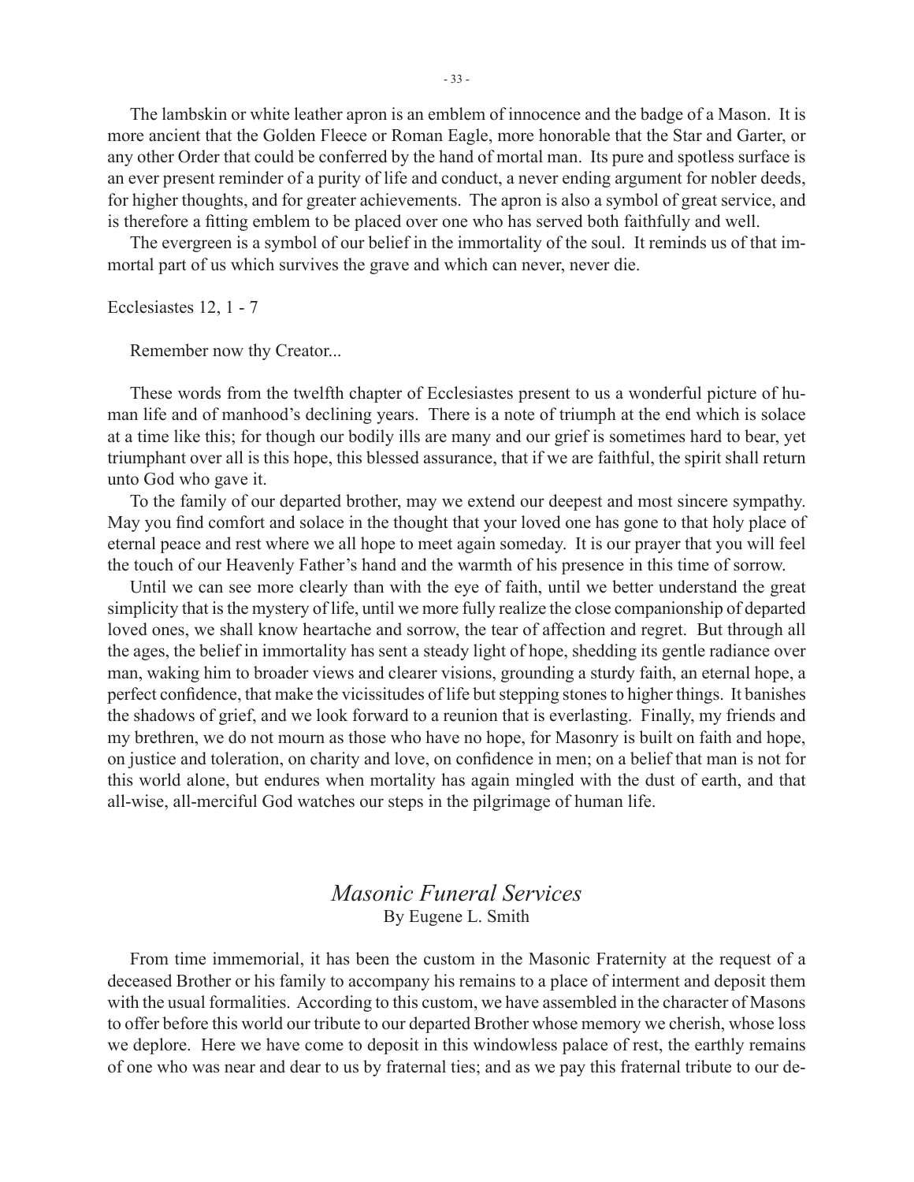The lambskin or white leather apron is an emblem of innocence and the badge of a Mason. It is more ancient that the Golden Fleece or Roman Eagle, more honorable that the Star and Garter, or any other Order that could be conferred by the hand of mortal man. Its pure and spotless surface is an ever present reminder of a purity of life and conduct, a never ending argument for nobler deeds, for higher thoughts, and for greater achievements. The apron is also a symbol of great service, and is therefore a fitting emblem to be placed over one who has served both faithfully and well.

The evergreen is a symbol of our belief in the immortality of the soul. It reminds us of that immortal part of us which survives the grave and which can never, never die.

Ecclesiastes 12, 1 - 7

Remember now thy Creator...

These words from the twelfth chapter of Ecclesiastes present to us a wonderful picture of human life and of manhood's declining years. There is a note of triumph at the end which is solace at a time like this; for though our bodily ills are many and our grief is sometimes hard to bear, yet triumphant over all is this hope, this blessed assurance, that if we are faithful, the spirit shall return unto God who gave it.

To the family of our departed brother, may we extend our deepest and most sincere sympathy. May you find comfort and solace in the thought that your loved one has gone to that holy place of eternal peace and rest where we all hope to meet again someday. It is our prayer that you will feel the touch of our Heavenly Father's hand and the warmth of his presence in this time of sorrow.

Until we can see more clearly than with the eye of faith, until we better understand the great simplicity that is the mystery of life, until we more fully realize the close companionship of departed loved ones, we shall know heartache and sorrow, the tear of affection and regret. But through all the ages, the belief in immortality has sent a steady light of hope, shedding its gentle radiance over man, waking him to broader views and clearer visions, grounding a sturdy faith, an eternal hope, a perfect confidence, that make the vicissitudes of life but stepping stones to higher things. It banishes the shadows of grief, and we look forward to a reunion that is everlasting. Finally, my friends and my brethren, we do not mourn as those who have no hope, for Masonry is built on faith and hope, on justice and toleration, on charity and love, on confidence in men; on a belief that man is not for this world alone, but endures when mortality has again mingled with the dust of earth, and that all-wise, all-merciful God watches our steps in the pilgrimage of human life.

## *Masonic Funeral Services*

By Eugene L. Smith

From time immemorial, it has been the custom in the Masonic Fraternity at the request of a deceased Brother or his family to accompany his remains to a place of interment and deposit them with the usual formalities. According to this custom, we have assembled in the character of Masons to offer before this world our tribute to our departed Brother whose memory we cherish, whose loss we deplore. Here we have come to deposit in this windowless palace of rest, the earthly remains of one who was near and dear to us by fraternal ties; and as we pay this fraternal tribute to our de-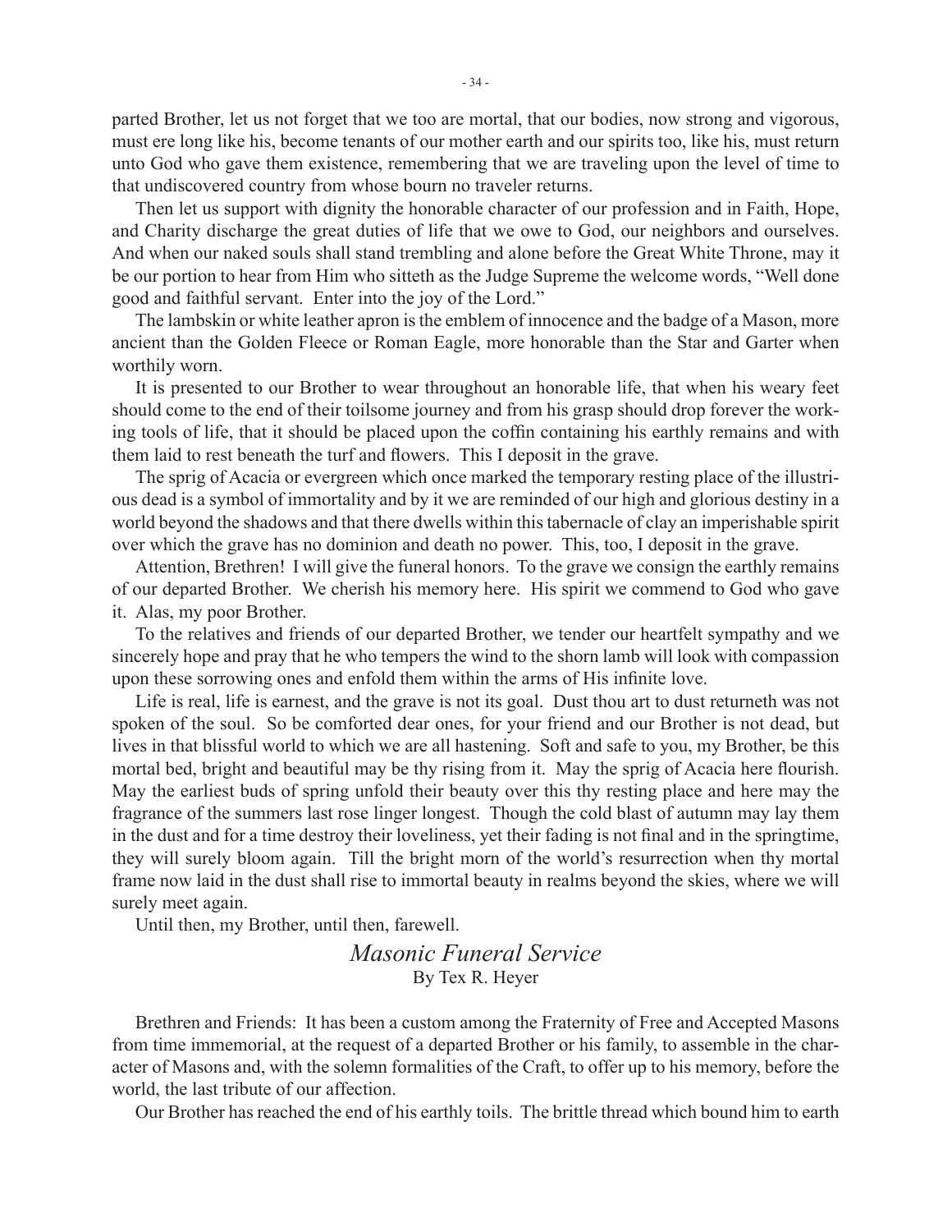parted Brother, let us not forget that we too are mortal, that our bodies, now strong and vigorous, must ere long like his, become tenants of our mother earth and our spirits too, like his, must return unto God who gave them existence, remembering that we are traveling upon the level of time to that undiscovered country from whose bourn no traveler returns.

Then let us support with dignity the honorable character of our profession and in Faith, Hope, and Charity discharge the great duties of life that we owe to God, our neighbors and ourselves. And when our naked souls shall stand trembling and alone before the Great White Throne, may it be our portion to hear from Him who sitteth as the Judge Supreme the welcome words, "Well done good and faithful servant. Enter into the joy of the Lord."

The lambskin or white leather apron is the emblem of innocence and the badge of a Mason, more ancient than the Golden Fleece or Roman Eagle, more honorable than the Star and Garter when worthily worn.

It is presented to our Brother to wear throughout an honorable life, that when his weary feet should come to the end of their toilsome journey and from his grasp should drop forever the working tools of life, that it should be placed upon the coffin containing his earthly remains and with them laid to rest beneath the turf and flowers. This I deposit in the grave.

The sprig of Acacia or evergreen which once marked the temporary resting place of the illustrious dead is a symbol of immortality and by it we are reminded of our high and glorious destiny in a world beyond the shadows and that there dwells within this tabernacle of clay an imperishable spirit over which the grave has no dominion and death no power. This, too, I deposit in the grave.

Attention, Brethren! I will give the funeral honors. To the grave we consign the earthly remains of our departed Brother. We cherish his memory here. His spirit we commend to God who gave it. Alas, my poor Brother.

To the relatives and friends of our departed Brother, we tender our heartfelt sympathy and we sincerely hope and pray that he who tempers the wind to the shorn lamb will look with compassion upon these sorrowing ones and enfold them within the arms of His infinite love.

Life is real, life is earnest, and the grave is not its goal. Dust thou art to dust returneth was not spoken of the soul. So be comforted dear ones, for your friend and our Brother is not dead, but lives in that blissful world to which we are all hastening. Soft and safe to you, my Brother, be this mortal bed, bright and beautiful may be thy rising from it. May the sprig of Acacia here flourish. May the earliest buds of spring unfold their beauty over this thy resting place and here may the fragrance of the summers last rose linger longest. Though the cold blast of autumn may lay them in the dust and for a time destroy their loveliness, yet their fading is not final and in the springtime, they will surely bloom again. Till the bright morn of the world's resurrection when thy mortal frame now laid in the dust shall rise to immortal beauty in realms beyond the skies, where we will surely meet again.

Until then, my Brother, until then, farewell.

## *Masonic Funeral Service*

By Tex R. Heyer

Brethren and Friends: It has been a custom among the Fraternity of Free and Accepted Masons from time immemorial, at the request of a departed Brother or his family, to assemble in the character of Masons and, with the solemn formalities of the Craft, to offer up to his memory, before the world, the last tribute of our affection.

Our Brother has reached the end of his earthly toils. The brittle thread which bound him to earth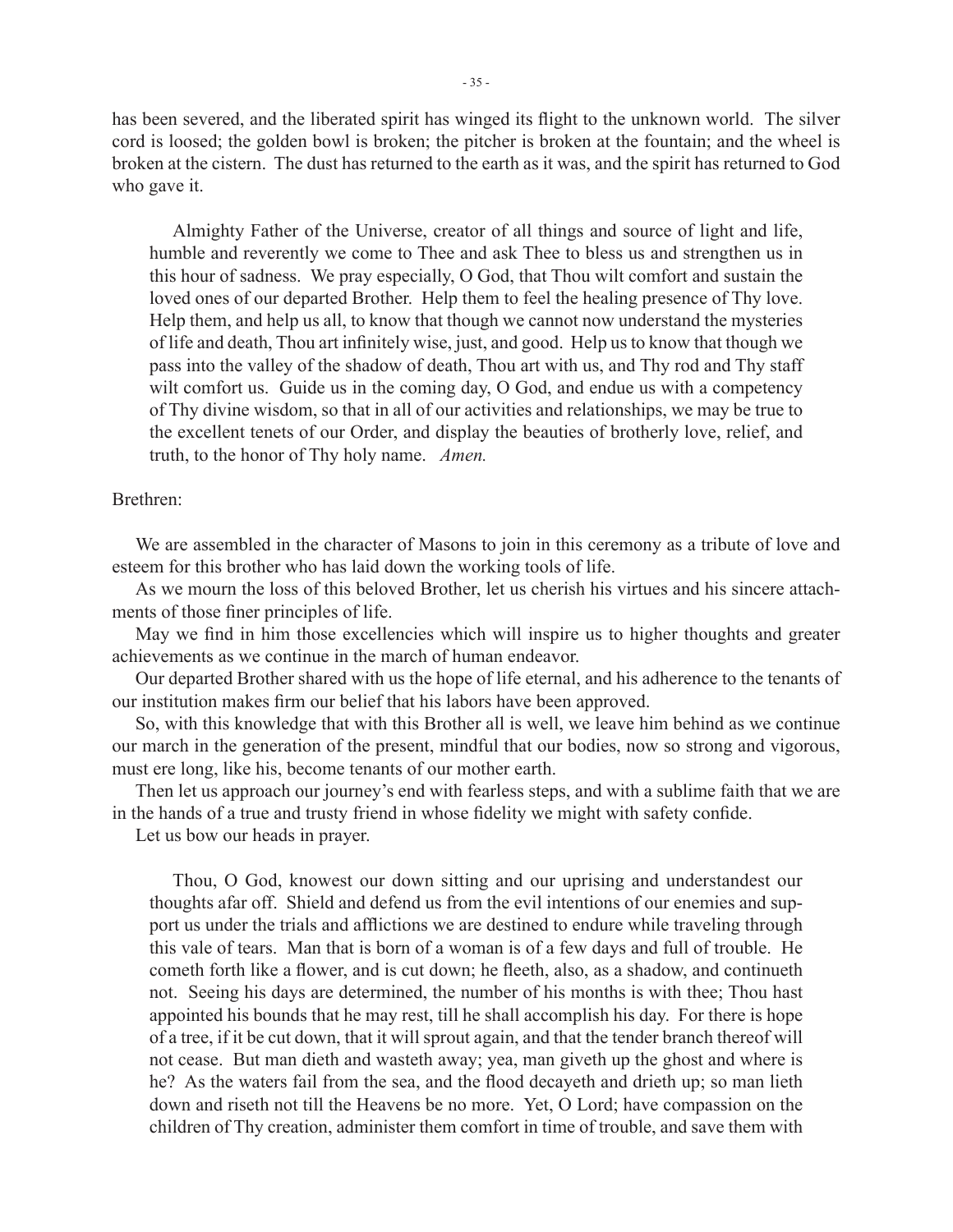has been severed, and the liberated spirit has winged its flight to the unknown world. The silver cord is loosed; the golden bowl is broken; the pitcher is broken at the fountain; and the wheel is broken at the cistern. The dust has returned to the earth as it was, and the spirit has returned to God who gave it.

> Almighty Father of the Universe, creator of all things and source of light and life, humble and reverently we come to Thee and ask Thee to bless us and strengthen us in this hour of sadness. We pray especially, O God, that Thou wilt comfort and sustain the loved ones of our departed Brother. Help them to feel the healing presence of Thy love. Help them, and help us all, to know that though we cannot now understand the mysteries of life and death, Thou art infinitely wise, just, and good. Help us to know that though we pass into the valley of the shadow of death, Thou art with us, and Thy rod and Thy staff wilt comfort us. Guide us in the coming day, O God, and endue us with a competency of Thy divine wisdom, so that in all of our activities and relationships, we may be true to the excellent tenets of our Order, and display the beauties of brotherly love, relief, and truth, to the honor of Thy holy name. *Amen.*

Brethren:

We are assembled in the character of Masons to join in this ceremony as a tribute of love and esteem for this brother who has laid down the working tools of life.

As we mourn the loss of this beloved Brother, let us cherish his virtues and his sincere attachments of those finer principles of life.

May we find in him those excellencies which will inspire us to higher thoughts and greater achievements as we continue in the march of human endeavor.

Our departed Brother shared with us the hope of life eternal, and his adherence to the tenants of our institution makes firm our belief that his labors have been approved.

So, with this knowledge that with this Brother all is well, we leave him behind as we continue our march in the generation of the present, mindful that our bodies, now so strong and vigorous, must ere long, like his, become tenants of our mother earth.

Then let us approach our journey's end with fearless steps, and with a sublime faith that we are in the hands of a true and trusty friend in whose fidelity we might with safety confide.

Let us bow our heads in prayer.

> Thou, O God, knowest our down sitting and our uprising and understandest our thoughts afar off. Shield and defend us from the evil intentions of our enemies and support us under the trials and afflictions we are destined to endure while traveling through this vale of tears. Man that is born of a woman is of a few days and full of trouble. He cometh forth like a flower, and is cut down; he fleeth, also, as a shadow, and continueth not. Seeing his days are determined, the number of his months is with thee; Thou hast appointed his bounds that he may rest, till he shall accomplish his day. For there is hope of a tree, if it be cut down, that it will sprout again, and that the tender branch thereof will not cease. But man dieth and wasteth away; yea, man giveth up the ghost and where is he? As the waters fail from the sea, and the flood decayeth and drieth up; so man lieth down and riseth not till the Heavens be no more. Yet, O Lord; have compassion on the children of Thy creation, administer them comfort in time of trouble, and save them with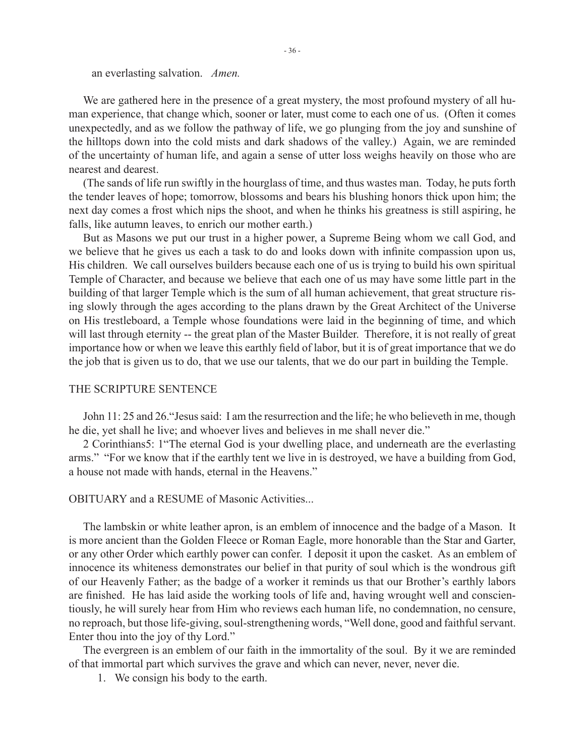an everlasting salvation. *Amen.*

We are gathered here in the presence of a great mystery, the most profound mystery of all human experience, that change which, sooner or later, must come to each one of us. (Often it comes unexpectedly, and as we follow the pathway of life, we go plunging from the joy and sunshine of the hilltops down into the cold mists and dark shadows of the valley.) Again, we are reminded of the uncertainty of human life, and again a sense of utter loss weighs heavily on those who are nearest and dearest.

(The sands of life run swiftly in the hourglass of time, and thus wastes man. Today, he puts forth the tender leaves of hope; tomorrow, blossoms and bears his blushing honors thick upon him; the next day comes a frost which nips the shoot, and when he thinks his greatness is still aspiring, he falls, like autumn leaves, to enrich our mother earth.)

But as Masons we put our trust in a higher power, a Supreme Being whom we call God, and we believe that he gives us each a task to do and looks down with infinite compassion upon us, His children. We call ourselves builders because each one of us is trying to build his own spiritual Temple of Character, and because we believe that each one of us may have some little part in the building of that larger Temple which is the sum of all human achievement, that great structure rising slowly through the ages according to the plans drawn by the Great Architect of the Universe on His trestleboard, a Temple whose foundations were laid in the beginning of time, and which will last through eternity -- the great plan of the Master Builder. Therefore, it is not really of great importance how or when we leave this earthly field of labor, but it is of great importance that we do the job that is given us to do, that we use our talents, that we do our part in building the Temple.

THE SCRIPTURE SENTENCE

John 11: 25 and 26."Jesus said: I am the resurrection and the life; he who believeth in me, though he die, yet shall he live; and whoever lives and believes in me shall never die."

2 Corinthians5: 1"The eternal God is your dwelling place, and underneath are the everlasting arms." "For we know that if the earthly tent we live in is destroyed, we have a building from God, a house not made with hands, eternal in the Heavens."

OBITUARY and a RESUME of Masonic Activities...

The lambskin or white leather apron, is an emblem of innocence and the badge of a Mason. It is more ancient than the Golden Fleece or Roman Eagle, more honorable than the Star and Garter, or any other Order which earthly power can confer. I deposit it upon the casket. As an emblem of innocence its whiteness demonstrates our belief in that purity of soul which is the wondrous gift of our Heavenly Father; as the badge of a worker it reminds us that our Brother's earthly labors are finished. He has laid aside the working tools of life and, having wrought well and conscientiously, he will surely hear from Him who reviews each human life, no condemnation, no censure, no reproach, but those life-giving, soul-strengthening words, "Well done, good and faithful servant. Enter thou into the joy of thy Lord."

The evergreen is an emblem of our faith in the immortality of the soul. By it we are reminded of that immortal part which survives the grave and which can never, never, never die.

1. We consign his body to the earth.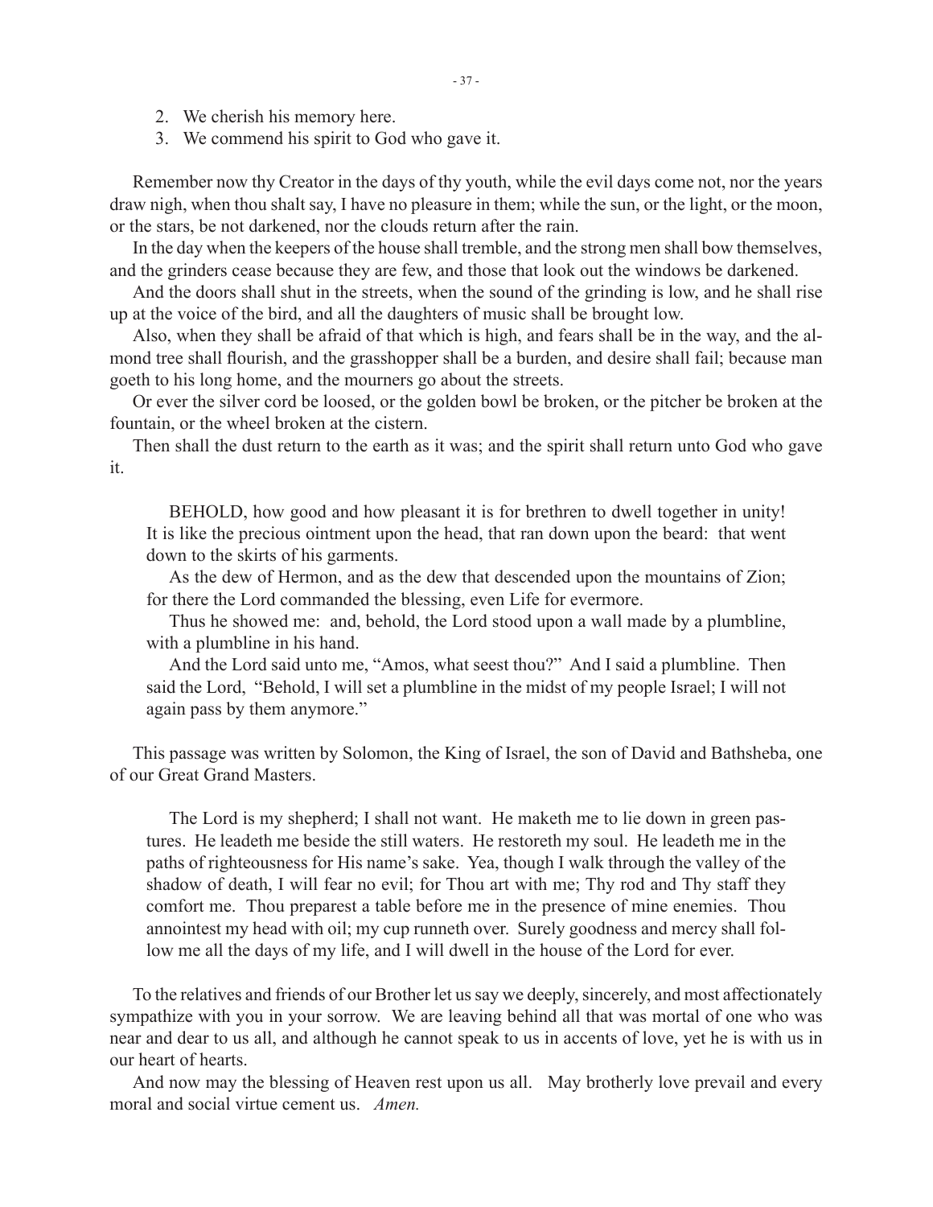2. We cherish his memory here.
3. We commend his spirit to God who gave it.

Remember now thy Creator in the days of thy youth, while the evil days come not, nor the years draw nigh, when thou shalt say, I have no pleasure in them; while the sun, or the light, or the moon, or the stars, be not darkened, nor the clouds return after the rain.

In the day when the keepers of the house shall tremble, and the strong men shall bow themselves, and the grinders cease because they are few, and those that look out the windows be darkened.

And the doors shall shut in the streets, when the sound of the grinding is low, and he shall rise up at the voice of the bird, and all the daughters of music shall be brought low.

Also, when they shall be afraid of that which is high, and fears shall be in the way, and the almond tree shall flourish, and the grasshopper shall be a burden, and desire shall fail; because man goeth to his long home, and the mourners go about the streets.

Or ever the silver cord be loosed, or the golden bowl be broken, or the pitcher be broken at the fountain, or the wheel broken at the cistern.

Then shall the dust return to the earth as it was; and the spirit shall return unto God who gave it.

> BEHOLD, how good and how pleasant it is for brethren to dwell together in unity! It is like the precious ointment upon the head, that ran down upon the beard: that went down to the skirts of his garments.
>
> As the dew of Hermon, and as the dew that descended upon the mountains of Zion; for there the Lord commanded the blessing, even Life for evermore.
>
> Thus he showed me: and, behold, the Lord stood upon a wall made by a plumbline, with a plumbline in his hand.
>
> And the Lord said unto me, "Amos, what seest thou?" And I said a plumbline. Then said the Lord, "Behold, I will set a plumbline in the midst of my people Israel; I will not again pass by them anymore."

This passage was written by Solomon, the King of Israel, the son of David and Bathsheba, one of our Great Grand Masters.

> The Lord is my shepherd; I shall not want. He maketh me to lie down in green pastures. He leadeth me beside the still waters. He restoreth my soul. He leadeth me in the paths of righteousness for His name's sake. Yea, though I walk through the valley of the shadow of death, I will fear no evil; for Thou art with me; Thy rod and Thy staff they comfort me. Thou preparest a table before me in the presence of mine enemies. Thou annointest my head with oil; my cup runneth over. Surely goodness and mercy shall follow me all the days of my life, and I will dwell in the house of the Lord for ever.

To the relatives and friends of our Brother let us say we deeply, sincerely, and most affectionately sympathize with you in your sorrow. We are leaving behind all that was mortal of one who was near and dear to us all, and although he cannot speak to us in accents of love, yet he is with us in our heart of hearts.

And now may the blessing of Heaven rest upon us all. May brotherly love prevail and every moral and social virtue cement us. *Amen.*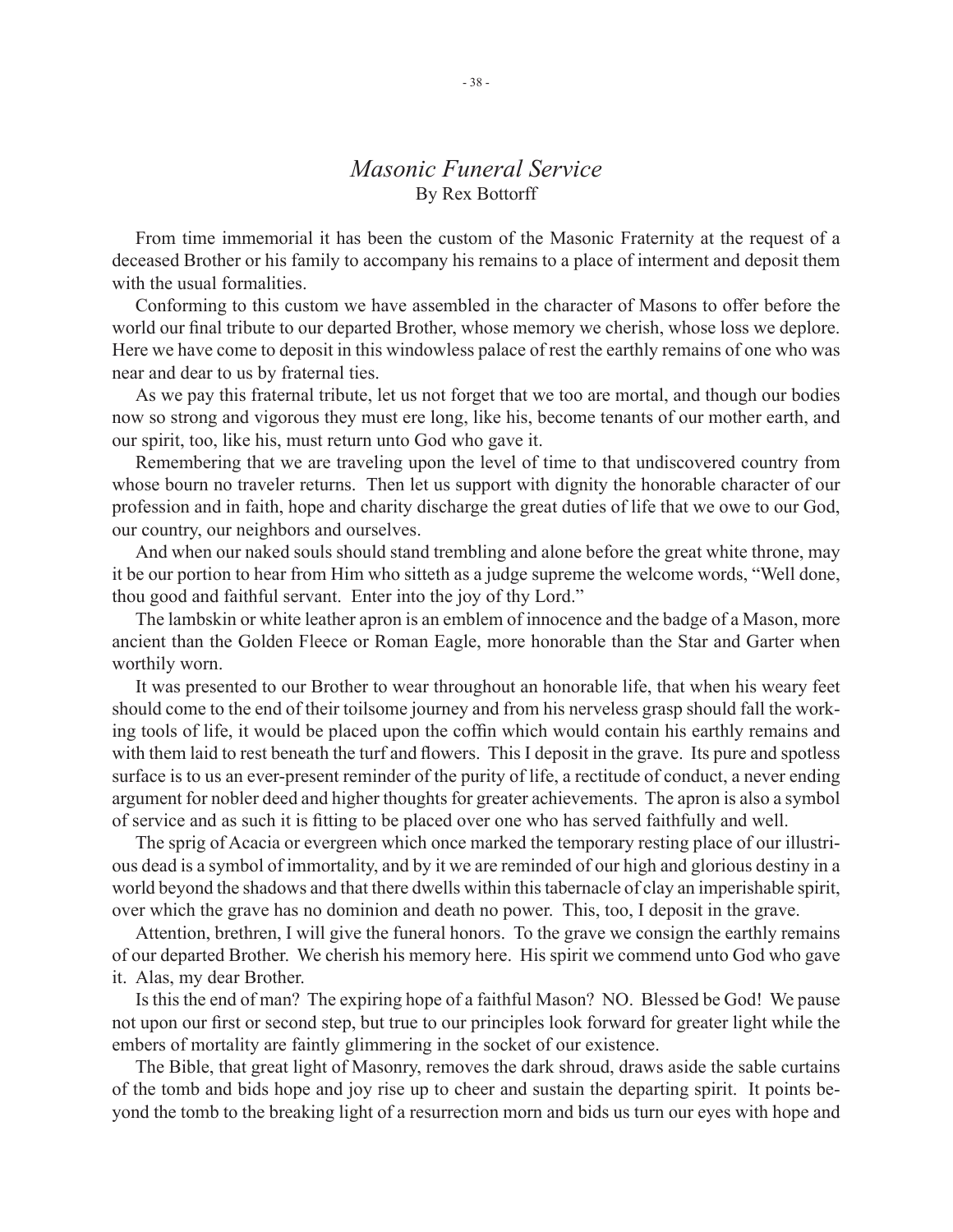## *Masonic Funeral Service*

By Rex Bottorff

From time immemorial it has been the custom of the Masonic Fraternity at the request of a deceased Brother or his family to accompany his remains to a place of interment and deposit them with the usual formalities.

Conforming to this custom we have assembled in the character of Masons to offer before the world our final tribute to our departed Brother, whose memory we cherish, whose loss we deplore. Here we have come to deposit in this windowless palace of rest the earthly remains of one who was near and dear to us by fraternal ties.

As we pay this fraternal tribute, let us not forget that we too are mortal, and though our bodies now so strong and vigorous they must ere long, like his, become tenants of our mother earth, and our spirit, too, like his, must return unto God who gave it.

Remembering that we are traveling upon the level of time to that undiscovered country from whose bourn no traveler returns. Then let us support with dignity the honorable character of our profession and in faith, hope and charity discharge the great duties of life that we owe to our God, our country, our neighbors and ourselves.

And when our naked souls should stand trembling and alone before the great white throne, may it be our portion to hear from Him who sitteth as a judge supreme the welcome words, "Well done, thou good and faithful servant. Enter into the joy of thy Lord."

The lambskin or white leather apron is an emblem of innocence and the badge of a Mason, more ancient than the Golden Fleece or Roman Eagle, more honorable than the Star and Garter when worthily worn.

It was presented to our Brother to wear throughout an honorable life, that when his weary feet should come to the end of their toilsome journey and from his nerveless grasp should fall the working tools of life, it would be placed upon the coffin which would contain his earthly remains and with them laid to rest beneath the turf and flowers. This I deposit in the grave. Its pure and spotless surface is to us an ever-present reminder of the purity of life, a rectitude of conduct, a never ending argument for nobler deed and higher thoughts for greater achievements. The apron is also a symbol of service and as such it is fitting to be placed over one who has served faithfully and well.

The sprig of Acacia or evergreen which once marked the temporary resting place of our illustrious dead is a symbol of immortality, and by it we are reminded of our high and glorious destiny in a world beyond the shadows and that there dwells within this tabernacle of clay an imperishable spirit, over which the grave has no dominion and death no power. This, too, I deposit in the grave.

Attention, brethren, I will give the funeral honors. To the grave we consign the earthly remains of our departed Brother. We cherish his memory here. His spirit we commend unto God who gave it. Alas, my dear Brother.

Is this the end of man? The expiring hope of a faithful Mason? NO. Blessed be God! We pause not upon our first or second step, but true to our principles look forward for greater light while the embers of mortality are faintly glimmering in the socket of our existence.

The Bible, that great light of Masonry, removes the dark shroud, draws aside the sable curtains of the tomb and bids hope and joy rise up to cheer and sustain the departing spirit. It points beyond the tomb to the breaking light of a resurrection morn and bids us turn our eyes with hope and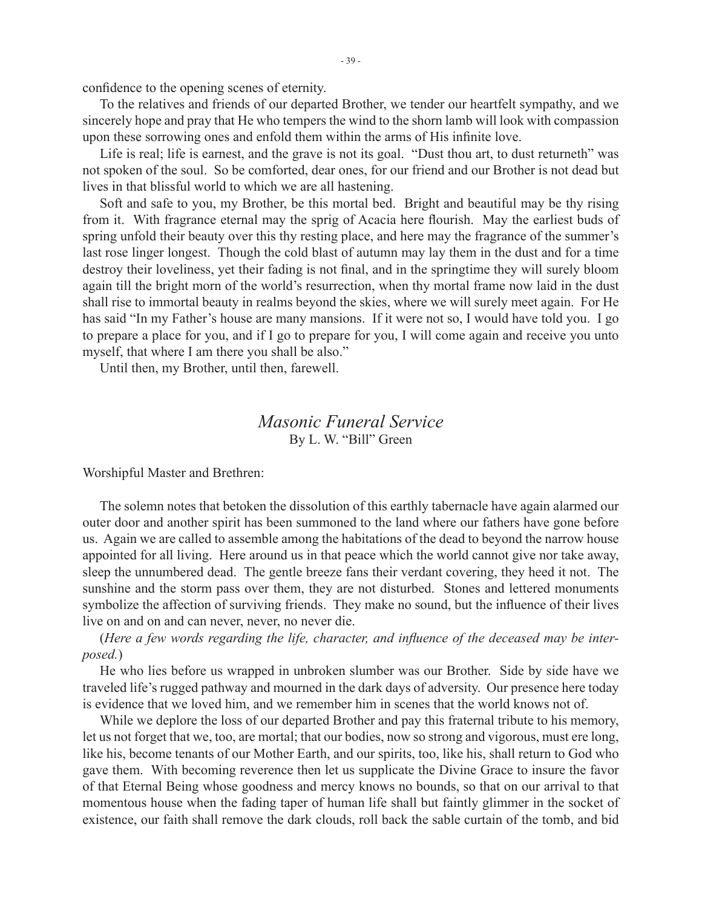confidence to the opening scenes of eternity.

To the relatives and friends of our departed Brother, we tender our heartfelt sympathy, and we sincerely hope and pray that He who tempers the wind to the shorn lamb will look with compassion upon these sorrowing ones and enfold them within the arms of His infinite love.

Life is real; life is earnest, and the grave is not its goal. "Dust thou art, to dust returneth" was not spoken of the soul. So be comforted, dear ones, for our friend and our Brother is not dead but lives in that blissful world to which we are all hastening.

Soft and safe to you, my Brother, be this mortal bed. Bright and beautiful may be thy rising from it. With fragrance eternal may the sprig of Acacia here flourish. May the earliest buds of spring unfold their beauty over this thy resting place, and here may the fragrance of the summer's last rose linger longest. Though the cold blast of autumn may lay them in the dust and for a time destroy their loveliness, yet their fading is not final, and in the springtime they will surely bloom again till the bright morn of the world's resurrection, when thy mortal frame now laid in the dust shall rise to immortal beauty in realms beyond the skies, where we will surely meet again. For He has said "In my Father's house are many mansions. If it were not so, I would have told you. I go to prepare a place for you, and if I go to prepare for you, I will come again and receive you unto myself, that where I am there you shall be also."

Until then, my Brother, until then, farewell.

## *Masonic Funeral Service*

By L. W. "Bill" Green

Worshipful Master and Brethren:

The solemn notes that betoken the dissolution of this earthly tabernacle have again alarmed our outer door and another spirit has been summoned to the land where our fathers have gone before us. Again we are called to assemble among the habitations of the dead to beyond the narrow house appointed for all living. Here around us in that peace which the world cannot give nor take away, sleep the unnumbered dead. The gentle breeze fans their verdant covering, they heed it not. The sunshine and the storm pass over them, they are not disturbed. Stones and lettered monuments symbolize the affection of surviving friends. They make no sound, but the influence of their lives live on and on and can never, never, no never die.

(*Here a few words regarding the life, character, and influence of the deceased may be interposed.*)

He who lies before us wrapped in unbroken slumber was our Brother. Side by side have we traveled life's rugged pathway and mourned in the dark days of adversity. Our presence here today is evidence that we loved him, and we remember him in scenes that the world knows not of.

While we deplore the loss of our departed Brother and pay this fraternal tribute to his memory, let us not forget that we, too, are mortal; that our bodies, now so strong and vigorous, must ere long, like his, become tenants of our Mother Earth, and our spirits, too, like his, shall return to God who gave them. With becoming reverence then let us supplicate the Divine Grace to insure the favor of that Eternal Being whose goodness and mercy knows no bounds, so that on our arrival to that momentous house when the fading taper of human life shall but faintly glimmer in the socket of existence, our faith shall remove the dark clouds, roll back the sable curtain of the tomb, and bid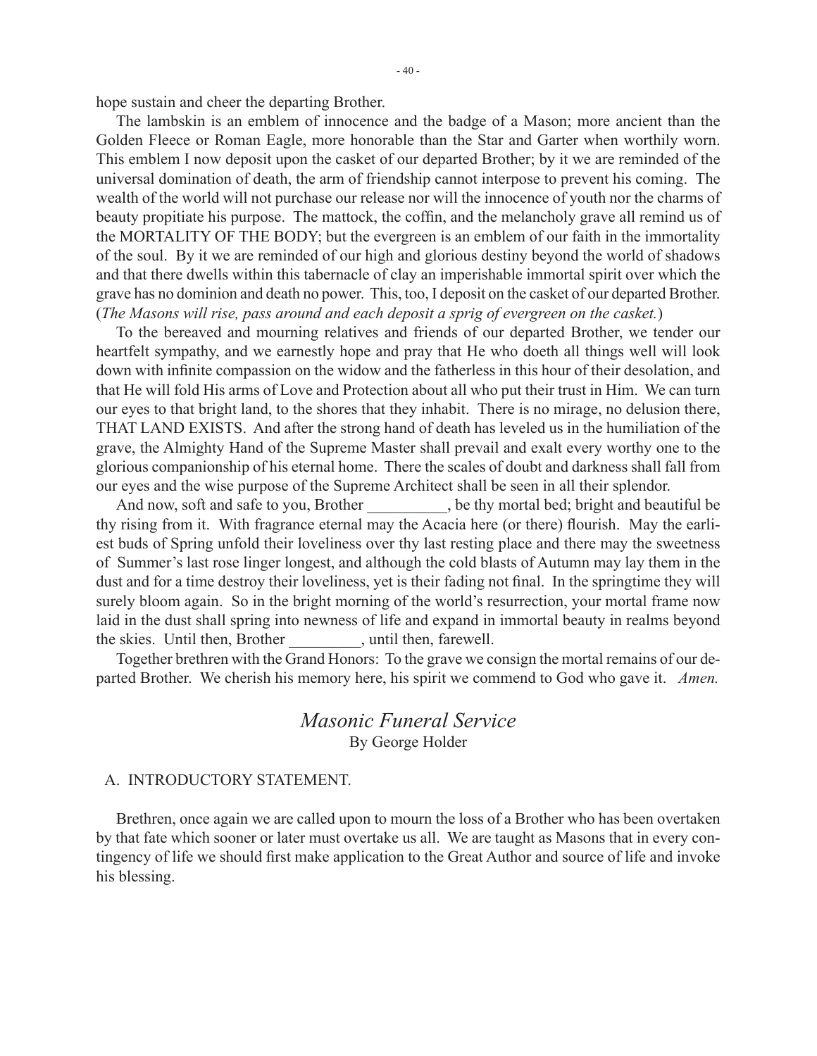hope sustain and cheer the departing Brother.

The lambskin is an emblem of innocence and the badge of a Mason; more ancient than the Golden Fleece or Roman Eagle, more honorable than the Star and Garter when worthily worn. This emblem I now deposit upon the casket of our departed Brother; by it we are reminded of the universal domination of death, the arm of friendship cannot interpose to prevent his coming. The wealth of the world will not purchase our release nor will the innocence of youth nor the charms of beauty propitiate his purpose. The mattock, the coffin, and the melancholy grave all remind us of the MORTALITY OF THE BODY; but the evergreen is an emblem of our faith in the immortality of the soul. By it we are reminded of our high and glorious destiny beyond the world of shadows and that there dwells within this tabernacle of clay an imperishable immortal spirit over which the grave has no dominion and death no power. This, too, I deposit on the casket of our departed Brother. (*The Masons will rise, pass around and each deposit a sprig of evergreen on the casket.*)

To the bereaved and mourning relatives and friends of our departed Brother, we tender our heartfelt sympathy, and we earnestly hope and pray that He who doeth all things well will look down with infinite compassion on the widow and the fatherless in this hour of their desolation, and that He will fold His arms of Love and Protection about all who put their trust in Him. We can turn our eyes to that bright land, to the shores that they inhabit. There is no mirage, no delusion there, THAT LAND EXISTS. And after the strong hand of death has leveled us in the humiliation of the grave, the Almighty Hand of the Supreme Master shall prevail and exalt every worthy one to the glorious companionship of his eternal home. There the scales of doubt and darkness shall fall from our eyes and the wise purpose of the Supreme Architect shall be seen in all their splendor.

And now, soft and safe to you, Brother __________, be thy mortal bed; bright and beautiful be thy rising from it. With fragrance eternal may the Acacia here (or there) flourish. May the earliest buds of Spring unfold their loveliness over thy last resting place and there may the sweetness of Summer's last rose linger longest, and although the cold blasts of Autumn may lay them in the dust and for a time destroy their loveliness, yet is their fading not final. In the springtime they will surely bloom again. So in the bright morning of the world's resurrection, your mortal frame now laid in the dust shall spring into newness of life and expand in immortal beauty in realms beyond the skies. Until then, Brother _________, until then, farewell.

Together brethren with the Grand Honors: To the grave we consign the mortal remains of our departed Brother. We cherish his memory here, his spirit we commend to God who gave it. *Amen.*

## *Masonic Funeral Service*

By George Holder

A. INTRODUCTORY STATEMENT.

Brethren, once again we are called upon to mourn the loss of a Brother who has been overtaken by that fate which sooner or later must overtake us all. We are taught as Masons that in every contingency of life we should first make application to the Great Author and source of life and invoke his blessing.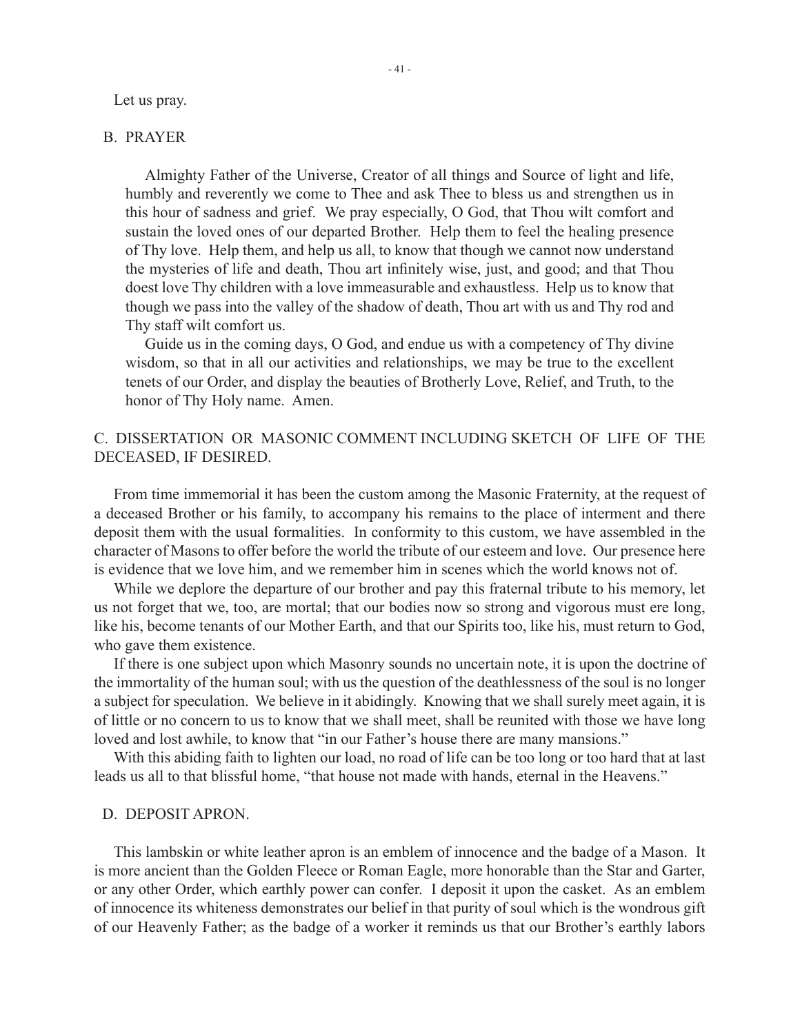Let us pray.

## B. PRAYER

Almighty Father of the Universe, Creator of all things and Source of light and life, humbly and reverently we come to Thee and ask Thee to bless us and strengthen us in this hour of sadness and grief. We pray especially, O God, that Thou wilt comfort and sustain the loved ones of our departed Brother. Help them to feel the healing presence of Thy love. Help them, and help us all, to know that though we cannot now understand the mysteries of life and death, Thou art infinitely wise, just, and good; and that Thou doest love Thy children with a love immeasurable and exhaustless. Help us to know that though we pass into the valley of the shadow of death, Thou art with us and Thy rod and Thy staff wilt comfort us.

Guide us in the coming days, O God, and endue us with a competency of Thy divine wisdom, so that in all our activities and relationships, we may be true to the excellent tenets of our Order, and display the beauties of Brotherly Love, Relief, and Truth, to the honor of Thy Holy name. Amen.

## C. DISSERTATION OR MASONIC COMMENT INCLUDING SKETCH OF LIFE OF THE DECEASED, IF DESIRED.

From time immemorial it has been the custom among the Masonic Fraternity, at the request of a deceased Brother or his family, to accompany his remains to the place of interment and there deposit them with the usual formalities. In conformity to this custom, we have assembled in the character of Masons to offer before the world the tribute of our esteem and love. Our presence here is evidence that we love him, and we remember him in scenes which the world knows not of.

While we deplore the departure of our brother and pay this fraternal tribute to his memory, let us not forget that we, too, are mortal; that our bodies now so strong and vigorous must ere long, like his, become tenants of our Mother Earth, and that our Spirits too, like his, must return to God, who gave them existence.

If there is one subject upon which Masonry sounds no uncertain note, it is upon the doctrine of the immortality of the human soul; with us the question of the deathlessness of the soul is no longer a subject for speculation. We believe in it abidingly. Knowing that we shall surely meet again, it is of little or no concern to us to know that we shall meet, shall be reunited with those we have long loved and lost awhile, to know that "in our Father's house there are many mansions."

With this abiding faith to lighten our load, no road of life can be too long or too hard that at last leads us all to that blissful home, "that house not made with hands, eternal in the Heavens."

## D. DEPOSIT APRON.

This lambskin or white leather apron is an emblem of innocence and the badge of a Mason. It is more ancient than the Golden Fleece or Roman Eagle, more honorable than the Star and Garter, or any other Order, which earthly power can confer. I deposit it upon the casket. As an emblem of innocence its whiteness demonstrates our belief in that purity of soul which is the wondrous gift of our Heavenly Father; as the badge of a worker it reminds us that our Brother's earthly labors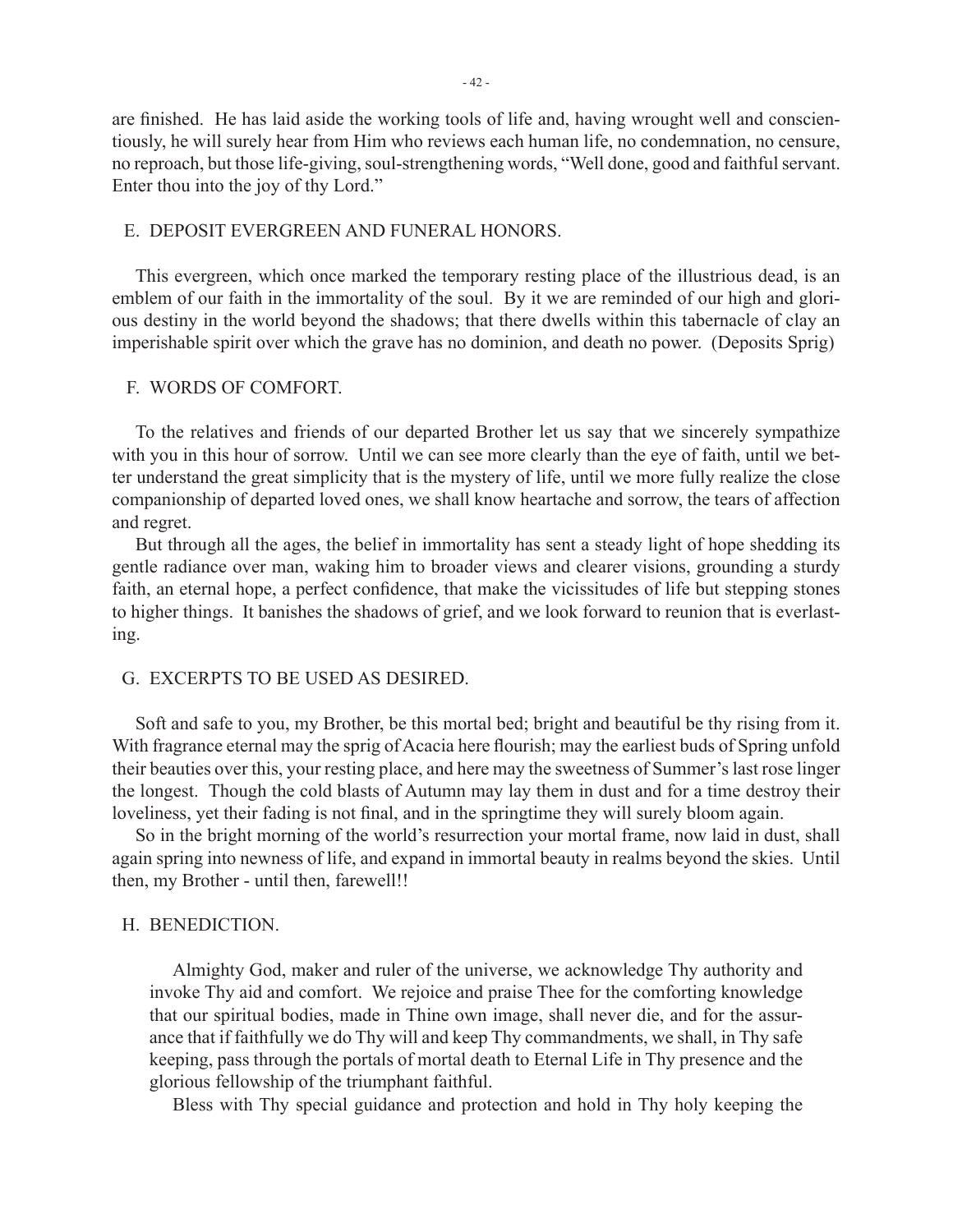are finished. He has laid aside the working tools of life and, having wrought well and conscientiously, he will surely hear from Him who reviews each human life, no condemnation, no censure, no reproach, but those life-giving, soul-strengthening words, "Well done, good and faithful servant. Enter thou into the joy of thy Lord."

### E. DEPOSIT EVERGREEN AND FUNERAL HONORS.

This evergreen, which once marked the temporary resting place of the illustrious dead, is an emblem of our faith in the immortality of the soul. By it we are reminded of our high and glorious destiny in the world beyond the shadows; that there dwells within this tabernacle of clay an imperishable spirit over which the grave has no dominion, and death no power. (Deposits Sprig)

### F. WORDS OF COMFORT.

To the relatives and friends of our departed Brother let us say that we sincerely sympathize with you in this hour of sorrow. Until we can see more clearly than the eye of faith, until we better understand the great simplicity that is the mystery of life, until we more fully realize the close companionship of departed loved ones, we shall know heartache and sorrow, the tears of affection and regret.

But through all the ages, the belief in immortality has sent a steady light of hope shedding its gentle radiance over man, waking him to broader views and clearer visions, grounding a sturdy faith, an eternal hope, a perfect confidence, that make the vicissitudes of life but stepping stones to higher things. It banishes the shadows of grief, and we look forward to reunion that is everlasting.

### G. EXCERPTS TO BE USED AS DESIRED.

Soft and safe to you, my Brother, be this mortal bed; bright and beautiful be thy rising from it. With fragrance eternal may the sprig of Acacia here flourish; may the earliest buds of Spring unfold their beauties over this, your resting place, and here may the sweetness of Summer's last rose linger the longest. Though the cold blasts of Autumn may lay them in dust and for a time destroy their loveliness, yet their fading is not final, and in the springtime they will surely bloom again.

So in the bright morning of the world's resurrection your mortal frame, now laid in dust, shall again spring into newness of life, and expand in immortal beauty in realms beyond the skies. Until then, my Brother - until then, farewell!!

### H. BENEDICTION.

Almighty God, maker and ruler of the universe, we acknowledge Thy authority and invoke Thy aid and comfort. We rejoice and praise Thee for the comforting knowledge that our spiritual bodies, made in Thine own image, shall never die, and for the assurance that if faithfully we do Thy will and keep Thy commandments, we shall, in Thy safe keeping, pass through the portals of mortal death to Eternal Life in Thy presence and the glorious fellowship of the triumphant faithful.

Bless with Thy special guidance and protection and hold in Thy holy keeping the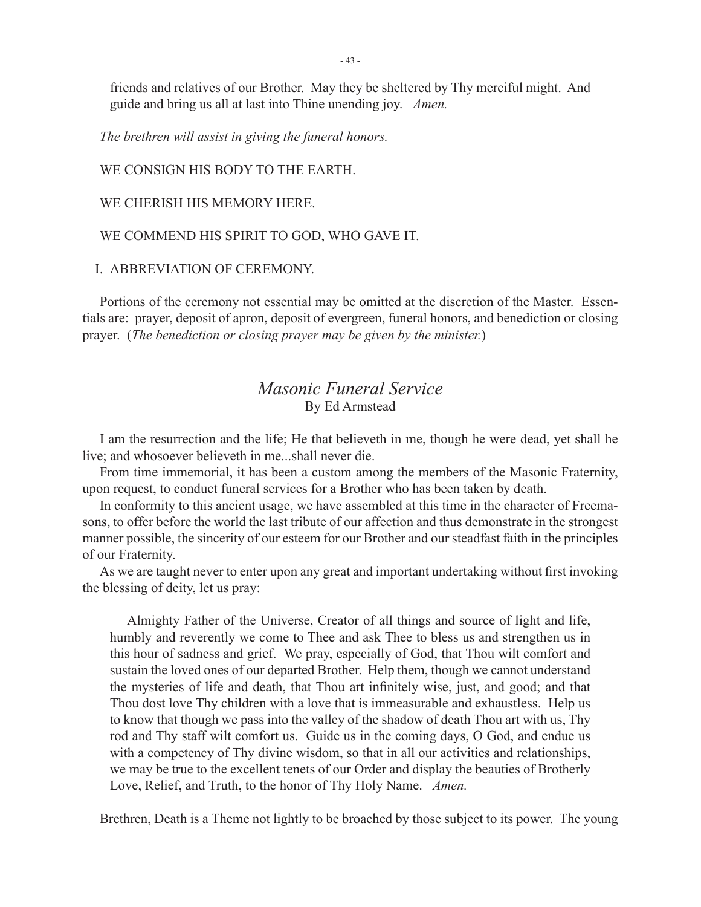friends and relatives of our Brother. May they be sheltered by Thy merciful might. And guide and bring us all at last into Thine unending joy. *Amen.*

*The brethren will assist in giving the funeral honors.*

WE CONSIGN HIS BODY TO THE EARTH.

WE CHERISH HIS MEMORY HERE.

WE COMMEND HIS SPIRIT TO GOD, WHO GAVE IT.

I. ABBREVIATION OF CEREMONY.

Portions of the ceremony not essential may be omitted at the discretion of the Master. Essentials are: prayer, deposit of apron, deposit of evergreen, funeral honors, and benediction or closing prayer. (*The benediction or closing prayer may be given by the minister.*)

## *Masonic Funeral Service*

By Ed Armstead

I am the resurrection and the life; He that believeth in me, though he were dead, yet shall he live; and whosoever believeth in me...shall never die.

From time immemorial, it has been a custom among the members of the Masonic Fraternity, upon request, to conduct funeral services for a Brother who has been taken by death.

In conformity to this ancient usage, we have assembled at this time in the character of Freemasons, to offer before the world the last tribute of our affection and thus demonstrate in the strongest manner possible, the sincerity of our esteem for our Brother and our steadfast faith in the principles of our Fraternity.

As we are taught never to enter upon any great and important undertaking without first invoking the blessing of deity, let us pray:

> Almighty Father of the Universe, Creator of all things and source of light and life, humbly and reverently we come to Thee and ask Thee to bless us and strengthen us in this hour of sadness and grief. We pray, especially of God, that Thou wilt comfort and sustain the loved ones of our departed Brother. Help them, though we cannot understand the mysteries of life and death, that Thou art infinitely wise, just, and good; and that Thou dost love Thy children with a love that is immeasurable and exhaustless. Help us to know that though we pass into the valley of the shadow of death Thou art with us, Thy rod and Thy staff wilt comfort us. Guide us in the coming days, O God, and endue us with a competency of Thy divine wisdom, so that in all our activities and relationships, we may be true to the excellent tenets of our Order and display the beauties of Brotherly Love, Relief, and Truth, to the honor of Thy Holy Name. *Amen.*

Brethren, Death is a Theme not lightly to be broached by those subject to its power. The young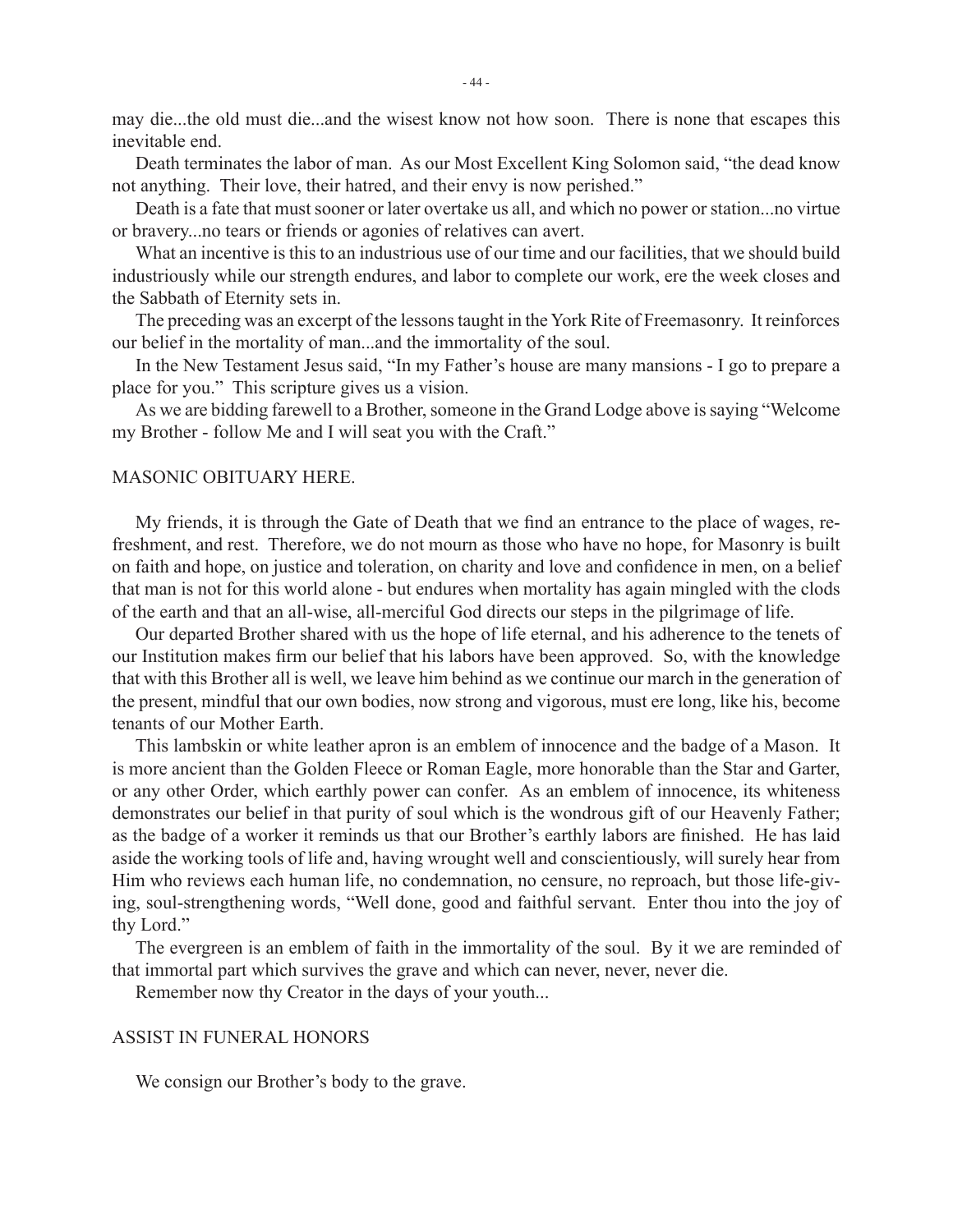may die...the old must die...and the wisest know not how soon. There is none that escapes this inevitable end.

Death terminates the labor of man. As our Most Excellent King Solomon said, "the dead know not anything. Their love, their hatred, and their envy is now perished."

Death is a fate that must sooner or later overtake us all, and which no power or station...no virtue or bravery...no tears or friends or agonies of relatives can avert.

What an incentive is this to an industrious use of our time and our facilities, that we should build industriously while our strength endures, and labor to complete our work, ere the week closes and the Sabbath of Eternity sets in.

The preceding was an excerpt of the lessons taught in the York Rite of Freemasonry. It reinforces our belief in the mortality of man...and the immortality of the soul.

In the New Testament Jesus said, "In my Father's house are many mansions - I go to prepare a place for you." This scripture gives us a vision.

As we are bidding farewell to a Brother, someone in the Grand Lodge above is saying "Welcome my Brother - follow Me and I will seat you with the Craft."

MASONIC OBITUARY HERE.

My friends, it is through the Gate of Death that we find an entrance to the place of wages, refreshment, and rest. Therefore, we do not mourn as those who have no hope, for Masonry is built on faith and hope, on justice and toleration, on charity and love and confidence in men, on a belief that man is not for this world alone - but endures when mortality has again mingled with the clods of the earth and that an all-wise, all-merciful God directs our steps in the pilgrimage of life.

Our departed Brother shared with us the hope of life eternal, and his adherence to the tenets of our Institution makes firm our belief that his labors have been approved. So, with the knowledge that with this Brother all is well, we leave him behind as we continue our march in the generation of the present, mindful that our own bodies, now strong and vigorous, must ere long, like his, become tenants of our Mother Earth.

This lambskin or white leather apron is an emblem of innocence and the badge of a Mason. It is more ancient than the Golden Fleece or Roman Eagle, more honorable than the Star and Garter, or any other Order, which earthly power can confer. As an emblem of innocence, its whiteness demonstrates our belief in that purity of soul which is the wondrous gift of our Heavenly Father; as the badge of a worker it reminds us that our Brother's earthly labors are finished. He has laid aside the working tools of life and, having wrought well and conscientiously, will surely hear from Him who reviews each human life, no condemnation, no censure, no reproach, but those life-giving, soul-strengthening words, "Well done, good and faithful servant. Enter thou into the joy of thy Lord."

The evergreen is an emblem of faith in the immortality of the soul. By it we are reminded of that immortal part which survives the grave and which can never, never, never die.

Remember now thy Creator in the days of your youth...

ASSIST IN FUNERAL HONORS

We consign our Brother's body to the grave.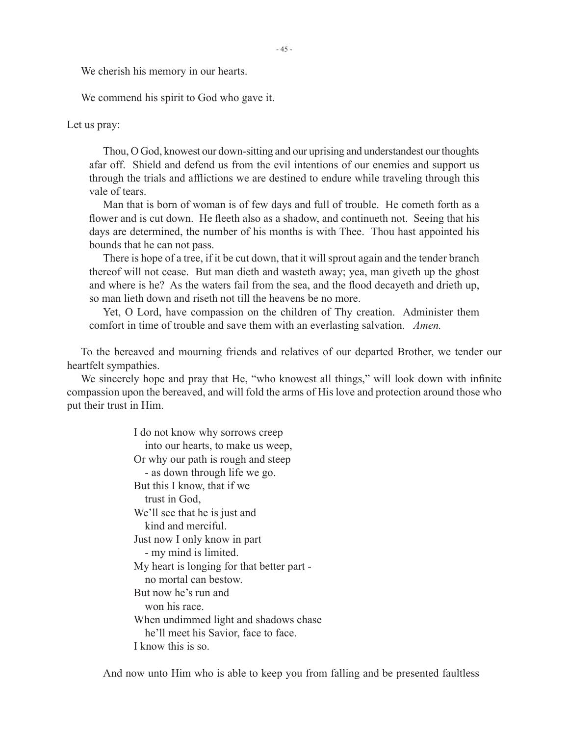We cherish his memory in our hearts.

We commend his spirit to God who gave it.

Let us pray:

> Thou, O God, knowest our down-sitting and our uprising and understandest our thoughts afar off. Shield and defend us from the evil intentions of our enemies and support us through the trials and afflictions we are destined to endure while traveling through this vale of tears.
>
> Man that is born of woman is of few days and full of trouble. He cometh forth as a flower and is cut down. He fleeth also as a shadow, and continueth not. Seeing that his days are determined, the number of his months is with Thee. Thou hast appointed his bounds that he can not pass.
>
> There is hope of a tree, if it be cut down, that it will sprout again and the tender branch thereof will not cease. But man dieth and wasteth away; yea, man giveth up the ghost and where is he? As the waters fail from the sea, and the flood decayeth and drieth up, so man lieth down and riseth not till the heavens be no more.
>
> Yet, O Lord, have compassion on the children of Thy creation. Administer them comfort in time of trouble and save them with an everlasting salvation. *Amen.*

To the bereaved and mourning friends and relatives of our departed Brother, we tender our heartfelt sympathies.

We sincerely hope and pray that He, "who knowest all things," will look down with infinite compassion upon the bereaved, and will fold the arms of His love and protection around those who put their trust in Him.

> I do not know why sorrows creep
> into our hearts, to make us weep,
> Or why our path is rough and steep
> - as down through life we go.
> But this I know, that if we
> trust in God,
> We'll see that he is just and
> kind and merciful.
> Just now I only know in part
> - my mind is limited.
> My heart is longing for that better part -
> no mortal can bestow.
> But now he's run and
> won his race.
> When undimmed light and shadows chase
> he'll meet his Savior, face to face.
> I know this is so.

And now unto Him who is able to keep you from falling and be presented faultless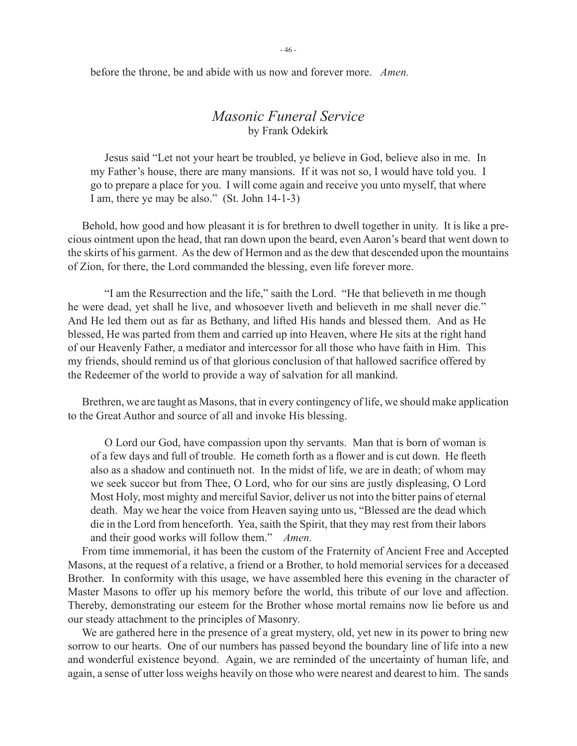before the throne, be and abide with us now and forever more. *Amen.*

## *Masonic Funeral Service*

by Frank Odekirk

> Jesus said "Let not your heart be troubled, ye believe in God, believe also in me. In my Father's house, there are many mansions. If it was not so, I would have told you. I go to prepare a place for you. I will come again and receive you unto myself, that where I am, there ye may be also." (St. John 14-1-3)

Behold, how good and how pleasant it is for brethren to dwell together in unity. It is like a precious ointment upon the head, that ran down upon the beard, even Aaron's beard that went down to the skirts of his garment. As the dew of Hermon and as the dew that descended upon the mountains of Zion, for there, the Lord commanded the blessing, even life forever more.

"I am the Resurrection and the life," saith the Lord. "He that believeth in me though he were dead, yet shall he live, and whosoever liveth and believeth in me shall never die." And He led them out as far as Bethany, and lifted His hands and blessed them. And as He blessed, He was parted from them and carried up into Heaven, where He sits at the right hand of our Heavenly Father, a mediator and intercessor for all those who have faith in Him. This my friends, should remind us of that glorious conclusion of that hallowed sacrifice offered by the Redeemer of the world to provide a way of salvation for all mankind.

Brethren, we are taught as Masons, that in every contingency of life, we should make application to the Great Author and source of all and invoke His blessing.

> O Lord our God, have compassion upon thy servants. Man that is born of woman is of a few days and full of trouble. He cometh forth as a flower and is cut down. He fleeth also as a shadow and continueth not. In the midst of life, we are in death; of whom may we seek succor but from Thee, O Lord, who for our sins are justly displeasing, O Lord Most Holy, most mighty and merciful Savior, deliver us not into the bitter pains of eternal death. May we hear the voice from Heaven saying unto us, "Blessed are the dead which die in the Lord from henceforth. Yea, saith the Spirit, that they may rest from their labors and their good works will follow them." *Amen.*

From time immemorial, it has been the custom of the Fraternity of Ancient Free and Accepted Masons, at the request of a relative, a friend or a Brother, to hold memorial services for a deceased Brother. In conformity with this usage, we have assembled here this evening in the character of Master Masons to offer up his memory before the world, this tribute of our love and affection. Thereby, demonstrating our esteem for the Brother whose mortal remains now lie before us and our steady attachment to the principles of Masonry.

We are gathered here in the presence of a great mystery, old, yet new in its power to bring new sorrow to our hearts. One of our numbers has passed beyond the boundary line of life into a new and wonderful existence beyond. Again, we are reminded of the uncertainty of human life, and again, a sense of utter loss weighs heavily on those who were nearest and dearest to him. The sands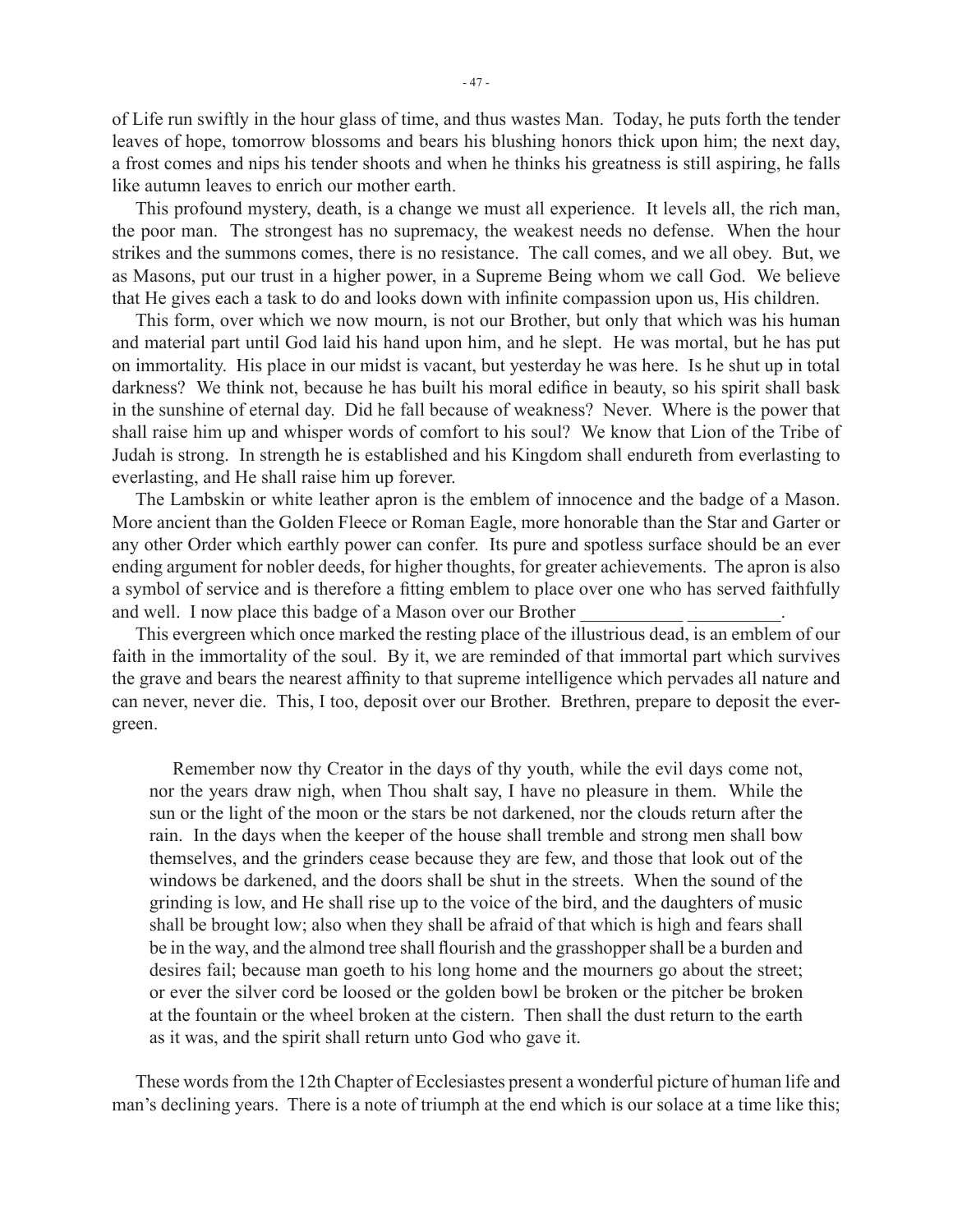of Life run swiftly in the hour glass of time, and thus wastes Man. Today, he puts forth the tender leaves of hope, tomorrow blossoms and bears his blushing honors thick upon him; the next day, a frost comes and nips his tender shoots and when he thinks his greatness is still aspiring, he falls like autumn leaves to enrich our mother earth.

This profound mystery, death, is a change we must all experience. It levels all, the rich man, the poor man. The strongest has no supremacy, the weakest needs no defense. When the hour strikes and the summons comes, there is no resistance. The call comes, and we all obey. But, we as Masons, put our trust in a higher power, in a Supreme Being whom we call God. We believe that He gives each a task to do and looks down with infinite compassion upon us, His children.

This form, over which we now mourn, is not our Brother, but only that which was his human and material part until God laid his hand upon him, and he slept. He was mortal, but he has put on immortality. His place in our midst is vacant, but yesterday he was here. Is he shut up in total darkness? We think not, because he has built his moral edifice in beauty, so his spirit shall bask in the sunshine of eternal day. Did he fall because of weakness? Never. Where is the power that shall raise him up and whisper words of comfort to his soul? We know that Lion of the Tribe of Judah is strong. In strength he is established and his Kingdom shall endureth from everlasting to everlasting, and He shall raise him up forever.

The Lambskin or white leather apron is the emblem of innocence and the badge of a Mason. More ancient than the Golden Fleece or Roman Eagle, more honorable than the Star and Garter or any other Order which earthly power can confer. Its pure and spotless surface should be an ever ending argument for nobler deeds, for higher thoughts, for greater achievements. The apron is also a symbol of service and is therefore a fitting emblem to place over one who has served faithfully and well. I now place this badge of a Mason over our Brother ___________ __________.

This evergreen which once marked the resting place of the illustrious dead, is an emblem of our faith in the immortality of the soul. By it, we are reminded of that immortal part which survives the grave and bears the nearest affinity to that supreme intelligence which pervades all nature and can never, never die. This, I too, deposit over our Brother. Brethren, prepare to deposit the evergreen.

> Remember now thy Creator in the days of thy youth, while the evil days come not, nor the years draw nigh, when Thou shalt say, I have no pleasure in them. While the sun or the light of the moon or the stars be not darkened, nor the clouds return after the rain. In the days when the keeper of the house shall tremble and strong men shall bow themselves, and the grinders cease because they are few, and those that look out of the windows be darkened, and the doors shall be shut in the streets. When the sound of the grinding is low, and He shall rise up to the voice of the bird, and the daughters of music shall be brought low; also when they shall be afraid of that which is high and fears shall be in the way, and the almond tree shall flourish and the grasshopper shall be a burden and desires fail; because man goeth to his long home and the mourners go about the street; or ever the silver cord be loosed or the golden bowl be broken or the pitcher be broken at the fountain or the wheel broken at the cistern. Then shall the dust return to the earth as it was, and the spirit shall return unto God who gave it.

These words from the 12th Chapter of Ecclesiastes present a wonderful picture of human life and man's declining years. There is a note of triumph at the end which is our solace at a time like this;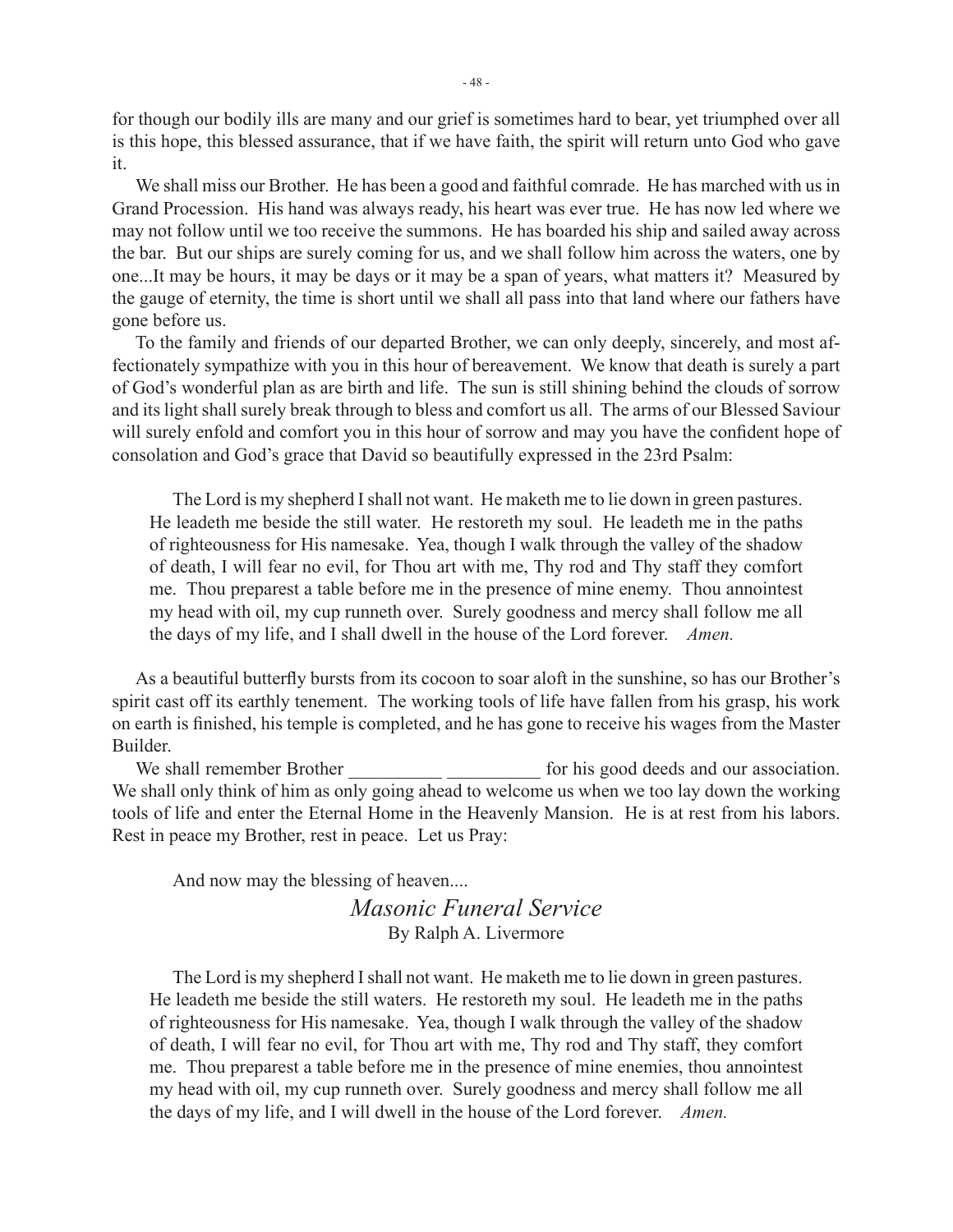for though our bodily ills are many and our grief is sometimes hard to bear, yet triumphed over all is this hope, this blessed assurance, that if we have faith, the spirit will return unto God who gave it.

We shall miss our Brother. He has been a good and faithful comrade. He has marched with us in Grand Procession. His hand was always ready, his heart was ever true. He has now led where we may not follow until we too receive the summons. He has boarded his ship and sailed away across the bar. But our ships are surely coming for us, and we shall follow him across the waters, one by one...It may be hours, it may be days or it may be a span of years, what matters it? Measured by the gauge of eternity, the time is short until we shall all pass into that land where our fathers have gone before us.

To the family and friends of our departed Brother, we can only deeply, sincerely, and most affectionately sympathize with you in this hour of bereavement. We know that death is surely a part of God's wonderful plan as are birth and life. The sun is still shining behind the clouds of sorrow and its light shall surely break through to bless and comfort us all. The arms of our Blessed Saviour will surely enfold and comfort you in this hour of sorrow and may you have the confident hope of consolation and God's grace that David so beautifully expressed in the 23rd Psalm:

> The Lord is my shepherd I shall not want. He maketh me to lie down in green pastures. He leadeth me beside the still water. He restoreth my soul. He leadeth me in the paths of righteousness for His namesake. Yea, though I walk through the valley of the shadow of death, I will fear no evil, for Thou art with me, Thy rod and Thy staff they comfort me. Thou preparest a table before me in the presence of mine enemy. Thou annointest my head with oil, my cup runneth over. Surely goodness and mercy shall follow me all the days of my life, and I shall dwell in the house of the Lord forever. *Amen.*

As a beautiful butterfly bursts from its cocoon to soar aloft in the sunshine, so has our Brother's spirit cast off its earthly tenement. The working tools of life have fallen from his grasp, his work on earth is finished, his temple is completed, and he has gone to receive his wages from the Master Builder.

We shall remember Brother __________ __________ for his good deeds and our association. We shall only think of him as only going ahead to welcome us when we too lay down the working tools of life and enter the Eternal Home in the Heavenly Mansion. He is at rest from his labors. Rest in peace my Brother, rest in peace. Let us Pray:

And now may the blessing of heaven....

## *Masonic Funeral Service*

By Ralph A. Livermore

> The Lord is my shepherd I shall not want. He maketh me to lie down in green pastures. He leadeth me beside the still waters. He restoreth my soul. He leadeth me in the paths of righteousness for His namesake. Yea, though I walk through the valley of the shadow of death, I will fear no evil, for Thou art with me, Thy rod and Thy staff, they comfort me. Thou preparest a table before me in the presence of mine enemies, thou annointest my head with oil, my cup runneth over. Surely goodness and mercy shall follow me all the days of my life, and I will dwell in the house of the Lord forever. *Amen.*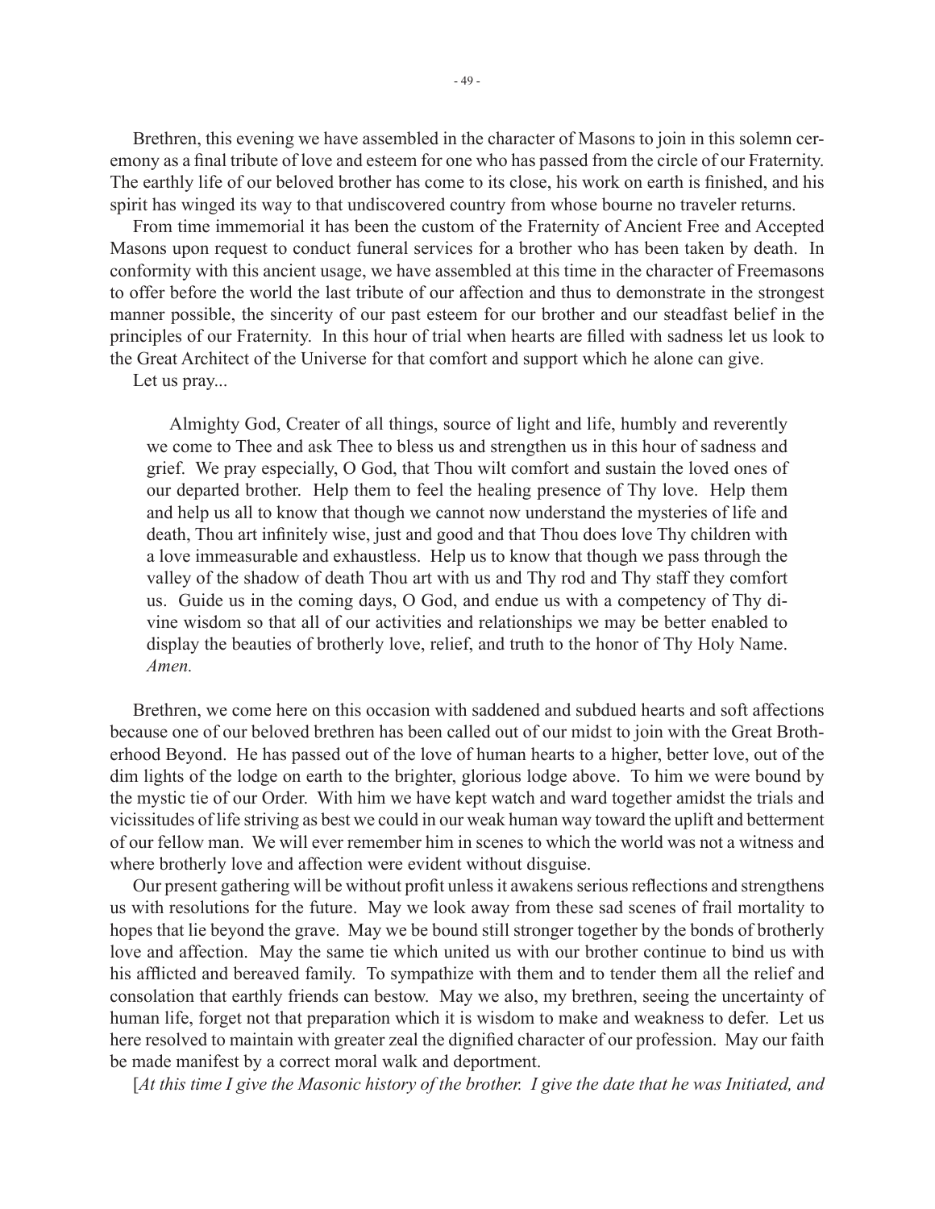Brethren, this evening we have assembled in the character of Masons to join in this solemn ceremony as a final tribute of love and esteem for one who has passed from the circle of our Fraternity. The earthly life of our beloved brother has come to its close, his work on earth is finished, and his spirit has winged its way to that undiscovered country from whose bourne no traveler returns.

From time immemorial it has been the custom of the Fraternity of Ancient Free and Accepted Masons upon request to conduct funeral services for a brother who has been taken by death. In conformity with this ancient usage, we have assembled at this time in the character of Freemasons to offer before the world the last tribute of our affection and thus to demonstrate in the strongest manner possible, the sincerity of our past esteem for our brother and our steadfast belief in the principles of our Fraternity. In this hour of trial when hearts are filled with sadness let us look to the Great Architect of the Universe for that comfort and support which he alone can give.

Let us pray...

> Almighty God, Creater of all things, source of light and life, humbly and reverently we come to Thee and ask Thee to bless us and strengthen us in this hour of sadness and grief. We pray especially, O God, that Thou wilt comfort and sustain the loved ones of our departed brother. Help them to feel the healing presence of Thy love. Help them and help us all to know that though we cannot now understand the mysteries of life and death, Thou art infinitely wise, just and good and that Thou does love Thy children with a love immeasurable and exhaustless. Help us to know that though we pass through the valley of the shadow of death Thou art with us and Thy rod and Thy staff they comfort us. Guide us in the coming days, O God, and endue us with a competency of Thy divine wisdom so that all of our activities and relationships we may be better enabled to display the beauties of brotherly love, relief, and truth to the honor of Thy Holy Name. *Amen.*

Brethren, we come here on this occasion with saddened and subdued hearts and soft affections because one of our beloved brethren has been called out of our midst to join with the Great Brotherhood Beyond. He has passed out of the love of human hearts to a higher, better love, out of the dim lights of the lodge on earth to the brighter, glorious lodge above. To him we were bound by the mystic tie of our Order. With him we have kept watch and ward together amidst the trials and vicissitudes of life striving as best we could in our weak human way toward the uplift and betterment of our fellow man. We will ever remember him in scenes to which the world was not a witness and where brotherly love and affection were evident without disguise.

Our present gathering will be without profit unless it awakens serious reflections and strengthens us with resolutions for the future. May we look away from these sad scenes of frail mortality to hopes that lie beyond the grave. May we be bound still stronger together by the bonds of brotherly love and affection. May the same tie which united us with our brother continue to bind us with his afflicted and bereaved family. To sympathize with them and to tender them all the relief and consolation that earthly friends can bestow. May we also, my brethren, seeing the uncertainty of human life, forget not that preparation which it is wisdom to make and weakness to defer. Let us here resolved to maintain with greater zeal the dignified character of our profession. May our faith be made manifest by a correct moral walk and deportment.

[*At this time I give the Masonic history of the brother. I give the date that he was Initiated, and*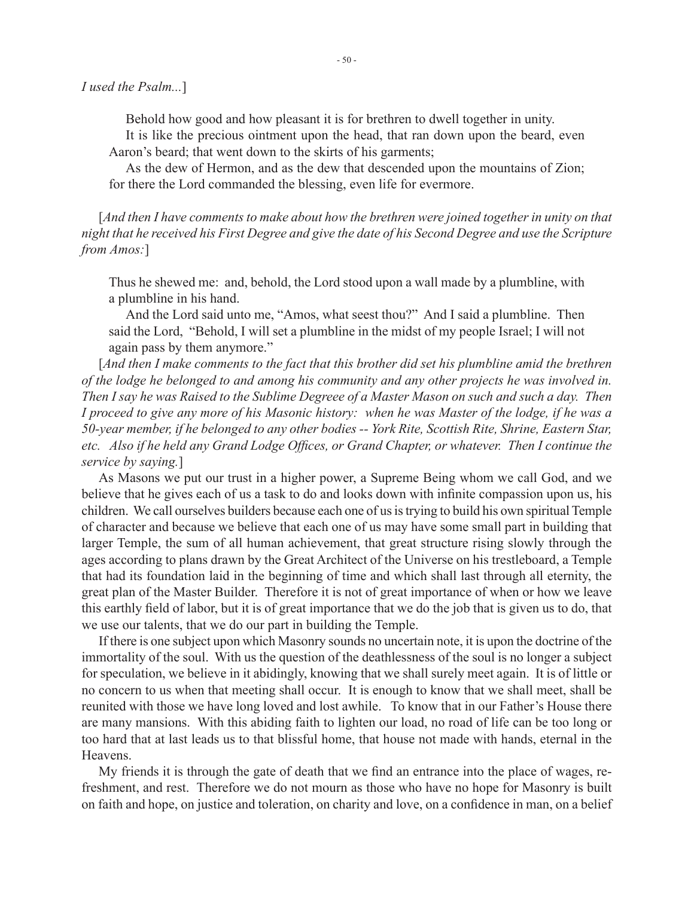*I used the Psalm...*]

> Behold how good and how pleasant it is for brethren to dwell together in unity.
>
> It is like the precious ointment upon the head, that ran down upon the beard, even Aaron's beard; that went down to the skirts of his garments;
>
> As the dew of Hermon, and as the dew that descended upon the mountains of Zion; for there the Lord commanded the blessing, even life for evermore.

[*And then I have comments to make about how the brethren were joined together in unity on that night that he received his First Degree and give the date of his Second Degree and use the Scripture from Amos:*]

> Thus he shewed me: and, behold, the Lord stood upon a wall made by a plumbline, with a plumbline in his hand.
>
> And the Lord said unto me, "Amos, what seest thou?" And I said a plumbline. Then said the Lord, "Behold, I will set a plumbline in the midst of my people Israel; I will not again pass by them anymore."

[*And then I make comments to the fact that this brother did set his plumbline amid the brethren of the lodge he belonged to and among his community and any other projects he was involved in. Then I say he was Raised to the Sublime Degreee of a Master Mason on such and such a day. Then I proceed to give any more of his Masonic history: when he was Master of the lodge, if he was a 50-year member, if he belonged to any other bodies -- York Rite, Scottish Rite, Shrine, Eastern Star, etc. Also if he held any Grand Lodge Offices, or Grand Chapter, or whatever. Then I continue the service by saying.*]

As Masons we put our trust in a higher power, a Supreme Being whom we call God, and we believe that he gives each of us a task to do and looks down with infinite compassion upon us, his children. We call ourselves builders because each one of us is trying to build his own spiritual Temple of character and because we believe that each one of us may have some small part in building that larger Temple, the sum of all human achievement, that great structure rising slowly through the ages according to plans drawn by the Great Architect of the Universe on his trestleboard, a Temple that had its foundation laid in the beginning of time and which shall last through all eternity, the great plan of the Master Builder. Therefore it is not of great importance of when or how we leave this earthly field of labor, but it is of great importance that we do the job that is given us to do, that we use our talents, that we do our part in building the Temple.

If there is one subject upon which Masonry sounds no uncertain note, it is upon the doctrine of the immortality of the soul. With us the question of the deathlessness of the soul is no longer a subject for speculation, we believe in it abidingly, knowing that we shall surely meet again. It is of little or no concern to us when that meeting shall occur. It is enough to know that we shall meet, shall be reunited with those we have long loved and lost awhile. To know that in our Father's House there are many mansions. With this abiding faith to lighten our load, no road of life can be too long or too hard that at last leads us to that blissful home, that house not made with hands, eternal in the Heavens.

My friends it is through the gate of death that we find an entrance into the place of wages, refreshment, and rest. Therefore we do not mourn as those who have no hope for Masonry is built on faith and hope, on justice and toleration, on charity and love, on a confidence in man, on a belief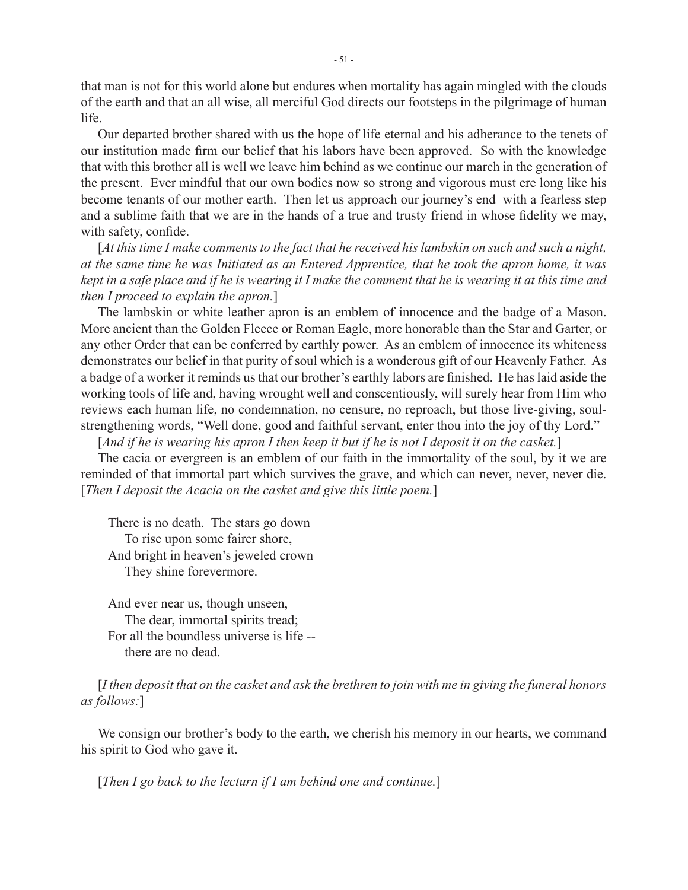that man is not for this world alone but endures when mortality has again mingled with the clouds of the earth and that an all wise, all merciful God directs our footsteps in the pilgrimage of human life.

Our departed brother shared with us the hope of life eternal and his adherance to the tenets of our institution made firm our belief that his labors have been approved. So with the knowledge that with this brother all is well we leave him behind as we continue our march in the generation of the present. Ever mindful that our own bodies now so strong and vigorous must ere long like his become tenants of our mother earth. Then let us approach our journey's end with a fearless step and a sublime faith that we are in the hands of a true and trusty friend in whose fidelity we may, with safety, confide.

[*At this time I make comments to the fact that he received his lambskin on such and such a night, at the same time he was Initiated as an Entered Apprentice, that he took the apron home, it was kept in a safe place and if he is wearing it I make the comment that he is wearing it at this time and then I proceed to explain the apron.*]

The lambskin or white leather apron is an emblem of innocence and the badge of a Mason. More ancient than the Golden Fleece or Roman Eagle, more honorable than the Star and Garter, or any other Order that can be conferred by earthly power. As an emblem of innocence its whiteness demonstrates our belief in that purity of soul which is a wonderous gift of our Heavenly Father. As a badge of a worker it reminds us that our brother's earthly labors are finished. He has laid aside the working tools of life and, having wrought well and conscentiously, will surely hear from Him who reviews each human life, no condemnation, no censure, no reproach, but those live-giving, soul-strengthening words, "Well done, good and faithful servant, enter thou into the joy of thy Lord."

[*And if he is wearing his apron I then keep it but if he is not I deposit it on the casket.*]

The cacia or evergreen is an emblem of our faith in the immortality of the soul, by it we are reminded of that immortal part which survives the grave, and which can never, never, never die. [*Then I deposit the Acacia on the casket and give this little poem.*]

There is no death. The stars go down  
  To rise upon some fairer shore,  
And bright in heaven's jeweled crown  
  They shine forevermore.

And ever near us, though unseen,  
  The dear, immortal spirits tread;  
For all the boundless universe is life --  
  there are no dead.

[*I then deposit that on the casket and ask the brethren to join with me in giving the funeral honors as follows:*]

We consign our brother's body to the earth, we cherish his memory in our hearts, we command his spirit to God who gave it.

[*Then I go back to the lecturn if I am behind one and continue.*]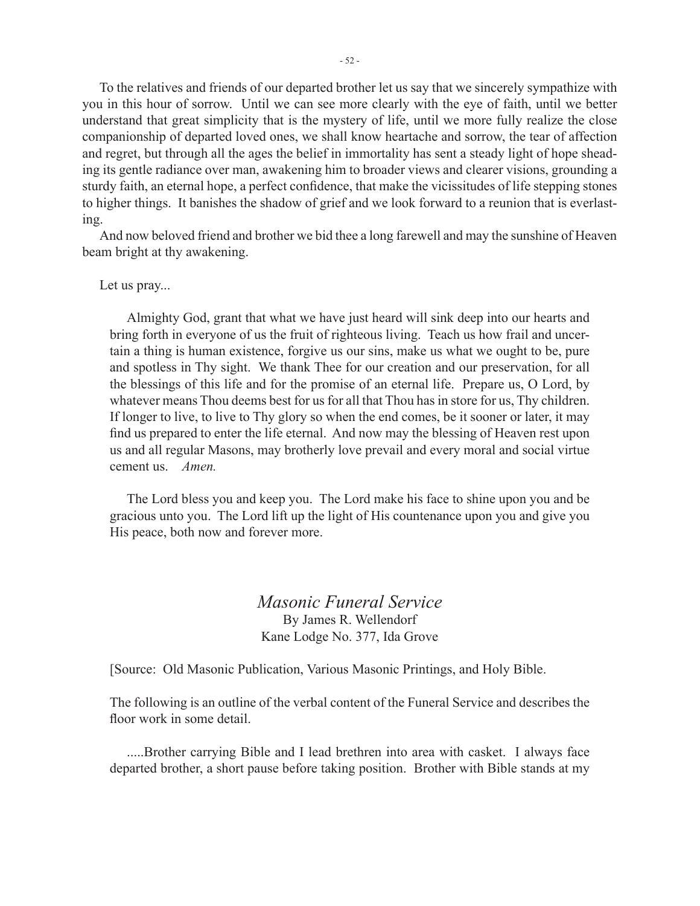To the relatives and friends of our departed brother let us say that we sincerely sympathize with you in this hour of sorrow. Until we can see more clearly with the eye of faith, until we better understand that great simplicity that is the mystery of life, until we more fully realize the close companionship of departed loved ones, we shall know heartache and sorrow, the tear of affection and regret, but through all the ages the belief in immortality has sent a steady light of hope sheading its gentle radiance over man, awakening him to broader views and clearer visions, grounding a sturdy faith, an eternal hope, a perfect confidence, that make the vicissitudes of life stepping stones to higher things. It banishes the shadow of grief and we look forward to a reunion that is everlasting.

And now beloved friend and brother we bid thee a long farewell and may the sunshine of Heaven beam bright at thy awakening.

Let us pray...

> Almighty God, grant that what we have just heard will sink deep into our hearts and bring forth in everyone of us the fruit of righteous living. Teach us how frail and uncertain a thing is human existence, forgive us our sins, make us what we ought to be, pure and spotless in Thy sight. We thank Thee for our creation and our preservation, for all the blessings of this life and for the promise of an eternal life. Prepare us, O Lord, by whatever means Thou deems best for us for all that Thou has in store for us, Thy children. If longer to live, to live to Thy glory so when the end comes, be it sooner or later, it may find us prepared to enter the life eternal. And now may the blessing of Heaven rest upon us and all regular Masons, may brotherly love prevail and every moral and social virtue cement us. *Amen.*
>
> The Lord bless you and keep you. The Lord make his face to shine upon you and be gracious unto you. The Lord lift up the light of His countenance upon you and give you His peace, both now and forever more.

## *Masonic Funeral Service*

By James R. Wellendorf
Kane Lodge No. 377, Ida Grove

[Source: Old Masonic Publication, Various Masonic Printings, and Holy Bible.

The following is an outline of the verbal content of the Funeral Service and describes the floor work in some detail.

.....Brother carrying Bible and I lead brethren into area with casket. I always face departed brother, a short pause before taking position. Brother with Bible stands at my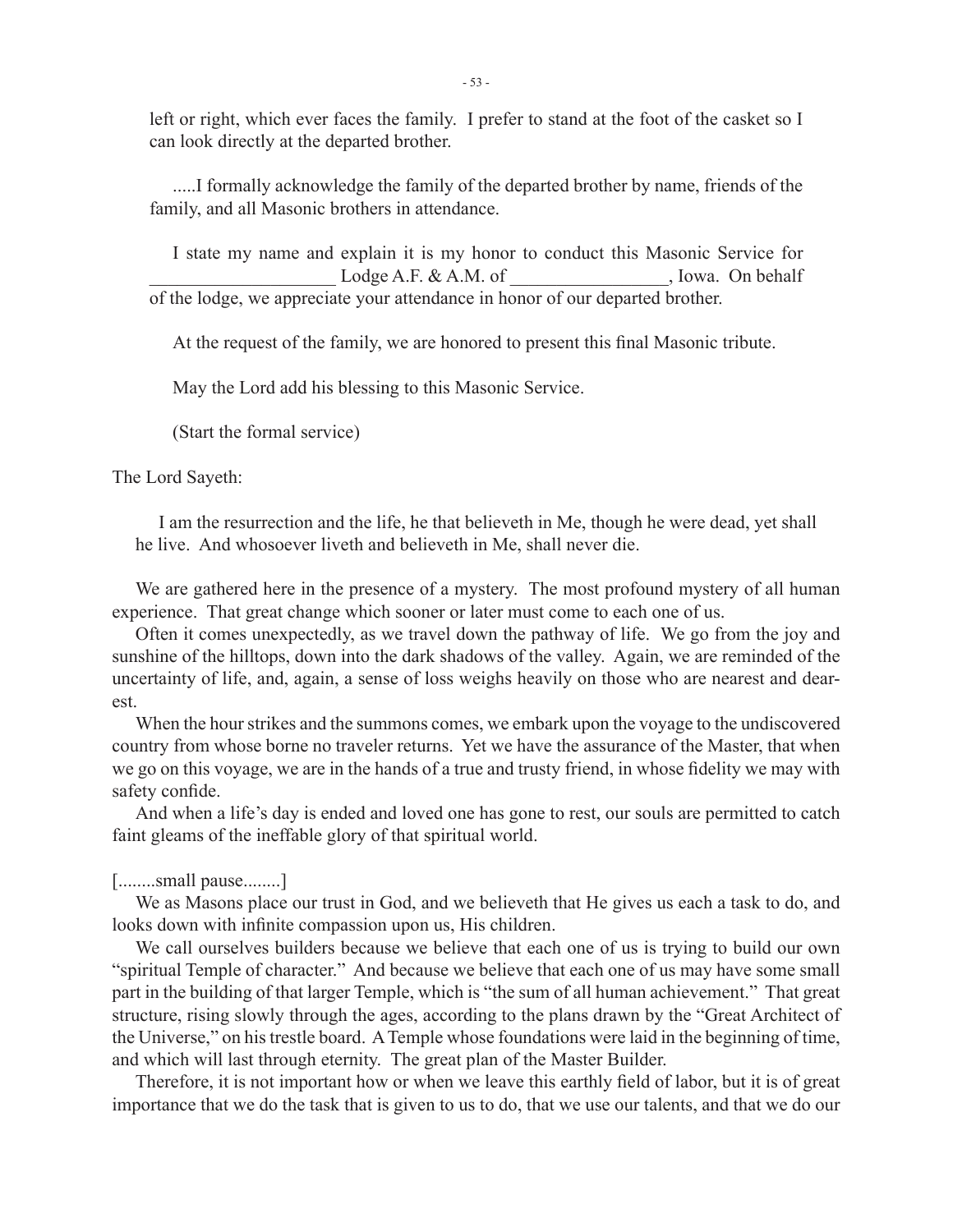left or right, which ever faces the family. I prefer to stand at the foot of the casket so I can look directly at the departed brother.

.....I formally acknowledge the family of the departed brother by name, friends of the family, and all Masonic brothers in attendance.

I state my name and explain it is my honor to conduct this Masonic Service for ____________________ Lodge A.F. & A.M. of _________________, Iowa. On behalf of the lodge, we appreciate your attendance in honor of our departed brother.

At the request of the family, we are honored to present this final Masonic tribute.

May the Lord add his blessing to this Masonic Service.

(Start the formal service)

The Lord Sayeth:

I am the resurrection and the life, he that believeth in Me, though he were dead, yet shall he live. And whosoever liveth and believeth in Me, shall never die.

We are gathered here in the presence of a mystery. The most profound mystery of all human experience. That great change which sooner or later must come to each one of us.

Often it comes unexpectedly, as we travel down the pathway of life. We go from the joy and sunshine of the hilltops, down into the dark shadows of the valley. Again, we are reminded of the uncertainty of life, and, again, a sense of loss weighs heavily on those who are nearest and dearest.

When the hour strikes and the summons comes, we embark upon the voyage to the undiscovered country from whose borne no traveler returns. Yet we have the assurance of the Master, that when we go on this voyage, we are in the hands of a true and trusty friend, in whose fidelity we may with safety confide.

And when a life's day is ended and loved one has gone to rest, our souls are permitted to catch faint gleams of the ineffable glory of that spiritual world.

[........small pause........]

We as Masons place our trust in God, and we believeth that He gives us each a task to do, and looks down with infinite compassion upon us, His children.

We call ourselves builders because we believe that each one of us is trying to build our own "spiritual Temple of character." And because we believe that each one of us may have some small part in the building of that larger Temple, which is "the sum of all human achievement." That great structure, rising slowly through the ages, according to the plans drawn by the "Great Architect of the Universe," on his trestle board. A Temple whose foundations were laid in the beginning of time, and which will last through eternity. The great plan of the Master Builder.

Therefore, it is not important how or when we leave this earthly field of labor, but it is of great importance that we do the task that is given to us to do, that we use our talents, and that we do our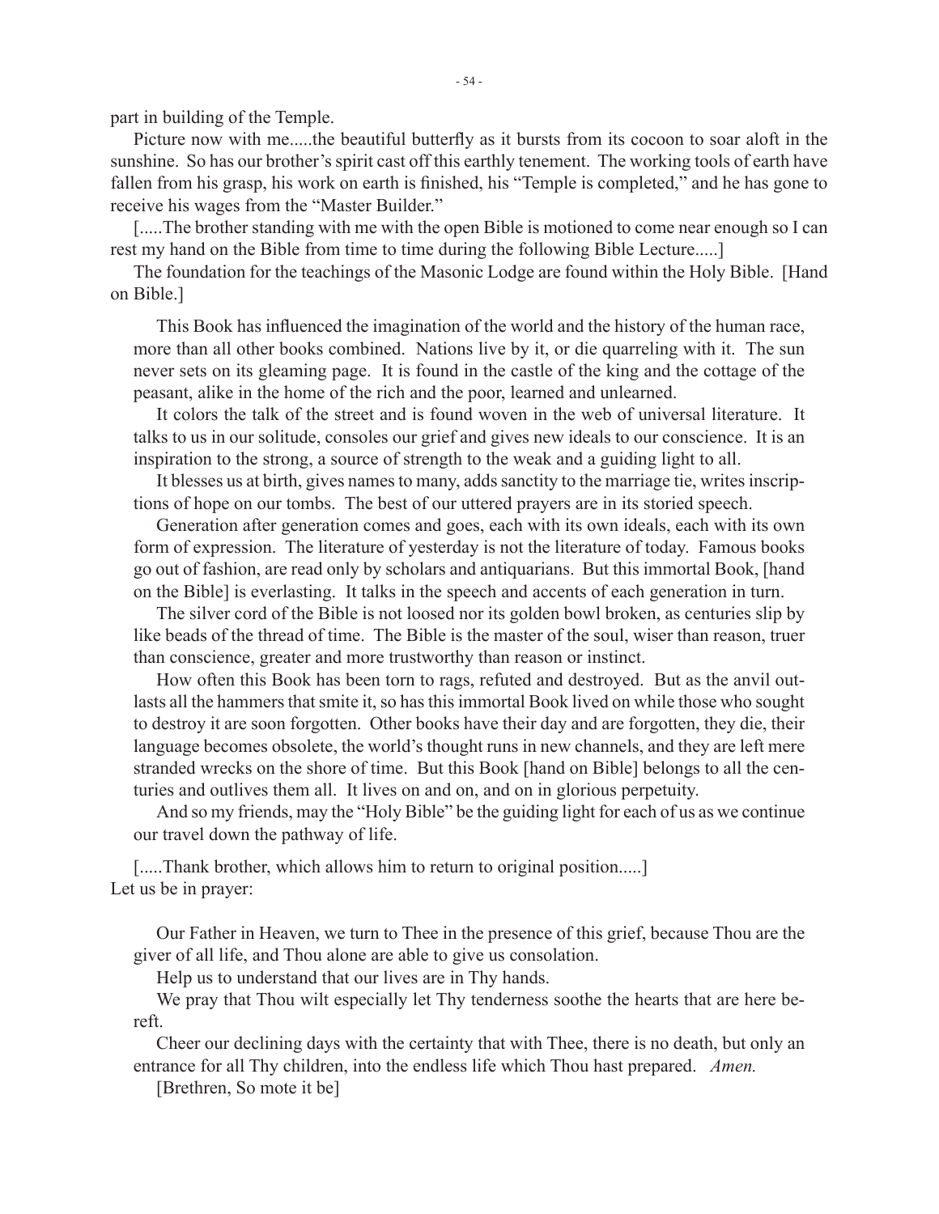part in building of the Temple.

Picture now with me.....the beautiful butterfly as it bursts from its cocoon to soar aloft in the sunshine. So has our brother's spirit cast off this earthly tenement. The working tools of earth have fallen from his grasp, his work on earth is finished, his "Temple is completed," and he has gone to receive his wages from the "Master Builder."

[.....The brother standing with me with the open Bible is motioned to come near enough so I can rest my hand on the Bible from time to time during the following Bible Lecture.....]

The foundation for the teachings of the Masonic Lodge are found within the Holy Bible. [Hand on Bible.]

> This Book has influenced the imagination of the world and the history of the human race, more than all other books combined. Nations live by it, or die quarreling with it. The sun never sets on its gleaming page. It is found in the castle of the king and the cottage of the peasant, alike in the home of the rich and the poor, learned and unlearned.
>
> It colors the talk of the street and is found woven in the web of universal literature. It talks to us in our solitude, consoles our grief and gives new ideals to our conscience. It is an inspiration to the strong, a source of strength to the weak and a guiding light to all.
>
> It blesses us at birth, gives names to many, adds sanctity to the marriage tie, writes inscriptions of hope on our tombs. The best of our uttered prayers are in its storied speech.
>
> Generation after generation comes and goes, each with its own ideals, each with its own form of expression. The literature of yesterday is not the literature of today. Famous books go out of fashion, are read only by scholars and antiquarians. But this immortal Book, [hand on the Bible] is everlasting. It talks in the speech and accents of each generation in turn.
>
> The silver cord of the Bible is not loosed nor its golden bowl broken, as centuries slip by like beads of the thread of time. The Bible is the master of the soul, wiser than reason, truer than conscience, greater and more trustworthy than reason or instinct.
>
> How often this Book has been torn to rags, refuted and destroyed. But as the anvil outlasts all the hammers that smite it, so has this immortal Book lived on while those who sought to destroy it are soon forgotten. Other books have their day and are forgotten, they die, their language becomes obsolete, the world's thought runs in new channels, and they are left mere stranded wrecks on the shore of time. But this Book [hand on Bible] belongs to all the centuries and outlives them all. It lives on and on, and on in glorious perpetuity.
>
> And so my friends, may the "Holy Bible" be the guiding light for each of us as we continue our travel down the pathway of life.

[.....Thank brother, which allows him to return to original position.....]
Let us be in prayer:

> Our Father in Heaven, we turn to Thee in the presence of this grief, because Thou are the giver of all life, and Thou alone are able to give us consolation.
>
> Help us to understand that our lives are in Thy hands.
>
> We pray that Thou wilt especially let Thy tenderness soothe the hearts that are here bereft.
>
> Cheer our declining days with the certainty that with Thee, there is no death, but only an entrance for all Thy children, into the endless life which Thou hast prepared. *Amen.*
>
> [Brethren, So mote it be]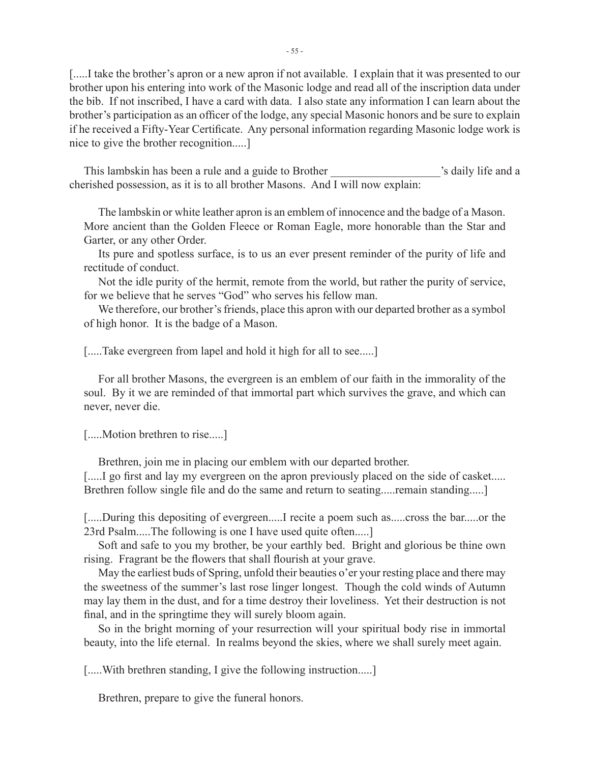[.....I take the brother's apron or a new apron if not available. I explain that it was presented to our brother upon his entering into work of the Masonic lodge and read all of the inscription data under the bib. If not inscribed, I have a card with data. I also state any information I can learn about the brother's participation as an officer of the lodge, any special Masonic honors and be sure to explain if he received a Fifty-Year Certificate. Any personal information regarding Masonic lodge work is nice to give the brother recognition.....]

This lambskin has been a rule and a guide to Brother ___________________'s daily life and a cherished possession, as it is to all brother Masons. And I will now explain:

> The lambskin or white leather apron is an emblem of innocence and the badge of a Mason. More ancient than the Golden Fleece or Roman Eagle, more honorable than the Star and Garter, or any other Order.
>
> Its pure and spotless surface, is to us an ever present reminder of the purity of life and rectitude of conduct.
>
> Not the idle purity of the hermit, remote from the world, but rather the purity of service, for we believe that he serves "God" who serves his fellow man.
>
> We therefore, our brother's friends, place this apron with our departed brother as a symbol of high honor. It is the badge of a Mason.

[.....Take evergreen from lapel and hold it high for all to see.....]

> For all brother Masons, the evergreen is an emblem of our faith in the immorality of the soul. By it we are reminded of that immortal part which survives the grave, and which can never, never die.

[.....Motion brethren to rise.....]

> Brethren, join me in placing our emblem with our departed brother.

[.....I go first and lay my evergreen on the apron previously placed on the side of casket..... Brethren follow single file and do the same and return to seating.....remain standing.....]

[.....During this depositing of evergreen.....I recite a poem such as.....cross the bar.....or the 23rd Psalm.....The following is one I have used quite often.....]

> Soft and safe to you my brother, be your earthly bed. Bright and glorious be thine own rising. Fragrant be the flowers that shall flourish at your grave.
>
> May the earliest buds of Spring, unfold their beauties o'er your resting place and there may the sweetness of the summer's last rose linger longest. Though the cold winds of Autumn may lay them in the dust, and for a time destroy their loveliness. Yet their destruction is not final, and in the springtime they will surely bloom again.
>
> So in the bright morning of your resurrection will your spiritual body rise in immortal beauty, into the life eternal. In realms beyond the skies, where we shall surely meet again.

[.....With brethren standing, I give the following instruction.....]

> Brethren, prepare to give the funeral honors.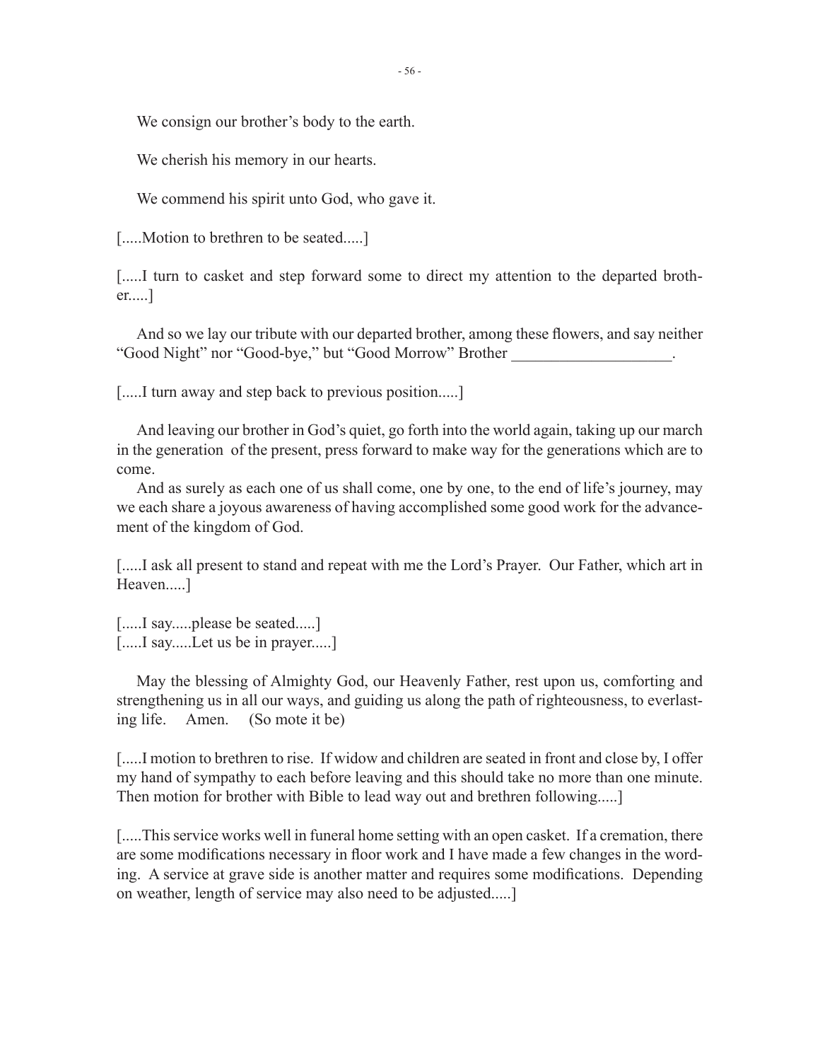We consign our brother's body to the earth.

We cherish his memory in our hearts.

We commend his spirit unto God, who gave it.

[.....Motion to brethren to be seated.....]

[.....I turn to casket and step forward some to direct my attention to the departed brother.....]

And so we lay our tribute with our departed brother, among these flowers, and say neither "Good Night" nor "Good-bye," but "Good Morrow" Brother ____________________.

[.....I turn away and step back to previous position.....]

And leaving our brother in God's quiet, go forth into the world again, taking up our march in the generation of the present, press forward to make way for the generations which are to come.

And as surely as each one of us shall come, one by one, to the end of life's journey, may we each share a joyous awareness of having accomplished some good work for the advancement of the kingdom of God.

[.....I ask all present to stand and repeat with me the Lord's Prayer. Our Father, which art in Heaven.....]

[.....I say.....please be seated.....]
[.....I say.....Let us be in prayer.....]

May the blessing of Almighty God, our Heavenly Father, rest upon us, comforting and strengthening us in all our ways, and guiding us along the path of righteousness, to everlasting life. Amen. (So mote it be)

[.....I motion to brethren to rise. If widow and children are seated in front and close by, I offer my hand of sympathy to each before leaving and this should take no more than one minute. Then motion for brother with Bible to lead way out and brethren following.....]

[.....This service works well in funeral home setting with an open casket. If a cremation, there are some modifications necessary in floor work and I have made a few changes in the wording. A service at grave side is another matter and requires some modifications. Depending on weather, length of service may also need to be adjusted.....]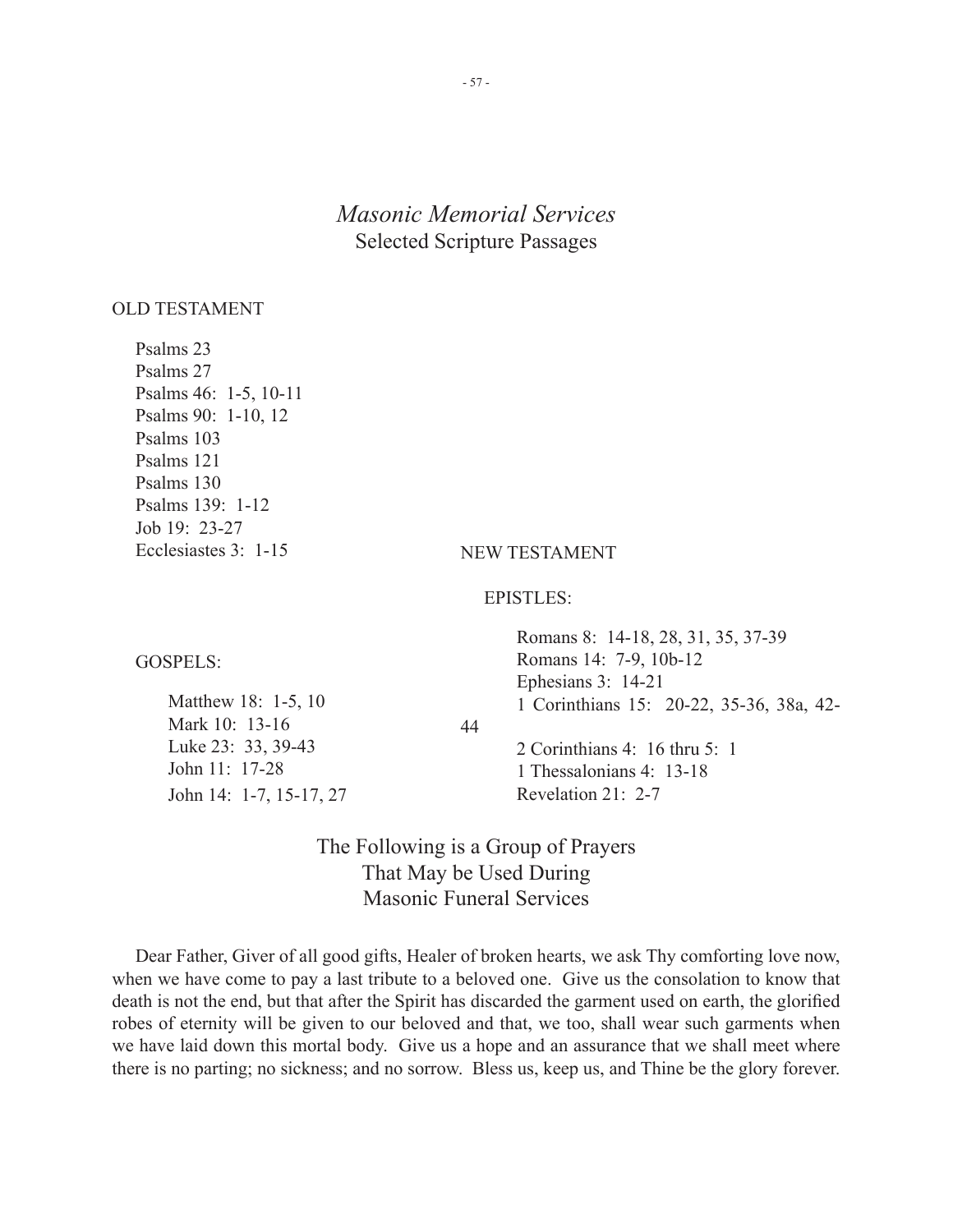# *Masonic Memorial Services*

## Selected Scripture Passages

OLD TESTAMENT

- Psalms 23
- Psalms 27
- Psalms 46: 1-5, 10-11
- Psalms 90: 1-10, 12
- Psalms 103
- Psalms 121
- Psalms 130
- Psalms 139: 1-12
- Job 19: 23-27
- Ecclesiastes 3: 1-15

GOSPELS:

- Matthew 18: 1-5, 10
- Mark 10: 13-16
- Luke 23: 33, 39-43
- John 11: 17-28
- John 14: 1-7, 15-17, 27

NEW TESTAMENT

EPISTLES:

- Romans 8: 14-18, 28, 31, 35, 37-39
- Romans 14: 7-9, 10b-12
- Ephesians 3: 14-21
- 1 Corinthians 15: 20-22, 35-36, 38a, 42-44
- 2 Corinthians 4: 16 thru 5: 1
- 1 Thessalonians 4: 13-18
- Revelation 21: 2-7

## The Following is a Group of Prayers That May be Used During Masonic Funeral Services

Dear Father, Giver of all good gifts, Healer of broken hearts, we ask Thy comforting love now, when we have come to pay a last tribute to a beloved one. Give us the consolation to know that death is not the end, but that after the Spirit has discarded the garment used on earth, the glorified robes of eternity will be given to our beloved and that, we too, shall wear such garments when we have laid down this mortal body. Give us a hope and an assurance that we shall meet where there is no parting; no sickness; and no sorrow. Bless us, keep us, and Thine be the glory forever.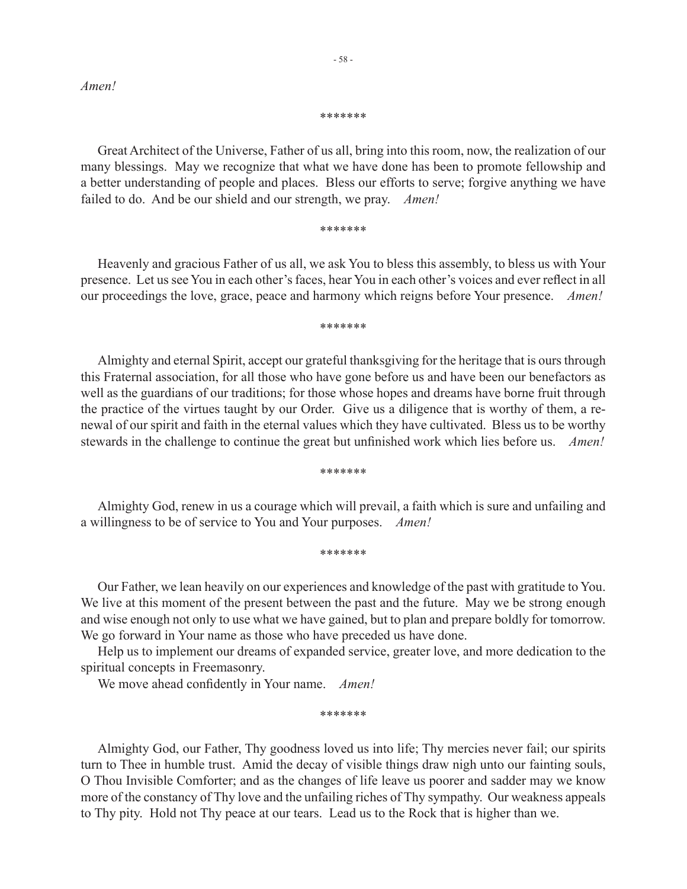*Amen!*

\*\*\*\*\*\*\*

Great Architect of the Universe, Father of us all, bring into this room, now, the realization of our many blessings. May we recognize that what we have done has been to promote fellowship and a better understanding of people and places. Bless our efforts to serve; forgive anything we have failed to do. And be our shield and our strength, we pray. *Amen!*

\*\*\*\*\*\*\*

Heavenly and gracious Father of us all, we ask You to bless this assembly, to bless us with Your presence. Let us see You in each other's faces, hear You in each other's voices and ever reflect in all our proceedings the love, grace, peace and harmony which reigns before Your presence. *Amen!*

\*\*\*\*\*\*\*

Almighty and eternal Spirit, accept our grateful thanksgiving for the heritage that is ours through this Fraternal association, for all those who have gone before us and have been our benefactors as well as the guardians of our traditions; for those whose hopes and dreams have borne fruit through the practice of the virtues taught by our Order. Give us a diligence that is worthy of them, a renewal of our spirit and faith in the eternal values which they have cultivated. Bless us to be worthy stewards in the challenge to continue the great but unfinished work which lies before us. *Amen!*

\*\*\*\*\*\*\*

Almighty God, renew in us a courage which will prevail, a faith which is sure and unfailing and a willingness to be of service to You and Your purposes. *Amen!*

\*\*\*\*\*\*\*

Our Father, we lean heavily on our experiences and knowledge of the past with gratitude to You. We live at this moment of the present between the past and the future. May we be strong enough and wise enough not only to use what we have gained, but to plan and prepare boldly for tomorrow. We go forward in Your name as those who have preceded us have done.

Help us to implement our dreams of expanded service, greater love, and more dedication to the spiritual concepts in Freemasonry.

We move ahead confidently in Your name. *Amen!*

\*\*\*\*\*\*\*

Almighty God, our Father, Thy goodness loved us into life; Thy mercies never fail; our spirits turn to Thee in humble trust. Amid the decay of visible things draw nigh unto our fainting souls, O Thou Invisible Comforter; and as the changes of life leave us poorer and sadder may we know more of the constancy of Thy love and the unfailing riches of Thy sympathy. Our weakness appeals to Thy pity. Hold not Thy peace at our tears. Lead us to the Rock that is higher than we.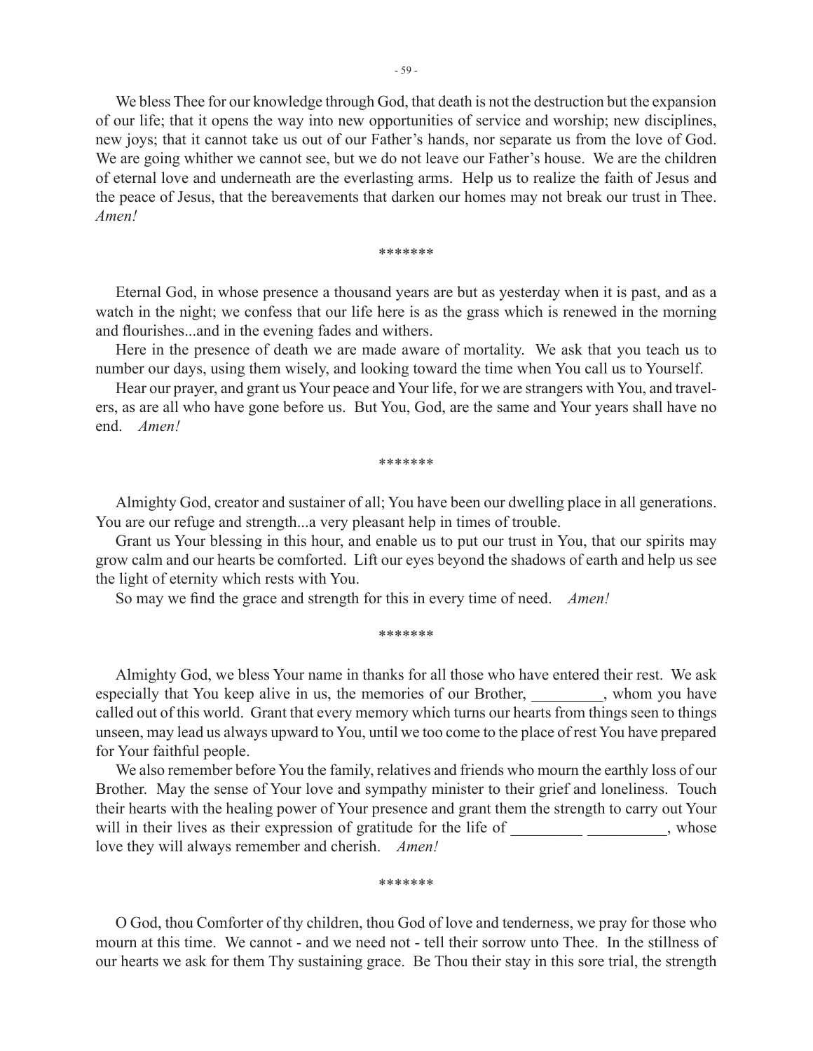We bless Thee for our knowledge through God, that death is not the destruction but the expansion of our life; that it opens the way into new opportunities of service and worship; new disciplines, new joys; that it cannot take us out of our Father's hands, nor separate us from the love of God. We are going whither we cannot see, but we do not leave our Father's house. We are the children of eternal love and underneath are the everlasting arms. Help us to realize the faith of Jesus and the peace of Jesus, that the bereavements that darken our homes may not break our trust in Thee. *Amen!*

\*\*\*\*\*\*\*

Eternal God, in whose presence a thousand years are but as yesterday when it is past, and as a watch in the night; we confess that our life here is as the grass which is renewed in the morning and flourishes...and in the evening fades and withers.

Here in the presence of death we are made aware of mortality. We ask that you teach us to number our days, using them wisely, and looking toward the time when You call us to Yourself.

Hear our prayer, and grant us Your peace and Your life, for we are strangers with You, and travelers, as are all who have gone before us. But You, God, are the same and Your years shall have no end. *Amen!*

\*\*\*\*\*\*\*

Almighty God, creator and sustainer of all; You have been our dwelling place in all generations. You are our refuge and strength...a very pleasant help in times of trouble.

Grant us Your blessing in this hour, and enable us to put our trust in You, that our spirits may grow calm and our hearts be comforted. Lift our eyes beyond the shadows of earth and help us see the light of eternity which rests with You.

So may we find the grace and strength for this in every time of need. *Amen!*

\*\*\*\*\*\*\*

Almighty God, we bless Your name in thanks for all those who have entered their rest. We ask especially that You keep alive in us, the memories of our Brother, _________, whom you have called out of this world. Grant that every memory which turns our hearts from things seen to things unseen, may lead us always upward to You, until we too come to the place of rest You have prepared for Your faithful people.

We also remember before You the family, relatives and friends who mourn the earthly loss of our Brother. May the sense of Your love and sympathy minister to their grief and loneliness. Touch their hearts with the healing power of Your presence and grant them the strength to carry out Your will in their lives as their expression of gratitude for the life of _________ __________, whose love they will always remember and cherish. *Amen!*

\*\*\*\*\*\*\*

O God, thou Comforter of thy children, thou God of love and tenderness, we pray for those who mourn at this time. We cannot - and we need not - tell their sorrow unto Thee. In the stillness of our hearts we ask for them Thy sustaining grace. Be Thou their stay in this sore trial, the strength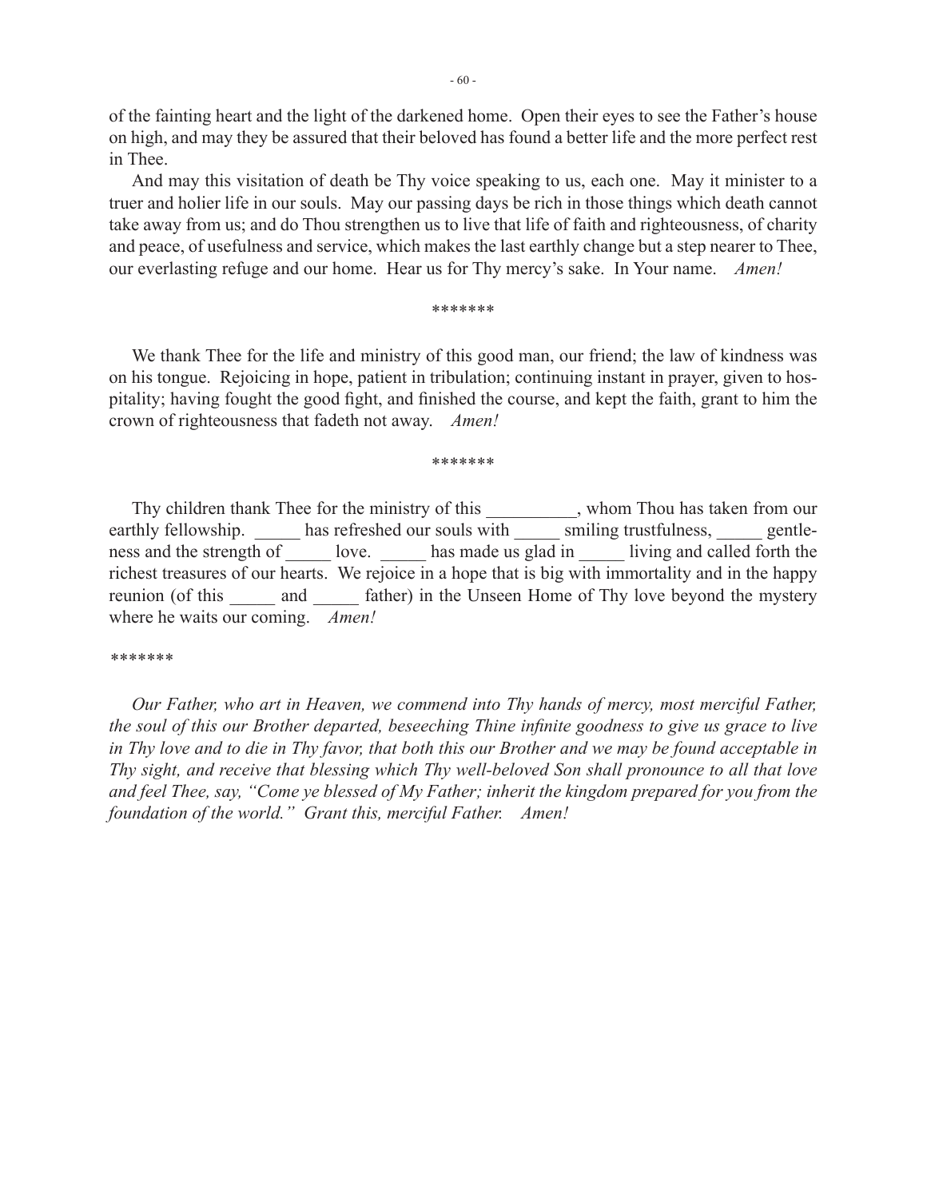of the fainting heart and the light of the darkened home. Open their eyes to see the Father's house on high, and may they be assured that their beloved has found a better life and the more perfect rest in Thee.

And may this visitation of death be Thy voice speaking to us, each one. May it minister to a truer and holier life in our souls. May our passing days be rich in those things which death cannot take away from us; and do Thou strengthen us to live that life of faith and righteousness, of charity and peace, of usefulness and service, which makes the last earthly change but a step nearer to Thee, our everlasting refuge and our home. Hear us for Thy mercy's sake. In Your name. *Amen!*

*******

We thank Thee for the life and ministry of this good man, our friend; the law of kindness was on his tongue. Rejoicing in hope, patient in tribulation; continuing instant in prayer, given to hospitality; having fought the good fight, and finished the course, and kept the faith, grant to him the crown of righteousness that fadeth not away. *Amen!*

*******

Thy children thank Thee for the ministry of this __________, whom Thou has taken from our earthly fellowship. _____ has refreshed our souls with _____ smiling trustfulness, _____ gentleness and the strength of _____ love. _____ has made us glad in _____ living and called forth the richest treasures of our hearts. We rejoice in a hope that is big with immortality and in the happy reunion (of this _____ and _____ father) in the Unseen Home of Thy love beyond the mystery where he waits our coming. *Amen!*

*******

*Our Father, who art in Heaven, we commend into Thy hands of mercy, most merciful Father, the soul of this our Brother departed, beseeching Thine infinite goodness to give us grace to live in Thy love and to die in Thy favor, that both this our Brother and we may be found acceptable in Thy sight, and receive that blessing which Thy well-beloved Son shall pronounce to all that love and feel Thee, say, "Come ye blessed of My Father; inherit the kingdom prepared for you from the foundation of the world." Grant this, merciful Father. Amen!*